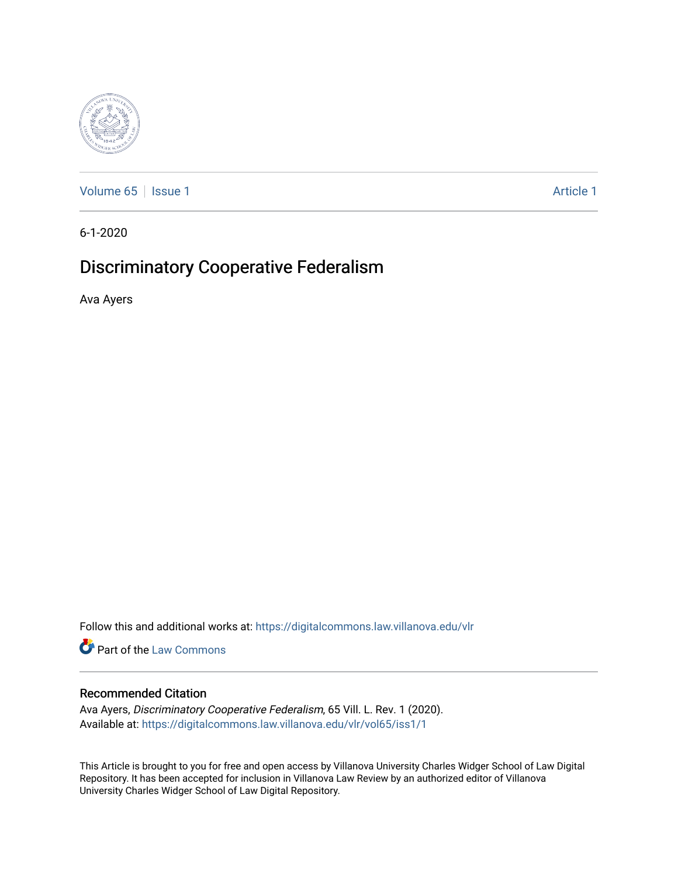Volume 65 | Issue 1 | Article 1

6-1-2020

# Discriminatory Cooperative Federalism

Ava Ayers

Follow this and additional works at: https://digitalcommons.law.villanova.edu/vlr

Part of the Law Commons

## Recommended Citation

Ava Ayers, *Discriminatory Cooperative Federalism*, 65 Vill. L. Rev. 1 (2020).
Available at: https://digitalcommons.law.villanova.edu/vlr/vol65/iss1/1

This Article is brought to you for free and open access by Villanova University Charles Widger School of Law Digital Repository. It has been accepted for inclusion in Villanova Law Review by an authorized editor of Villanova University Charles Widger School of Law Digital Repository.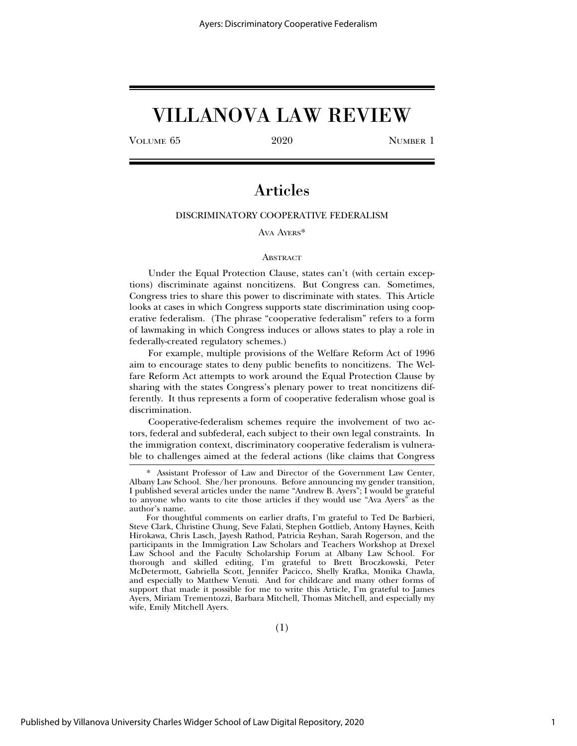# VILLANOVA LAW REVIEW

VOLUME 65 2020 NUMBER 1

## Articles

### DISCRIMINATORY COOPERATIVE FEDERALISM

AVA AYERS*

ABSTRACT

Under the Equal Protection Clause, states can't (with certain exceptions) discriminate against noncitizens. But Congress can. Sometimes, Congress tries to share this power to discriminate with states. This Article looks at cases in which Congress supports state discrimination using cooperative federalism. (The phrase "cooperative federalism" refers to a form of lawmaking in which Congress induces or allows states to play a role in federally-created regulatory schemes.)

For example, multiple provisions of the Welfare Reform Act of 1996 aim to encourage states to deny public benefits to noncitizens. The Welfare Reform Act attempts to work around the Equal Protection Clause by sharing with the states Congress's plenary power to treat noncitizens differently. It thus represents a form of cooperative federalism whose goal is discrimination.

Cooperative-federalism schemes require the involvement of two actors, federal and subfederal, each subject to their own legal constraints. In the immigration context, discriminatory cooperative federalism is vulnerable to challenges aimed at the federal actions (like claims that Congress

---

\* Assistant Professor of Law and Director of the Government Law Center, Albany Law School. She/her pronouns. Before announcing my gender transition, I published several articles under the name "Andrew B. Ayers"; I would be grateful to anyone who wants to cite those articles if they would use "Ava Ayers" as the author's name.

For thoughtful comments on earlier drafts, I'm grateful to Ted De Barbieri, Steve Clark, Christine Chung, Seve Falati, Stephen Gottlieb, Antony Haynes, Keith Hirokawa, Chris Lasch, Jayesh Rathod, Patricia Reyhan, Sarah Rogerson, and the participants in the Immigration Law Scholars and Teachers Workshop at Drexel Law School and the Faculty Scholarship Forum at Albany Law School. For thorough and skilled editing, I'm grateful to Brett Broczkowski, Peter McDetermott, Gabriella Scott, Jennifer Pacicco, Shelly Krafka, Monika Chawla, and especially to Matthew Venuti. And for childcare and many other forms of support that made it possible for me to write this Article, I'm grateful to James Ayers, Miriam Trementozzi, Barbara Mitchell, Thomas Mitchell, and especially my wife, Emily Mitchell Ayers.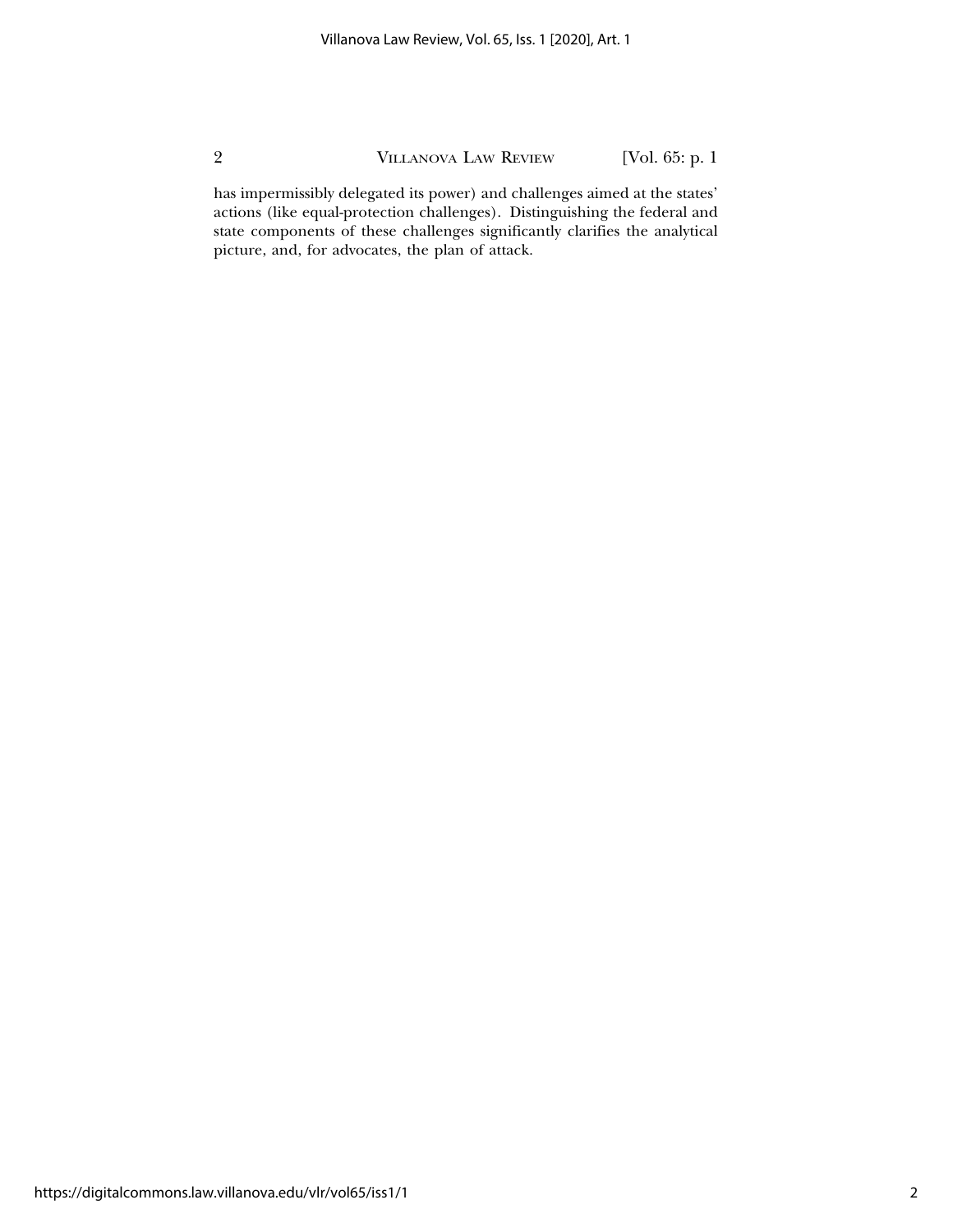has impermissibly delegated its power) and challenges aimed at the states' actions (like equal-protection challenges). Distinguishing the federal and state components of these challenges significantly clarifies the analytical picture, and, for advocates, the plan of attack.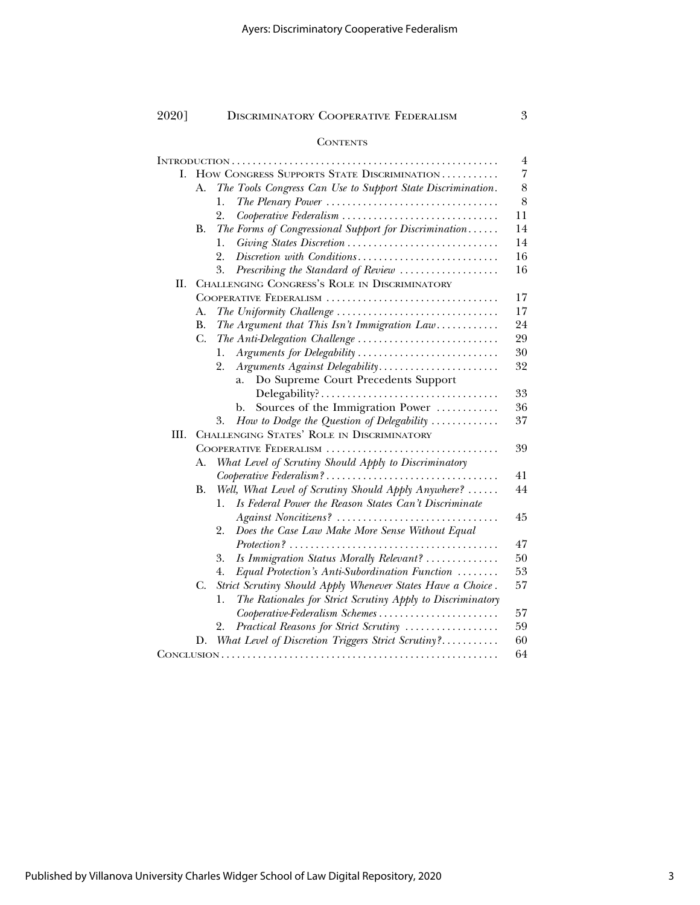## Contents

Introduction .................................................... 4

I. How Congress Supports State Discrimination ........... 7

   A. *The Tools Congress Can Use to Support State Discrimination*. 8

      1. *The Plenary Power* ................................. 8

      2. *Cooperative Federalism* ............................ 11

   B. *The Forms of Congressional Support for Discrimination* ...... 14

      1. *Giving States Discretion* ............................ 14

      2. *Discretion with Conditions* .......................... 16

      3. *Prescribing the Standard of Review* ................... 16

II. Challenging Congress's Role in Discriminatory Cooperative Federalism ................................. 17

   A. *The Uniformity Challenge* .............................. 17

   B. *The Argument that This Isn't Immigration Law* ........... 24

   C. *The Anti-Delegation Challenge* .......................... 29

      1. *Arguments for Delegability* .......................... 30

      2. *Arguments Against Delegability* ....................... 32

         a. Do Supreme Court Precedents Support Delegability? ................................. 33

         b. Sources of the Immigration Power ............ 36

      3. *How to Dodge the Question of Delegability* ............. 37

III. Challenging States' Role in Discriminatory Cooperative Federalism ................................. 39

   A. *What Level of Scrutiny Should Apply to Discriminatory Cooperative Federalism?* ................................. 41

   B. *Well, What Level of Scrutiny Should Apply Anywhere?* ...... 44

      1. *Is Federal Power the Reason States Can't Discriminate Against Noncitizens?* ............................... 45

      2. *Does the Case Law Make More Sense Without Equal Protection?* ........................................ 47

      3. *Is Immigration Status Morally Relevant?* .............. 50

      4. *Equal Protection's Anti-Subordination Function* ........ 53

   C. *Strict Scrutiny Should Apply Whenever States Have a Choice*. 57

      1. *The Rationales for Strict Scrutiny Apply to Discriminatory Cooperative-Federalism Schemes* ....................... 57

      2. *Practical Reasons for Strict Scrutiny* .................. 59

   D. *What Level of Discretion Triggers Strict Scrutiny?* ........... 60

Conclusion ..................................................... 64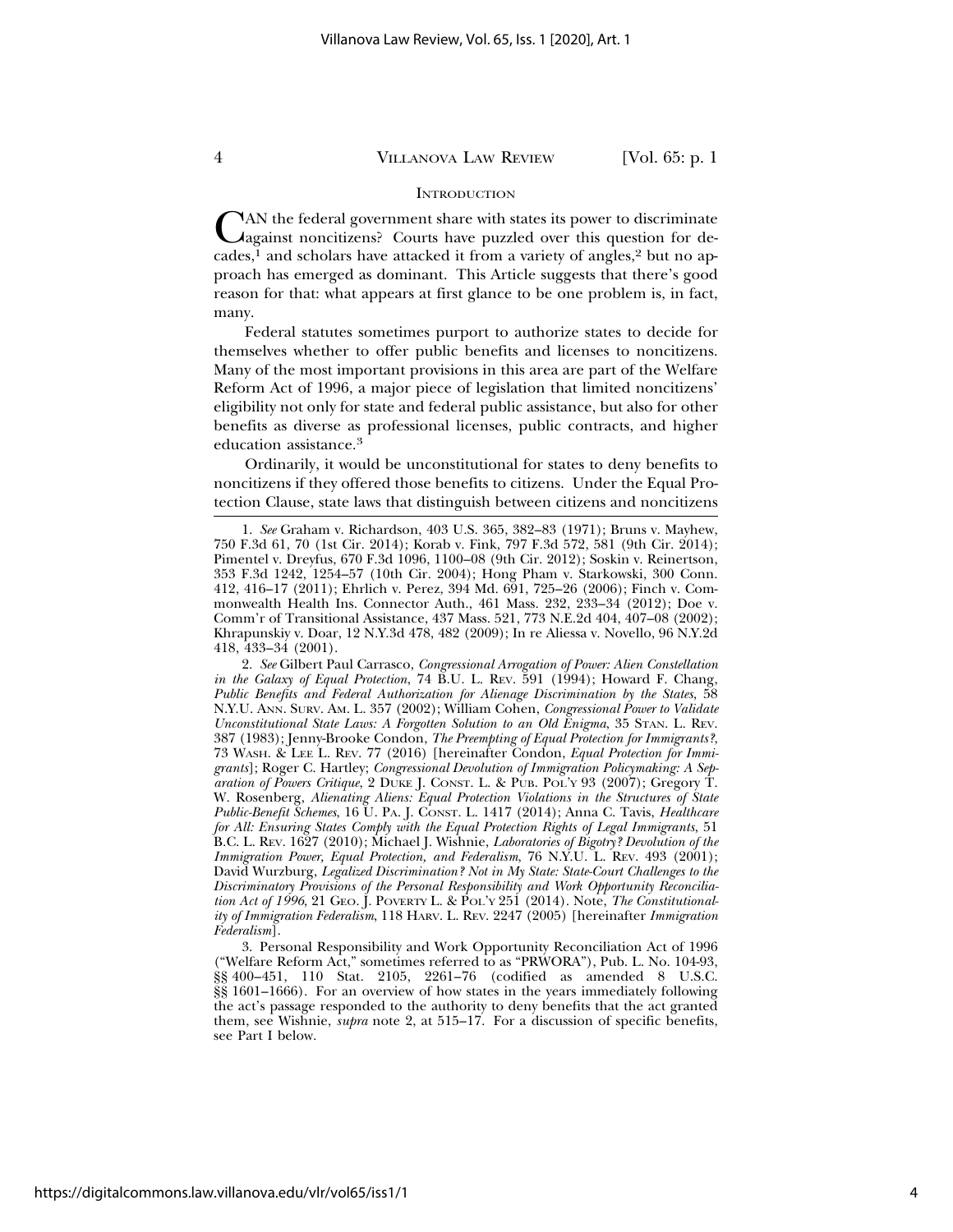## INTRODUCTION

CAN the federal government share with states its power to discriminate against noncitizens? Courts have puzzled over this question for decades,[1] and scholars have attacked it from a variety of angles,[2] but no approach has emerged as dominant. This Article suggests that there's good reason for that: what appears at first glance to be one problem is, in fact, many.

Federal statutes sometimes purport to authorize states to decide for themselves whether to offer public benefits and licenses to noncitizens. Many of the most important provisions in this area are part of the Welfare Reform Act of 1996, a major piece of legislation that limited noncitizens' eligibility not only for state and federal public assistance, but also for other benefits as diverse as professional licenses, public contracts, and higher education assistance.[3]

Ordinarily, it would be unconstitutional for states to deny benefits to noncitizens if they offered those benefits to citizens. Under the Equal Protection Clause, state laws that distinguish between citizens and noncitizens

---

1. *See* Graham v. Richardson, 403 U.S. 365, 382–83 (1971); Bruns v. Mayhew, 750 F.3d 61, 70 (1st Cir. 2014); Korab v. Fink, 797 F.3d 572, 581 (9th Cir. 2014); Pimentel v. Dreyfus, 670 F.3d 1096, 1100–08 (9th Cir. 2012); Soskin v. Reinertson, 353 F.3d 1242, 1254–57 (10th Cir. 2004); Hong Pham v. Starkowski, 300 Conn. 412, 416–17 (2011); Ehrlich v. Perez, 394 Md. 691, 725–26 (2006); Finch v. Commonwealth Health Ins. Connector Auth., 461 Mass. 232, 233–34 (2012); Doe v. Comm'r of Transitional Assistance, 437 Mass. 521, 773 N.E.2d 404, 407–08 (2002); Khrapunskiy v. Doar, 12 N.Y.3d 478, 482 (2009); In re Aliessa v. Novello, 96 N.Y.2d 418, 433–34 (2001).

2. *See* Gilbert Paul Carrasco, *Congressional Arrogation of Power: Alien Constellation in the Galaxy of Equal Protection*, 74 B.U. L. REV. 591 (1994); Howard F. Chang, *Public Benefits and Federal Authorization for Alienage Discrimination by the States*, 58 N.Y.U. ANN. SURV. AM. L. 357 (2002); William Cohen, *Congressional Power to Validate Unconstitutional State Laws: A Forgotten Solution to an Old Enigma*, 35 STAN. L. REV. 387 (1983); Jenny-Brooke Condon, *The Preempting of Equal Protection for Immigrants?*, 73 WASH. & LEE L. REV. 77 (2016) [hereinafter Condon, *Equal Protection for Immigrants*]; Roger C. Hartley; *Congressional Devolution of Immigration Policymaking: A Separation of Powers Critique*, 2 DUKE J. CONST. L. & PUB. POL'Y 93 (2007); Gregory T. W. Rosenberg, *Alienating Aliens: Equal Protection Violations in the Structures of State Public-Benefit Schemes*, 16 U. PA. J. CONST. L. 1417 (2014); Anna C. Tavis, *Healthcare for All: Ensuring States Comply with the Equal Protection Rights of Legal Immigrants*, 51 B.C. L. REV. 1627 (2010); Michael J. Wishnie, *Laboratories of Bigotry? Devolution of the Immigration Power, Equal Protection, and Federalism*, 76 N.Y.U. L. REV. 493 (2001); David Wurzburg, *Legalized Discrimination? Not in My State: State-Court Challenges to the Discriminatory Provisions of the Personal Responsibility and Work Opportunity Reconciliation Act of 1996*, 21 GEO. J. POVERTY L. & POL'Y 251 (2014). Note, *The Constitutionality of Immigration Federalism*, 118 HARV. L. REV. 2247 (2005) [hereinafter *Immigration Federalism*].

3. Personal Responsibility and Work Opportunity Reconciliation Act of 1996 ("Welfare Reform Act," sometimes referred to as "PRWORA"), Pub. L. No. 104-93, §§ 400–451, 110 Stat. 2105, 2261–76 (codified as amended 8 U.S.C. §§ 1601–1666). For an overview of how states in the years immediately following the act's passage responded to the authority to deny benefits that the act granted them, see Wishnie, *supra* note 2, at 515–17. For a discussion of specific benefits, see Part I below.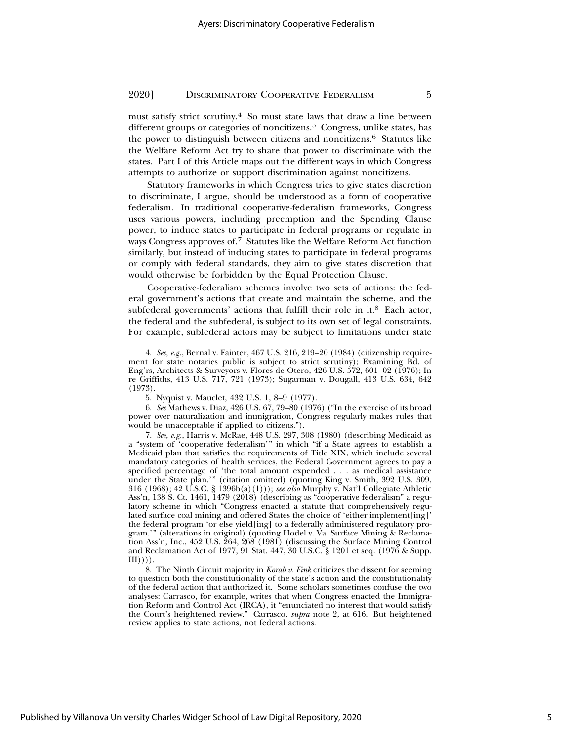must satisfy strict scrutiny.[4] So must state laws that draw a line between different groups or categories of noncitizens.[5] Congress, unlike states, has the power to distinguish between citizens and noncitizens.[6] Statutes like the Welfare Reform Act try to share that power to discriminate with the states. Part I of this Article maps out the different ways in which Congress attempts to authorize or support discrimination against noncitizens.

Statutory frameworks in which Congress tries to give states discretion to discriminate, I argue, should be understood as a form of cooperative federalism. In traditional cooperative-federalism frameworks, Congress uses various powers, including preemption and the Spending Clause power, to induce states to participate in federal programs or regulate in ways Congress approves of.[7] Statutes like the Welfare Reform Act function similarly, but instead of inducing states to participate in federal programs or comply with federal standards, they aim to give states discretion that would otherwise be forbidden by the Equal Protection Clause.

Cooperative-federalism schemes involve two sets of actions: the federal government's actions that create and maintain the scheme, and the subfederal governments' actions that fulfill their role in it.[8] Each actor, the federal and the subfederal, is subject to its own set of legal constraints. For example, subfederal actors may be subject to limitations under state

---

4. *See, e.g.*, Bernal v. Fainter, 467 U.S. 216, 219–20 (1984) (citizenship requirement for state notaries public is subject to strict scrutiny); Examining Bd. of Eng'rs, Architects & Surveyors v. Flores de Otero, 426 U.S. 572, 601–02 (1976); In re Griffiths, 413 U.S. 717, 721 (1973); Sugarman v. Dougall, 413 U.S. 634, 642 (1973).

5. Nyquist v. Mauclet, 432 U.S. 1, 8–9 (1977).

6. *See* Mathews v. Diaz, 426 U.S. 67, 79–80 (1976) ("In the exercise of its broad power over naturalization and immigration, Congress regularly makes rules that would be unacceptable if applied to citizens.").

7. *See, e.g.*, Harris v. McRae, 448 U.S. 297, 308 (1980) (describing Medicaid as a "system of 'cooperative federalism'" in which "if a State agrees to establish a Medicaid plan that satisfies the requirements of Title XIX, which include several mandatory categories of health services, the Federal Government agrees to pay a specified percentage of 'the total amount expended . . . as medical assistance under the State plan.'" (citation omitted) (quoting King v. Smith, 392 U.S. 309, 316 (1968); 42 U.S.C. § 1396b(a)(1))); *see also* Murphy v. Nat'l Collegiate Athletic Ass'n, 138 S. Ct. 1461, 1479 (2018) (describing as "cooperative federalism" a regulatory scheme in which "Congress enacted a statute that comprehensively regulated surface coal mining and offered States the choice of 'either implement[ing]' the federal program 'or else yield[ing] to a federally administered regulatory program.'" (alterations in original) (quoting Hodel v. Va. Surface Mining & Reclamation Ass'n, Inc., 452 U.S. 264, 268 (1981) (discussing the Surface Mining Control and Reclamation Act of 1977, 91 Stat. 447, 30 U.S.C. § 1201 et seq. (1976 & Supp. III)))).

8. The Ninth Circuit majority in *Korab v. Fink* criticizes the dissent for seeming to question both the constitutionality of the state's action and the constitutionality of the federal action that authorized it. Some scholars sometimes confuse the two analyses: Carrasco, for example, writes that when Congress enacted the Immigration Reform and Control Act (IRCA), it "enunciated no interest that would satisfy the Court's heightened review." Carrasco, *supra* note 2, at 616. But heightened review applies to state actions, not federal actions.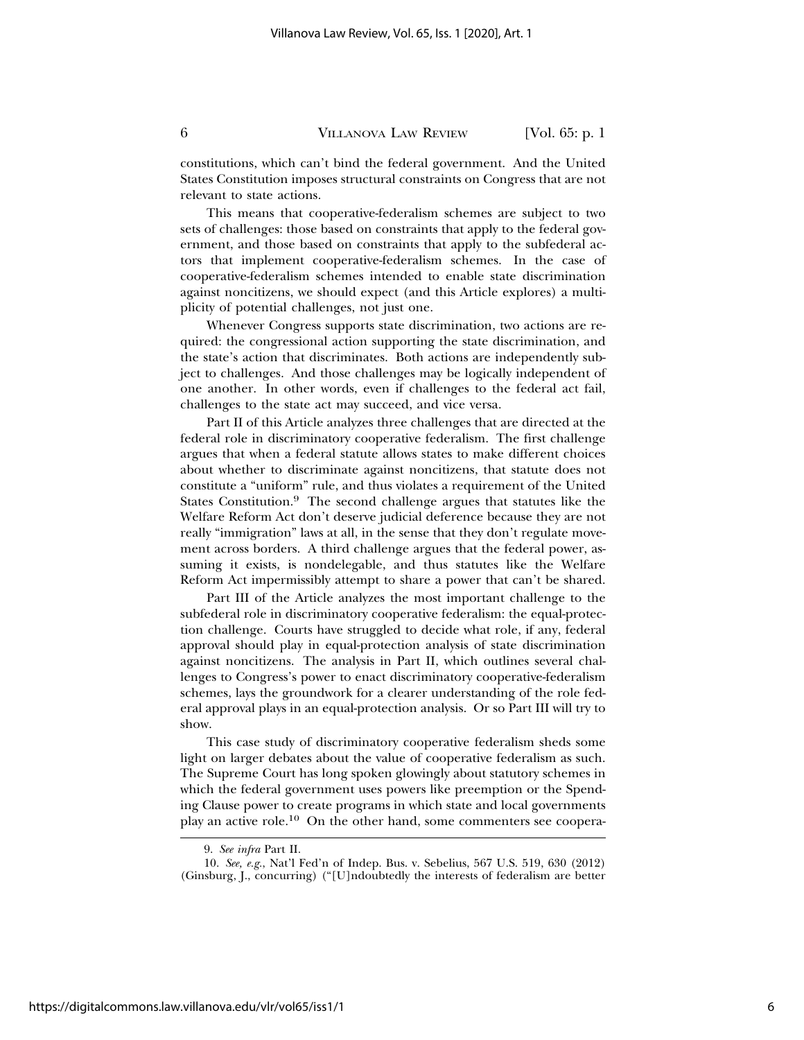constitutions, which can't bind the federal government. And the United States Constitution imposes structural constraints on Congress that are not relevant to state actions.

This means that cooperative-federalism schemes are subject to two sets of challenges: those based on constraints that apply to the federal government, and those based on constraints that apply to the subfederal actors that implement cooperative-federalism schemes. In the case of cooperative-federalism schemes intended to enable state discrimination against noncitizens, we should expect (and this Article explores) a multiplicity of potential challenges, not just one.

Whenever Congress supports state discrimination, two actions are required: the congressional action supporting the state discrimination, and the state's action that discriminates. Both actions are independently subject to challenges. And those challenges may be logically independent of one another. In other words, even if challenges to the federal act fail, challenges to the state act may succeed, and vice versa.

Part II of this Article analyzes three challenges that are directed at the federal role in discriminatory cooperative federalism. The first challenge argues that when a federal statute allows states to make different choices about whether to discriminate against noncitizens, that statute does not constitute a "uniform" rule, and thus violates a requirement of the United States Constitution.[9] The second challenge argues that statutes like the Welfare Reform Act don't deserve judicial deference because they are not really "immigration" laws at all, in the sense that they don't regulate movement across borders. A third challenge argues that the federal power, assuming it exists, is nondelegable, and thus statutes like the Welfare Reform Act impermissibly attempt to share a power that can't be shared.

Part III of the Article analyzes the most important challenge to the subfederal role in discriminatory cooperative federalism: the equal-protection challenge. Courts have struggled to decide what role, if any, federal approval should play in equal-protection analysis of state discrimination against noncitizens. The analysis in Part II, which outlines several challenges to Congress's power to enact discriminatory cooperative-federalism schemes, lays the groundwork for a clearer understanding of the role federal approval plays in an equal-protection analysis. Or so Part III will try to show.

This case study of discriminatory cooperative federalism sheds some light on larger debates about the value of cooperative federalism as such. The Supreme Court has long spoken glowingly about statutory schemes in which the federal government uses powers like preemption or the Spending Clause power to create programs in which state and local governments play an active role.[10] On the other hand, some commenters see coopera-

---

9. *See infra* Part II.

10. *See, e.g.*, Nat'l Fed'n of Indep. Bus. v. Sebelius, 567 U.S. 519, 630 (2012) (Ginsburg, J., concurring) ("[U]ndoubtedly the interests of federalism are better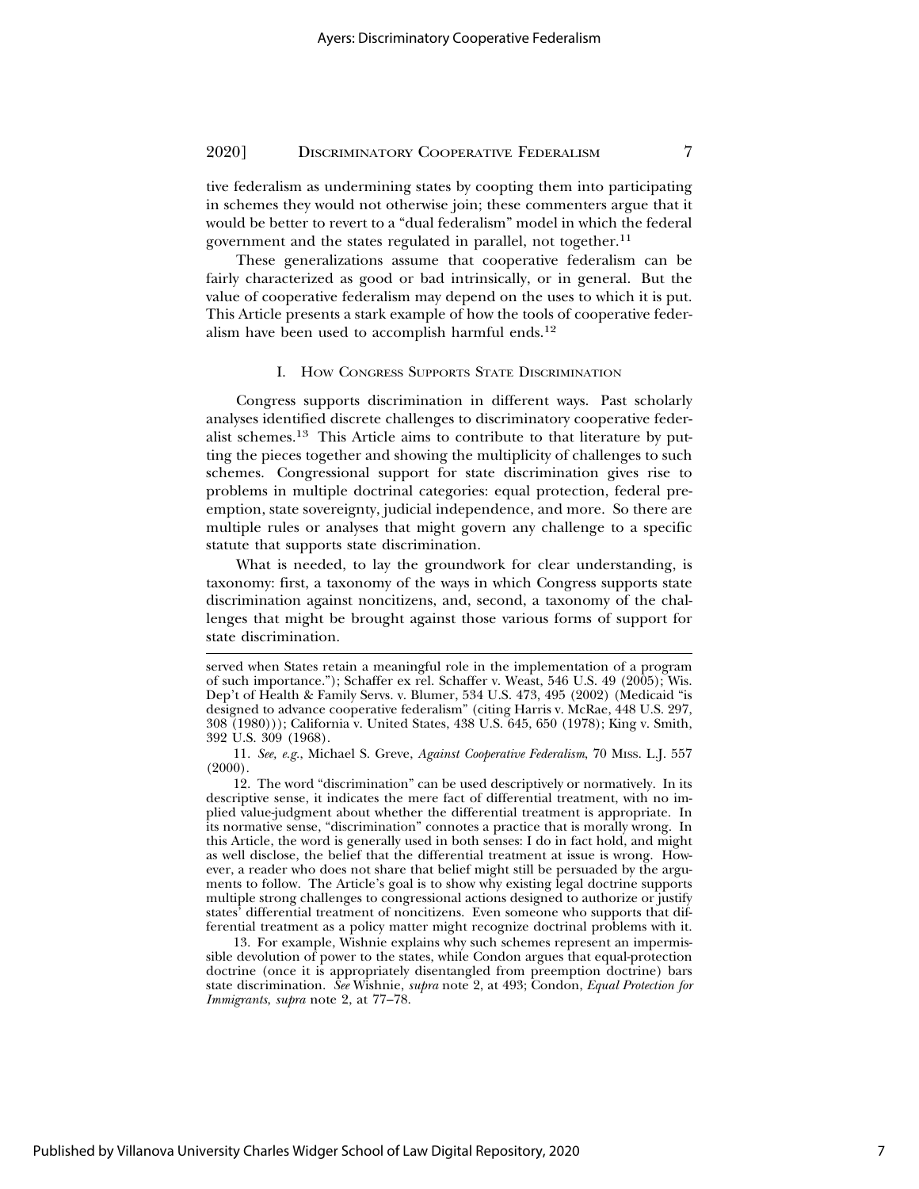tive federalism as undermining states by coopting them into participating in schemes they would not otherwise join; these commenters argue that it would be better to revert to a "dual federalism" model in which the federal government and the states regulated in parallel, not together.[11]

These generalizations assume that cooperative federalism can be fairly characterized as good or bad intrinsically, or in general. But the value of cooperative federalism may depend on the uses to which it is put. This Article presents a stark example of how the tools of cooperative federalism have been used to accomplish harmful ends.[12]

## I. How Congress Supports State Discrimination

Congress supports discrimination in different ways. Past scholarly analyses identified discrete challenges to discriminatory cooperative federalist schemes.[13] This Article aims to contribute to that literature by putting the pieces together and showing the multiplicity of challenges to such schemes. Congressional support for state discrimination gives rise to problems in multiple doctrinal categories: equal protection, federal preemption, state sovereignty, judicial independence, and more. So there are multiple rules or analyses that might govern any challenge to a specific statute that supports state discrimination.

What is needed, to lay the groundwork for clear understanding, is taxonomy: first, a taxonomy of the ways in which Congress supports state discrimination against noncitizens, and, second, a taxonomy of the challenges that might be brought against those various forms of support for state discrimination.

---

served when States retain a meaningful role in the implementation of a program of such importance."); Schaffer ex rel. Schaffer v. Weast, 546 U.S. 49 (2005); Wis. Dep't of Health & Family Servs. v. Blumer, 534 U.S. 473, 495 (2002) (Medicaid "is designed to advance cooperative federalism" (citing Harris v. McRae, 448 U.S. 297, 308 (1980))); California v. United States, 438 U.S. 645, 650 (1978); King v. Smith, 392 U.S. 309 (1968).

11. *See, e.g.*, Michael S. Greve, *Against Cooperative Federalism*, 70 Miss. L.J. 557 (2000).

12. The word "discrimination" can be used descriptively or normatively. In its descriptive sense, it indicates the mere fact of differential treatment, with no implied value-judgment about whether the differential treatment is appropriate. In its normative sense, "discrimination" connotes a practice that is morally wrong. In this Article, the word is generally used in both senses: I do in fact hold, and might as well disclose, the belief that the differential treatment at issue is wrong. However, a reader who does not share that belief might still be persuaded by the arguments to follow. The Article's goal is to show why existing legal doctrine supports multiple strong challenges to congressional actions designed to authorize or justify states' differential treatment of noncitizens. Even someone who supports that differential treatment as a policy matter might recognize doctrinal problems with it.

13. For example, Wishnie explains why such schemes represent an impermissible devolution of power to the states, while Condon argues that equal-protection doctrine (once it is appropriately disentangled from preemption doctrine) bars state discrimination. *See* Wishnie, *supra* note 2, at 493; Condon, *Equal Protection for Immigrants*, *supra* note 2, at 77–78.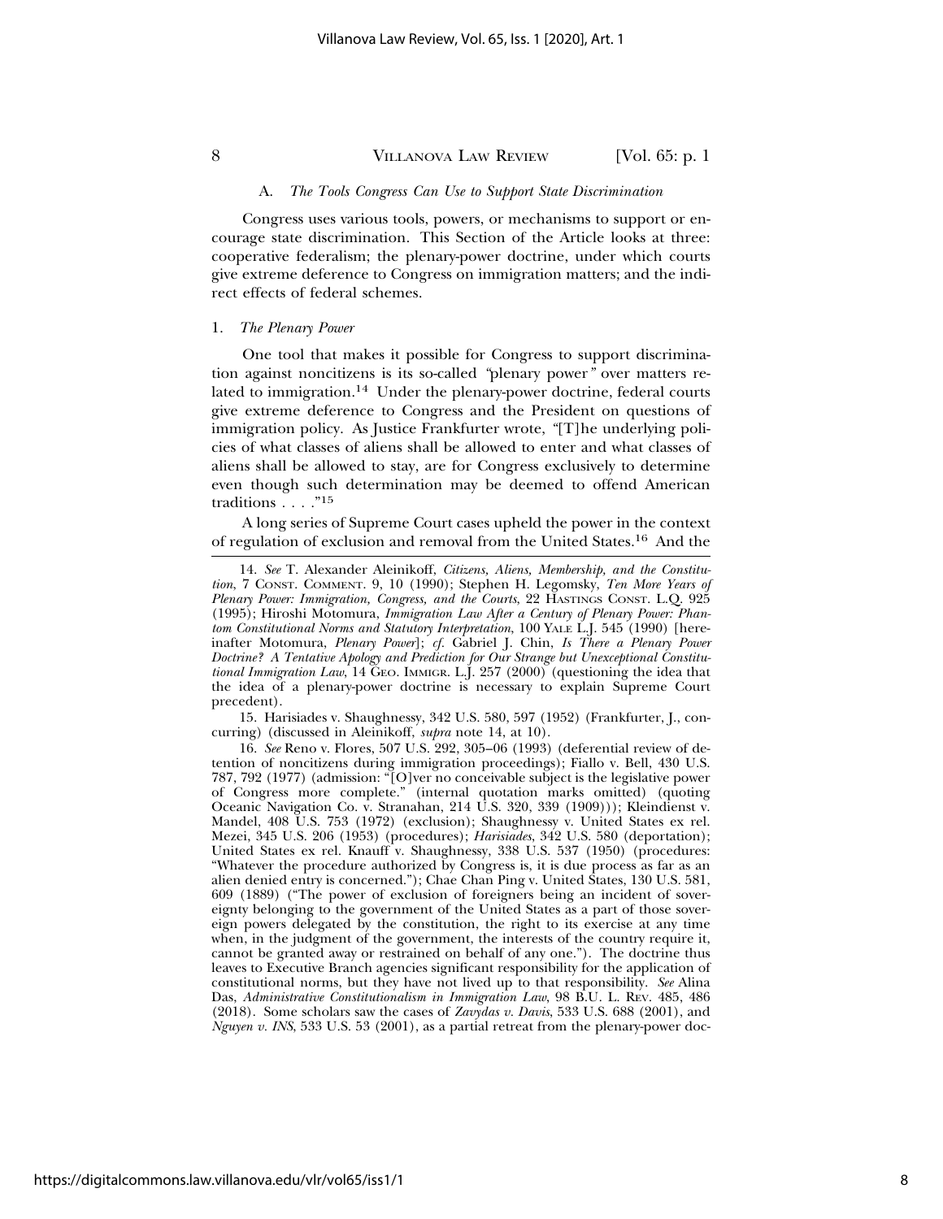### A. *The Tools Congress Can Use to Support State Discrimination*

Congress uses various tools, powers, or mechanisms to support or encourage state discrimination. This Section of the Article looks at three: cooperative federalism; the plenary-power doctrine, under which courts give extreme deference to Congress on immigration matters; and the indirect effects of federal schemes.

#### 1. *The Plenary Power*

One tool that makes it possible for Congress to support discrimination against noncitizens is its so-called "plenary power" over matters related to immigration.[14] Under the plenary-power doctrine, federal courts give extreme deference to Congress and the President on questions of immigration policy. As Justice Frankfurter wrote, "[T]he underlying policies of what classes of aliens shall be allowed to enter and what classes of aliens shall be allowed to stay, are for Congress exclusively to determine even though such determination may be deemed to offend American traditions . . . ."[15]

A long series of Supreme Court cases upheld the power in the context of regulation of exclusion and removal from the United States.[16] And the

---

14. *See* T. Alexander Aleinikoff, *Citizens, Aliens, Membership, and the Constitution*, 7 CONST. COMMENT. 9, 10 (1990); Stephen H. Legomsky, *Ten More Years of Plenary Power: Immigration, Congress, and the Courts*, 22 HASTINGS CONST. L.Q. 925 (1995); Hiroshi Motomura, *Immigration Law After a Century of Plenary Power: Phantom Constitutional Norms and Statutory Interpretation*, 100 YALE L.J. 545 (1990) [hereinafter Motomura, *Plenary Power*]; *cf.* Gabriel J. Chin, *Is There a Plenary Power Doctrine? A Tentative Apology and Prediction for Our Strange but Unexceptional Constitutional Immigration Law*, 14 GEO. IMMIGR. L.J. 257 (2000) (questioning the idea that the idea of a plenary-power doctrine is necessary to explain Supreme Court precedent).

15. Harisiades v. Shaughnessy, 342 U.S. 580, 597 (1952) (Frankfurter, J., concurring) (discussed in Aleinikoff, *supra* note 14, at 10).

16. *See* Reno v. Flores, 507 U.S. 292, 305–06 (1993) (deferential review of detention of noncitizens during immigration proceedings); Fiallo v. Bell, 430 U.S. 787, 792 (1977) (admission: "[O]ver no conceivable subject is the legislative power of Congress more complete." (internal quotation marks omitted) (quoting Oceanic Navigation Co. v. Stranahan, 214 U.S. 320, 339 (1909))); Kleindienst v. Mandel, 408 U.S. 753 (1972) (exclusion); Shaughnessy v. United States ex rel. Mezei, 345 U.S. 206 (1953) (procedures); *Harisiades*, 342 U.S. 580 (deportation); United States ex rel. Knauff v. Shaughnessy, 338 U.S. 537 (1950) (procedures: "Whatever the procedure authorized by Congress is, it is due process as far as an alien denied entry is concerned."); Chae Chan Ping v. United States, 130 U.S. 581, 609 (1889) ("The power of exclusion of foreigners being an incident of sovereignty belonging to the government of the United States as a part of those sovereign powers delegated by the constitution, the right to its exercise at any time when, in the judgment of the government, the interests of the country require it, cannot be granted away or restrained on behalf of any one."). The doctrine thus leaves to Executive Branch agencies significant responsibility for the application of constitutional norms, but they have not lived up to that responsibility. *See* Alina Das, *Administrative Constitutionalism in Immigration Law*, 98 B.U. L. REV. 485, 486 (2018). Some scholars saw the cases of *Zadvydas v. Davis*, 533 U.S. 688 (2001), and *Nguyen v. INS*, 533 U.S. 53 (2001), as a partial retreat from the plenary-power doc-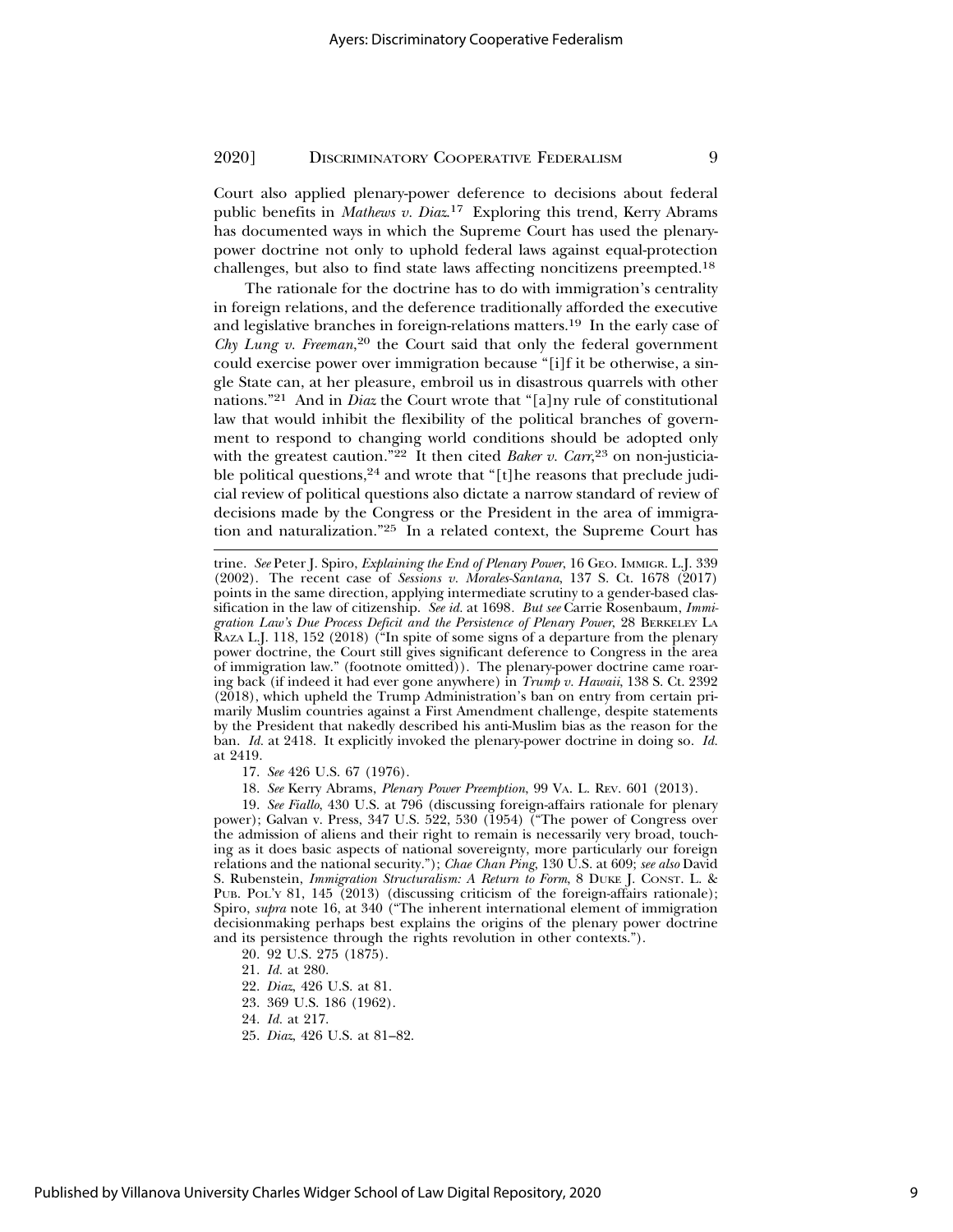Court also applied plenary-power deference to decisions about federal public benefits in *Mathews v. Diaz*.[17] Exploring this trend, Kerry Abrams has documented ways in which the Supreme Court has used the plenary-power doctrine not only to uphold federal laws against equal-protection challenges, but also to find state laws affecting noncitizens preempted.[18]

The rationale for the doctrine has to do with immigration's centrality in foreign relations, and the deference traditionally afforded the executive and legislative branches in foreign-relations matters.[19] In the early case of *Chy Lung v. Freeman*,[20] the Court said that only the federal government could exercise power over immigration because "[i]f it be otherwise, a single State can, at her pleasure, embroil us in disastrous quarrels with other nations."[21] And in *Diaz* the Court wrote that "[a]ny rule of constitutional law that would inhibit the flexibility of the political branches of government to respond to changing world conditions should be adopted only with the greatest caution."[22] It then cited *Baker v. Carr*,[23] on non-justiciable political questions,[24] and wrote that "[t]he reasons that preclude judicial review of political questions also dictate a narrow standard of review of decisions made by the Congress or the President in the area of immigration and naturalization."[25] In a related context, the Supreme Court has

---

trine. *See* Peter J. Spiro, *Explaining the End of Plenary Power*, 16 GEO. IMMIGR. L.J. 339 (2002). The recent case of *Sessions v. Morales-Santana*, 137 S. Ct. 1678 (2017) points in the same direction, applying intermediate scrutiny to a gender-based classification in the law of citizenship. *See id.* at 1698. *But see* Carrie Rosenbaum, *Immigration Law's Due Process Deficit and the Persistence of Plenary Power*, 28 BERKELEY LA RAZA L.J. 118, 152 (2018) ("In spite of some signs of a departure from the plenary power doctrine, the Court still gives significant deference to Congress in the area of immigration law." (footnote omitted)). The plenary-power doctrine came roaring back (if indeed it had ever gone anywhere) in *Trump v. Hawaii*, 138 S. Ct. 2392 (2018), which upheld the Trump Administration's ban on entry from certain primarily Muslim countries against a First Amendment challenge, despite statements by the President that nakedly described his anti-Muslim bias as the reason for the ban. *Id.* at 2418. It explicitly invoked the plenary-power doctrine in doing so. *Id.* at 2419.

17. *See* 426 U.S. 67 (1976).

18. *See* Kerry Abrams, *Plenary Power Preemption*, 99 VA. L. REV. 601 (2013).

19. *See Fiallo*, 430 U.S. at 796 (discussing foreign-affairs rationale for plenary power); Galvan v. Press, 347 U.S. 522, 530 (1954) ("The power of Congress over the admission of aliens and their right to remain is necessarily very broad, touching as it does basic aspects of national sovereignty, more particularly our foreign relations and the national security."); *Chae Chan Ping*, 130 U.S. at 609; *see also* David S. Rubenstein, *Immigration Structuralism: A Return to Form*, 8 DUKE J. CONST. L. & PUB. POL'Y 81, 145 (2013) (discussing criticism of the foreign-affairs rationale); Spiro, *supra* note 16, at 340 ("The inherent international element of immigration decisionmaking perhaps best explains the origins of the plenary power doctrine and its persistence through the rights revolution in other contexts.").

20. 92 U.S. 275 (1875).

21. *Id.* at 280.

22. *Diaz*, 426 U.S. at 81.

23. 369 U.S. 186 (1962).

24. *Id.* at 217.

25. *Diaz*, 426 U.S. at 81–82.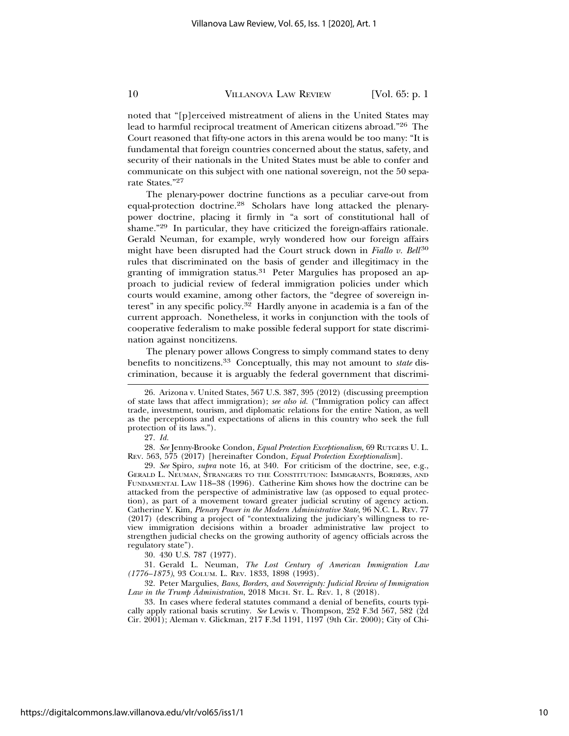noted that "[p]erceived mistreatment of aliens in the United States may lead to harmful reciprocal treatment of American citizens abroad."[26] The Court reasoned that fifty-one actors in this arena would be too many: "It is fundamental that foreign countries concerned about the status, safety, and security of their nationals in the United States must be able to confer and communicate on this subject with one national sovereign, not the 50 separate States."[27]

The plenary-power doctrine functions as a peculiar carve-out from equal-protection doctrine.[28] Scholars have long attacked the plenary-power doctrine, placing it firmly in "a sort of constitutional hall of shame."[29] In particular, they have criticized the foreign-affairs rationale. Gerald Neuman, for example, wryly wondered how our foreign affairs might have been disrupted had the Court struck down in *Fiallo v. Bell*[30] rules that discriminated on the basis of gender and illegitimacy in the granting of immigration status.[31] Peter Margulies has proposed an approach to judicial review of federal immigration policies under which courts would examine, among other factors, the "degree of sovereign interest" in any specific policy.[32] Hardly anyone in academia is a fan of the current approach. Nonetheless, it works in conjunction with the tools of cooperative federalism to make possible federal support for state discrimination against noncitizens.

The plenary power allows Congress to simply command states to deny benefits to noncitizens.[33] Conceptually, this may not amount to *state* discrimination, because it is arguably the federal government that discrimi-

---

26. Arizona v. United States, 567 U.S. 387, 395 (2012) (discussing preemption of state laws that affect immigration); *see also id.* ("Immigration policy can affect trade, investment, tourism, and diplomatic relations for the entire Nation, as well as the perceptions and expectations of aliens in this country who seek the full protection of its laws.").

27. *Id.*

28. *See* Jenny-Brooke Condon, *Equal Protection Exceptionalism*, 69 RUTGERS U. L. REV. 563, 575 (2017) [hereinafter Condon, *Equal Protection Exceptionalism*].

29. *See* Spiro, *supra* note 16, at 340. For criticism of the doctrine, see, e.g., GERALD L. NEUMAN, STRANGERS TO THE CONSTITUTION: IMMIGRANTS, BORDERS, AND FUNDAMENTAL LAW 118–38 (1996). Catherine Kim shows how the doctrine can be attacked from the perspective of administrative law (as opposed to equal protection), as part of a movement toward greater judicial scrutiny of agency action. Catherine Y. Kim, *Plenary Power in the Modern Administrative State*, 96 N.C. L. REV. 77 (2017) (describing a project of "contextualizing the judiciary's willingness to review immigration decisions within a broader administrative law project to strengthen judicial checks on the growing authority of agency officials across the regulatory state").

30. 430 U.S. 787 (1977).

31. Gerald L. Neuman, *The Lost Century of American Immigration Law (1776–1875)*, 93 COLUM. L. REV. 1833, 1898 (1993).

32. Peter Margulies, *Bans, Borders, and Sovereignty: Judicial Review of Immigration Law in the Trump Administration*, 2018 MICH. ST. L. REV. 1, 8 (2018).

33. In cases where federal statutes command a denial of benefits, courts typically apply rational basis scrutiny. *See* Lewis v. Thompson, 252 F.3d 567, 582 (2d Cir. 2001); Aleman v. Glickman, 217 F.3d 1191, 1197 (9th Cir. 2000); City of Chi-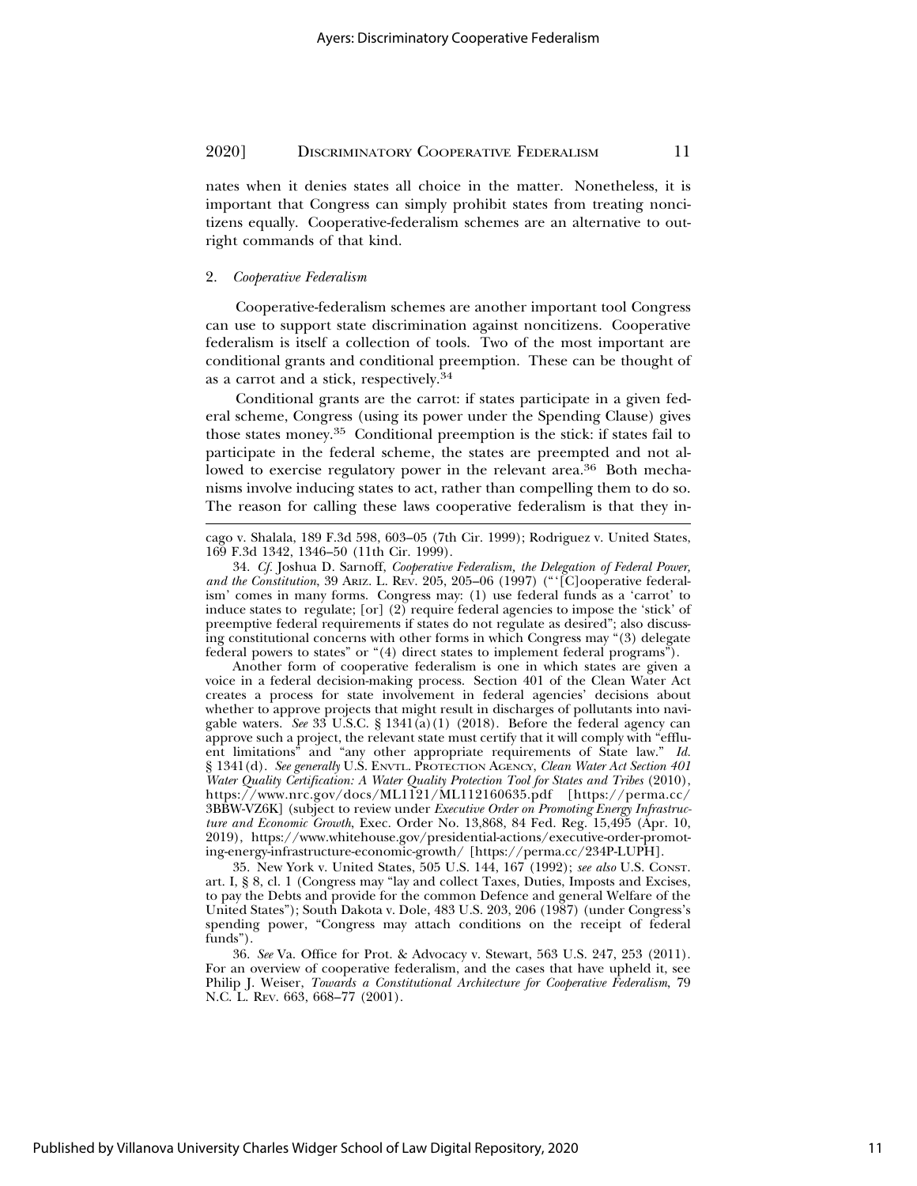nates when it denies states all choice in the matter. Nonetheless, it is important that Congress can simply prohibit states from treating noncitizens equally. Cooperative-federalism schemes are an alternative to outright commands of that kind.

### 2. *Cooperative Federalism*

Cooperative-federalism schemes are another important tool Congress can use to support state discrimination against noncitizens. Cooperative federalism is itself a collection of tools. Two of the most important are conditional grants and conditional preemption. These can be thought of as a carrot and a stick, respectively.[34]

Conditional grants are the carrot: if states participate in a given federal scheme, Congress (using its power under the Spending Clause) gives those states money.[35] Conditional preemption is the stick: if states fail to participate in the federal scheme, the states are preempted and not allowed to exercise regulatory power in the relevant area.[36] Both mechanisms involve inducing states to act, rather than compelling them to do so. The reason for calling these laws cooperative federalism is that they in-

---

cago v. Shalala, 189 F.3d 598, 603–05 (7th Cir. 1999); Rodriguez v. United States, 169 F.3d 1342, 1346–50 (11th Cir. 1999).

34. *Cf.* Joshua D. Sarnoff, *Cooperative Federalism, the Delegation of Federal Power, and the Constitution*, 39 ARIZ. L. REV. 205, 205–06 (1997) ("'[C]ooperative federalism' comes in many forms. Congress may: (1) use federal funds as a 'carrot' to induce states to regulate; [or] (2) require federal agencies to impose the 'stick' of preemptive federal requirements if states do not regulate as desired"; also discussing constitutional concerns with other forms in which Congress may "(3) delegate federal powers to states" or "(4) direct states to implement federal programs").

Another form of cooperative federalism is one in which states are given a voice in a federal decision-making process. Section 401 of the Clean Water Act creates a process for state involvement in federal agencies' decisions about whether to approve projects that might result in discharges of pollutants into navigable waters. *See* 33 U.S.C. § 1341(a)(1) (2018). Before the federal agency can approve such a project, the relevant state must certify that it will comply with "effluent limitations" and "any other appropriate requirements of State law." *Id.* § 1341(d). *See generally* U.S. ENVTL. PROTECTION AGENCY, *Clean Water Act Section 401 Water Quality Certification: A Water Quality Protection Tool for States and Tribes* (2010), https://www.nrc.gov/docs/ML1121/ML112160635.pdf [https://perma.cc/3BBW-VZ6K] (subject to review under *Executive Order on Promoting Energy Infrastructure and Economic Growth*, Exec. Order No. 13,868, 84 Fed. Reg. 15,495 (Apr. 10, 2019), https://www.whitehouse.gov/presidential-actions/executive-order-promoting-energy-infrastructure-economic-growth/ [https://perma.cc/234P-LUPH].

35. New York v. United States, 505 U.S. 144, 167 (1992); *see also* U.S. CONST. art. I, § 8, cl. 1 (Congress may "lay and collect Taxes, Duties, Imposts and Excises, to pay the Debts and provide for the common Defence and general Welfare of the United States"); South Dakota v. Dole, 483 U.S. 203, 206 (1987) (under Congress's spending power, "Congress may attach conditions on the receipt of federal funds").

36. *See* Va. Office for Prot. & Advocacy v. Stewart, 563 U.S. 247, 253 (2011). For an overview of cooperative federalism, and the cases that have upheld it, see Philip J. Weiser, *Towards a Constitutional Architecture for Cooperative Federalism*, 79 N.C. L. REV. 663, 668–77 (2001).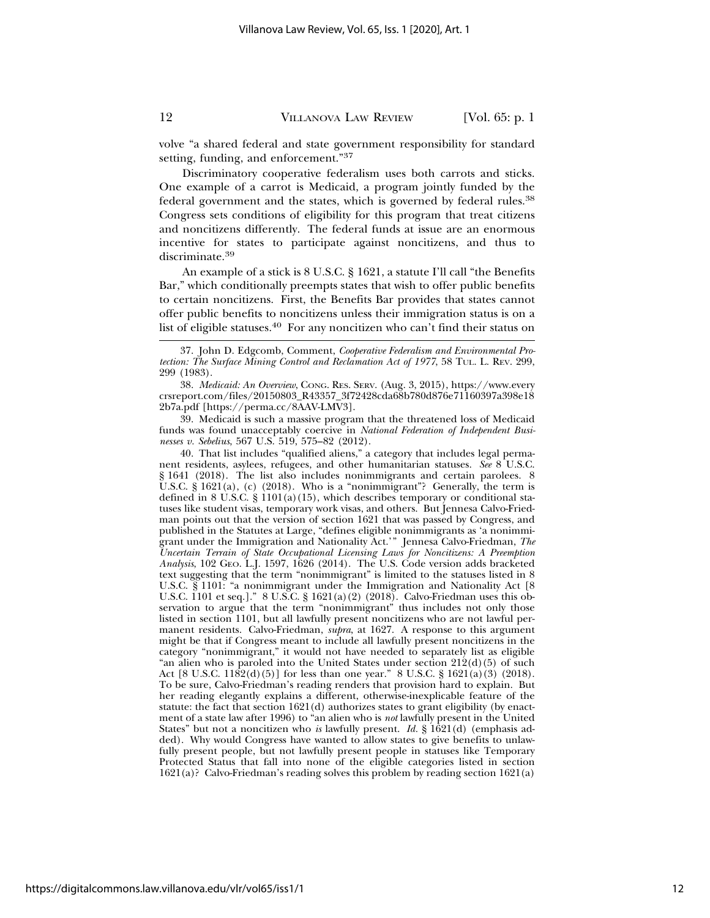volve "a shared federal and state government responsibility for standard setting, funding, and enforcement."[37]

Discriminatory cooperative federalism uses both carrots and sticks. One example of a carrot is Medicaid, a program jointly funded by the federal government and the states, which is governed by federal rules.[38] Congress sets conditions of eligibility for this program that treat citizens and noncitizens differently. The federal funds at issue are an enormous incentive for states to participate against noncitizens, and thus to discriminate.[39]

An example of a stick is 8 U.S.C. § 1621, a statute I'll call "the Benefits Bar," which conditionally preempts states that wish to offer public benefits to certain noncitizens. First, the Benefits Bar provides that states cannot offer public benefits to noncitizens unless their immigration status is on a list of eligible statuses.[40] For any noncitizen who can't find their status on

---

37. John D. Edgcomb, Comment, *Cooperative Federalism and Environmental Protection: The Surface Mining Control and Reclamation Act of 1977*, 58 TUL. L. REV. 299, 299 (1983).

38. *Medicaid: An Overview*, CONG. RES. SERV. (Aug. 3, 2015), https://www.everycrsreport.com/files/20150803_R43357_3f72428cda68b780d876e71160397a398e182b7a.pdf [https://perma.cc/8AAV-LMV3].

39. Medicaid is such a massive program that the threatened loss of Medicaid funds was found unacceptably coercive in *National Federation of Independent Businesses v. Sebelius*, 567 U.S. 519, 575–82 (2012).

40. That list includes "qualified aliens," a category that includes legal permanent residents, asylees, refugees, and other humanitarian statuses. *See* 8 U.S.C. § 1641 (2018). The list also includes nonimmigrants and certain parolees. 8 U.S.C. § 1621(a), (c) (2018). Who is a "nonimmigrant"? Generally, the term is defined in 8 U.S.C. § 1101(a)(15), which describes temporary or conditional statuses like student visas, temporary work visas, and others. But Jennesa Calvo-Friedman points out that the version of section 1621 that was passed by Congress, and published in the Statutes at Large, "defines eligible nonimmigrants as 'a nonimmigrant under the Immigration and Nationality Act.'" Jennesa Calvo-Friedman, *The Uncertain Terrain of State Occupational Licensing Laws for Noncitizens: A Preemption Analysis*, 102 GEO. L.J. 1597, 1626 (2014). The U.S. Code version adds bracketed text suggesting that the term "nonimmigrant" is limited to the statuses listed in 8 U.S.C. § 1101: "a nonimmigrant under the Immigration and Nationality Act [8 U.S.C. 1101 et seq.]." 8 U.S.C. § 1621(a)(2) (2018). Calvo-Friedman uses this observation to argue that the term "nonimmigrant" thus includes not only those listed in section 1101, but all lawfully present noncitizens who are not lawful permanent residents. Calvo-Friedman, *supra*, at 1627. A response to this argument might be that if Congress meant to include all lawfully present noncitizens in the category "nonimmigrant," it would not have needed to separately list as eligible "an alien who is paroled into the United States under section 212(d)(5) of such Act [8 U.S.C. 1182(d)(5)] for less than one year." 8 U.S.C. § 1621(a)(3) (2018). To be sure, Calvo-Friedman's reading renders that provision hard to explain. But her reading elegantly explains a different, otherwise-inexplicable feature of the statute: the fact that section 1621(d) authorizes states to grant eligibility (by enactment of a state law after 1996) to "an alien who is *not* lawfully present in the United States" but not a noncitizen who *is* lawfully present. *Id.* § 1621(d) (emphasis added). Why would Congress have wanted to allow states to give benefits to unlawfully present people, but not lawfully present people in statuses like Temporary Protected Status that fall into none of the eligible categories listed in section 1621(a)? Calvo-Friedman's reading solves this problem by reading section 1621(a)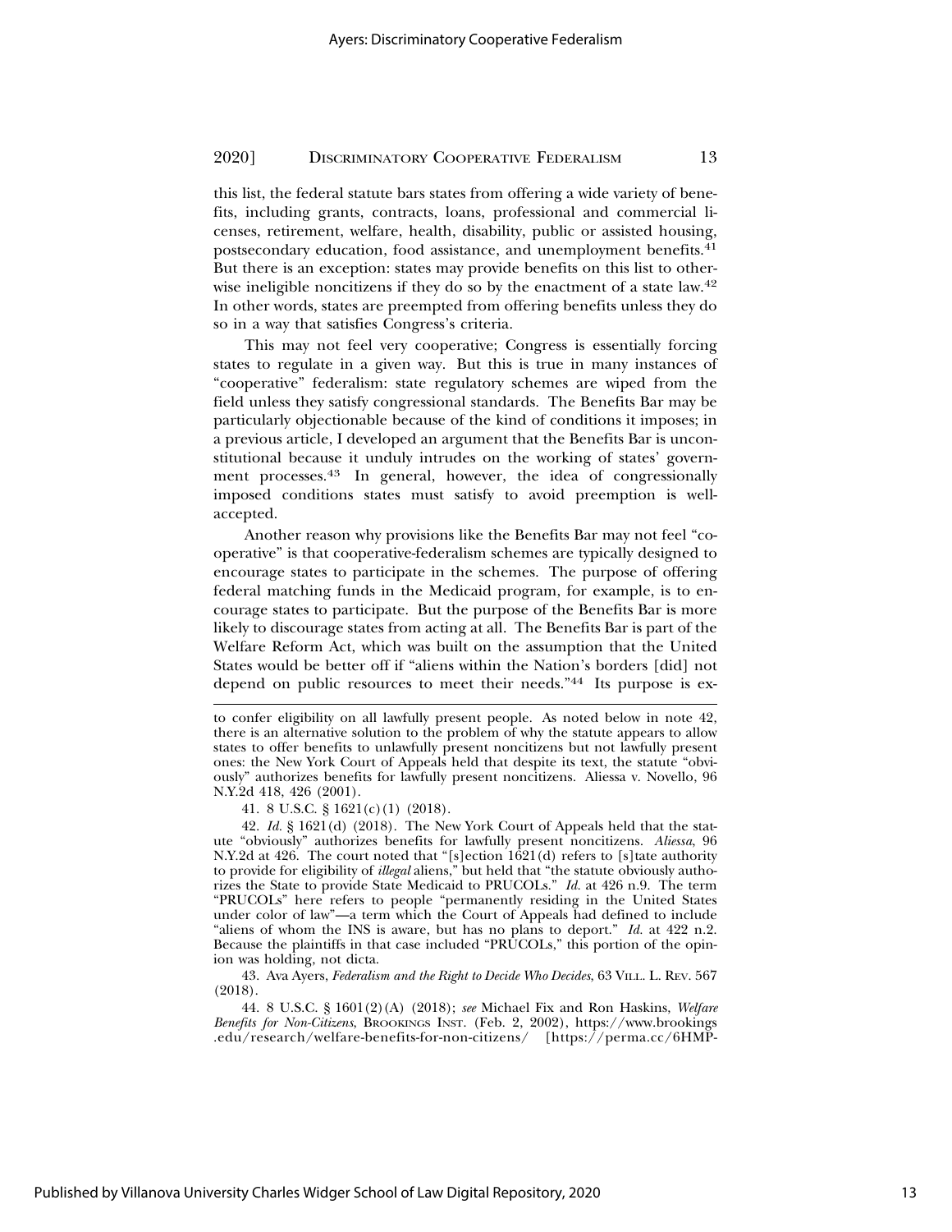this list, the federal statute bars states from offering a wide variety of benefits, including grants, contracts, loans, professional and commercial licenses, retirement, welfare, health, disability, public or assisted housing, postsecondary education, food assistance, and unemployment benefits.[41] But there is an exception: states may provide benefits on this list to otherwise ineligible noncitizens if they do so by the enactment of a state law.[42] In other words, states are preempted from offering benefits unless they do so in a way that satisfies Congress's criteria.

This may not feel very cooperative; Congress is essentially forcing states to regulate in a given way. But this is true in many instances of "cooperative" federalism: state regulatory schemes are wiped from the field unless they satisfy congressional standards. The Benefits Bar may be particularly objectionable because of the kind of conditions it imposes; in a previous article, I developed an argument that the Benefits Bar is unconstitutional because it unduly intrudes on the working of states' government processes.[43] In general, however, the idea of congressionally imposed conditions states must satisfy to avoid preemption is well-accepted.

Another reason why provisions like the Benefits Bar may not feel "cooperative" is that cooperative-federalism schemes are typically designed to encourage states to participate in the schemes. The purpose of offering federal matching funds in the Medicaid program, for example, is to encourage states to participate. But the purpose of the Benefits Bar is more likely to discourage states from acting at all. The Benefits Bar is part of the Welfare Reform Act, which was built on the assumption that the United States would be better off if "aliens within the Nation's borders [did] not depend on public resources to meet their needs."[44] Its purpose is ex-

---

to confer eligibility on all lawfully present people. As noted below in note 42, there is an alternative solution to the problem of why the statute appears to allow states to offer benefits to unlawfully present noncitizens but not lawfully present ones: the New York Court of Appeals held that despite its text, the statute "obviously" authorizes benefits for lawfully present noncitizens. Aliessa v. Novello, 96 N.Y.2d 418, 426 (2001).

41. 8 U.S.C. § 1621(c)(1) (2018).

42. *Id.* § 1621(d) (2018). The New York Court of Appeals held that the statute "obviously" authorizes benefits for lawfully present noncitizens. *Aliessa*, 96 N.Y.2d at 426. The court noted that "[s]ection 1621(d) refers to [s]tate authority to provide for eligibility of *illegal* aliens," but held that "the statute obviously authorizes the State to provide State Medicaid to PRUCOLs." *Id.* at 426 n.9. The term "PRUCOLs" here refers to people "permanently residing in the United States under color of law"—a term which the Court of Appeals had defined to include "aliens of whom the INS is aware, but has no plans to deport." *Id.* at 422 n.2. Because the plaintiffs in that case included "PRUCOLs," this portion of the opinion was holding, not dicta.

43. Ava Ayers, *Federalism and the Right to Decide Who Decides*, 63 VILL. L. REV. 567 (2018).

44. 8 U.S.C. § 1601(2)(A) (2018); *see* Michael Fix and Ron Haskins, *Welfare Benefits for Non-Citizens*, BROOKINGS INST. (Feb. 2, 2002), https://www.brookings.edu/research/welfare-benefits-for-non-citizens/ [https://perma.cc/6HMP-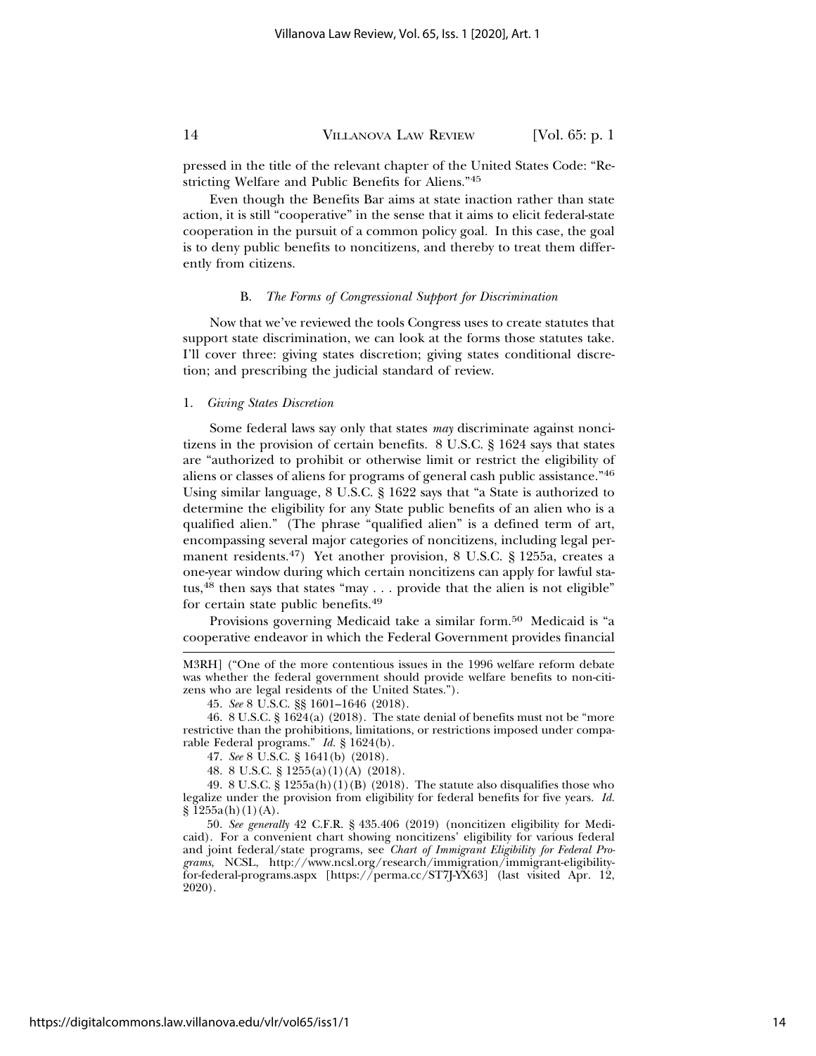pressed in the title of the relevant chapter of the United States Code: "Restricting Welfare and Public Benefits for Aliens."[45]

Even though the Benefits Bar aims at state inaction rather than state action, it is still "cooperative" in the sense that it aims to elicit federal-state cooperation in the pursuit of a common policy goal. In this case, the goal is to deny public benefits to noncitizens, and thereby to treat them differently from citizens.

### B. *The Forms of Congressional Support for Discrimination*

Now that we've reviewed the tools Congress uses to create statutes that support state discrimination, we can look at the forms those statutes take. I'll cover three: giving states discretion; giving states conditional discretion; and prescribing the judicial standard of review.

#### 1. *Giving States Discretion*

Some federal laws say only that states *may* discriminate against noncitizens in the provision of certain benefits. 8 U.S.C. § 1624 says that states are "authorized to prohibit or otherwise limit or restrict the eligibility of aliens or classes of aliens for programs of general cash public assistance."[46] Using similar language, 8 U.S.C. § 1622 says that "a State is authorized to determine the eligibility for any State public benefits of an alien who is a qualified alien." (The phrase "qualified alien" is a defined term of art, encompassing several major categories of noncitizens, including legal permanent residents.[47]) Yet another provision, 8 U.S.C. § 1255a, creates a one-year window during which certain noncitizens can apply for lawful status,[48] then says that states "may . . . provide that the alien is not eligible" for certain state public benefits.[49]

Provisions governing Medicaid take a similar form.[50] Medicaid is "a cooperative endeavor in which the Federal Government provides financial

---

M3RH] ("One of the more contentious issues in the 1996 welfare reform debate was whether the federal government should provide welfare benefits to non-citizens who are legal residents of the United States.").

45. *See* 8 U.S.C. §§ 1601–1646 (2018).

46. 8 U.S.C. § 1624(a) (2018). The state denial of benefits must not be "more restrictive than the prohibitions, limitations, or restrictions imposed under comparable Federal programs." *Id.* § 1624(b).

47. *See* 8 U.S.C. § 1641(b) (2018).

48. 8 U.S.C. § 1255(a)(1)(A) (2018).

49. 8 U.S.C. § 1255a(h)(1)(B) (2018). The statute also disqualifies those who legalize under the provision from eligibility for federal benefits for five years. *Id.* § 1255a(h)(1)(A).

50. *See generally* 42 C.F.R. § 435.406 (2019) (noncitizen eligibility for Medicaid). For a convenient chart showing noncitizens' eligibility for various federal and joint federal/state programs, see *Chart of Immigrant Eligibility for Federal Programs*, NCSL, http://www.ncsl.org/research/immigration/immigrant-eligibility-for-federal-programs.aspx [https://perma.cc/ST7J-YX63] (last visited Apr. 12, 2020).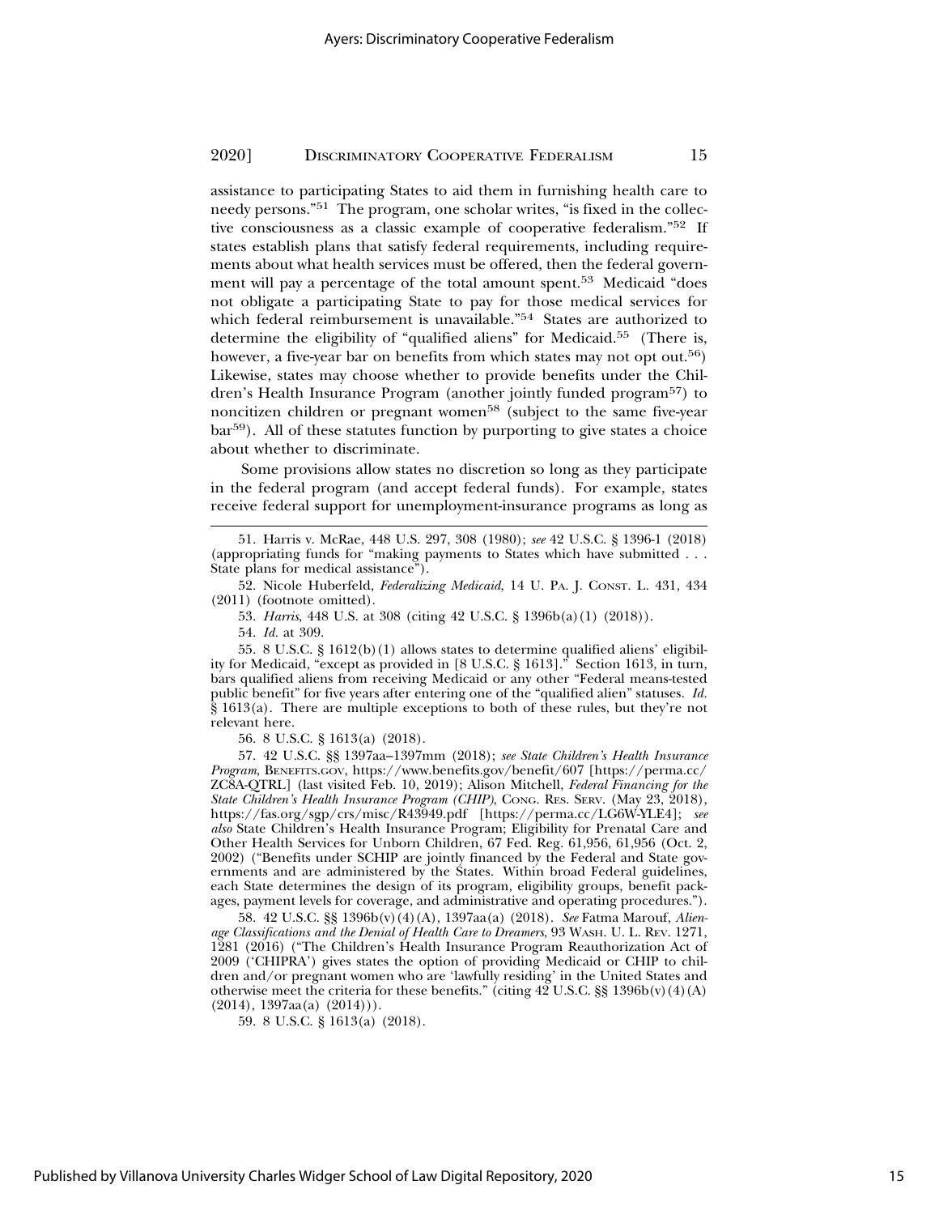assistance to participating States to aid them in furnishing health care to needy persons."[51] The program, one scholar writes, "is fixed in the collective consciousness as a classic example of cooperative federalism."[52] If states establish plans that satisfy federal requirements, including requirements about what health services must be offered, then the federal government will pay a percentage of the total amount spent.[53] Medicaid "does not obligate a participating State to pay for those medical services for which federal reimbursement is unavailable."[54] States are authorized to determine the eligibility of "qualified aliens" for Medicaid.[55] (There is, however, a five-year bar on benefits from which states may not opt out.[56]) Likewise, states may choose whether to provide benefits under the Children's Health Insurance Program (another jointly funded program[57]) to noncitizen children or pregnant women[58] (subject to the same five-year bar[59]). All of these statutes function by purporting to give states a choice about whether to discriminate.

Some provisions allow states no discretion so long as they participate in the federal program (and accept federal funds). For example, states receive federal support for unemployment-insurance programs as long as

---

51. Harris v. McRae, 448 U.S. 297, 308 (1980); *see* 42 U.S.C. § 1396-1 (2018) (appropriating funds for "making payments to States which have submitted . . . State plans for medical assistance").

52. Nicole Huberfeld, *Federalizing Medicaid*, 14 U. PA. J. CONST. L. 431, 434 (2011) (footnote omitted).

53. *Harris*, 448 U.S. at 308 (citing 42 U.S.C. § 1396b(a)(1) (2018)).

54. *Id.* at 309.

55. 8 U.S.C. § 1612(b)(1) allows states to determine qualified aliens' eligibility for Medicaid, "except as provided in [8 U.S.C. § 1613]." Section 1613, in turn, bars qualified aliens from receiving Medicaid or any other "Federal means-tested public benefit" for five years after entering one of the "qualified alien" statuses. *Id.* § 1613(a). There are multiple exceptions to both of these rules, but they're not relevant here.

56. 8 U.S.C. § 1613(a) (2018).

57. 42 U.S.C. §§ 1397aa–1397mm (2018); *see State Children's Health Insurance Program*, BENEFITS.GOV, https://www.benefits.gov/benefit/607 [https://perma.cc/ZC8A-QTRL] (last visited Feb. 10, 2019); Alison Mitchell, *Federal Financing for the State Children's Health Insurance Program (CHIP)*, CONG. RES. SERV. (May 23, 2018), https://fas.org/sgp/crs/misc/R43949.pdf [https://perma.cc/LG6W-YLE4]; *see also* State Children's Health Insurance Program; Eligibility for Prenatal Care and Other Health Services for Unborn Children, 67 Fed. Reg. 61,956, 61,956 (Oct. 2, 2002) ("Benefits under SCHIP are jointly financed by the Federal and State governments and are administered by the States. Within broad Federal guidelines, each State determines the design of its program, eligibility groups, benefit packages, payment levels for coverage, and administrative and operating procedures.").

58. 42 U.S.C. §§ 1396b(v)(4)(A), 1397aa(a) (2018). *See* Fatma Marouf, *Alienage Classifications and the Denial of Health Care to Dreamers*, 93 WASH. U. L. REV. 1271, 1281 (2016) ("The Children's Health Insurance Program Reauthorization Act of 2009 ('CHIPRA') gives states the option of providing Medicaid or CHIP to children and/or pregnant women who are 'lawfully residing' in the United States and otherwise meet the criteria for these benefits." (citing 42 U.S.C. §§ 1396b(v)(4)(A) (2014), 1397aa(a) (2014))).

59. 8 U.S.C. § 1613(a) (2018).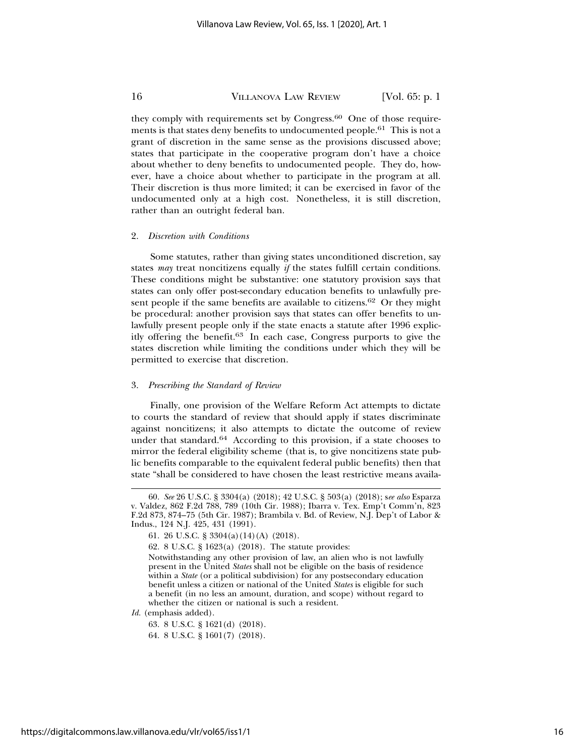they comply with requirements set by Congress.[60] One of those requirements is that states deny benefits to undocumented people.[61] This is not a grant of discretion in the same sense as the provisions discussed above; states that participate in the cooperative program don't have a choice about whether to deny benefits to undocumented people. They do, however, have a choice about whether to participate in the program at all. Their discretion is thus more limited; it can be exercised in favor of the undocumented only at a high cost. Nonetheless, it is still discretion, rather than an outright federal ban.

### 2. *Discretion with Conditions*

Some statutes, rather than giving states unconditioned discretion, say states *may* treat noncitizens equally *if* the states fulfill certain conditions. These conditions might be substantive: one statutory provision says that states can only offer post-secondary education benefits to unlawfully present people if the same benefits are available to citizens.[62] Or they might be procedural: another provision says that states can offer benefits to unlawfully present people only if the state enacts a statute after 1996 explicitly offering the benefit.[63] In each case, Congress purports to give the states discretion while limiting the conditions under which they will be permitted to exercise that discretion.

### 3. *Prescribing the Standard of Review*

Finally, one provision of the Welfare Reform Act attempts to dictate to courts the standard of review that should apply if states discriminate against noncitizens; it also attempts to dictate the outcome of review under that standard.[64] According to this provision, if a state chooses to mirror the federal eligibility scheme (that is, to give noncitizens state public benefits comparable to the equivalent federal public benefits) then that state "shall be considered to have chosen the least restrictive means availa-

---

60. *See* 26 U.S.C. § 3304(a) (2018); 42 U.S.C. § 503(a) (2018); s*ee also* Esparza v. Valdez, 862 F.2d 788, 789 (10th Cir. 1988); Ibarra v. Tex. Emp't Comm'n, 823 F.2d 873, 874–75 (5th Cir. 1987); Brambila v. Bd. of Review, N.J. Dep't of Labor & Indus., 124 N.J. 425, 431 (1991).

61. 26 U.S.C. § 3304(a)(14)(A) (2018).

62. 8 U.S.C. § 1623(a) (2018). The statute provides:

> Notwithstanding any other provision of law, an alien who is not lawfully present in the United *States* shall not be eligible on the basis of residence within a *State* (or a political subdivision) for any postsecondary education benefit unless a citizen or national of the United *States* is eligible for such a benefit (in no less an amount, duration, and scope) without regard to whether the citizen or national is such a resident.

*Id.* (emphasis added).

63. 8 U.S.C. § 1621(d) (2018).

64. 8 U.S.C. § 1601(7) (2018).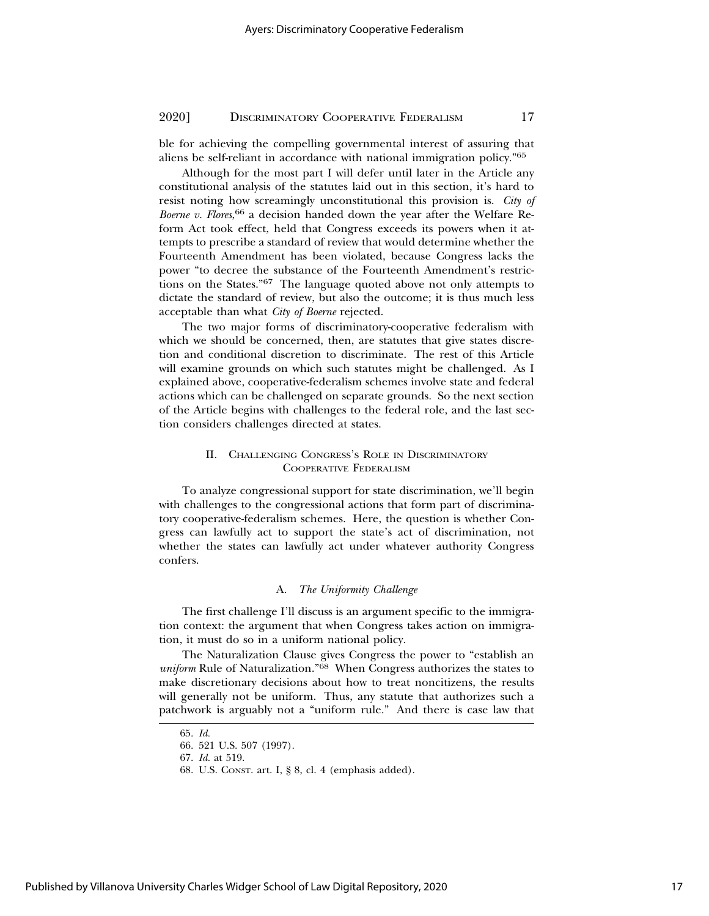ble for achieving the compelling governmental interest of assuring that aliens be self-reliant in accordance with national immigration policy."[65]

Although for the most part I will defer until later in the Article any constitutional analysis of the statutes laid out in this section, it's hard to resist noting how screamingly unconstitutional this provision is. *City of Boerne v. Flores*,[66] a decision handed down the year after the Welfare Reform Act took effect, held that Congress exceeds its powers when it attempts to prescribe a standard of review that would determine whether the Fourteenth Amendment has been violated, because Congress lacks the power "to decree the substance of the Fourteenth Amendment's restrictions on the States."[67] The language quoted above not only attempts to dictate the standard of review, but also the outcome; it is thus much less acceptable than what *City of Boerne* rejected.

The two major forms of discriminatory-cooperative federalism with which we should be concerned, then, are statutes that give states discretion and conditional discretion to discriminate. The rest of this Article will examine grounds on which such statutes might be challenged. As I explained above, cooperative-federalism schemes involve state and federal actions which can be challenged on separate grounds. So the next section of the Article begins with challenges to the federal role, and the last section considers challenges directed at states.

## II. Challenging Congress's Role in Discriminatory Cooperative Federalism

To analyze congressional support for state discrimination, we'll begin with challenges to the congressional actions that form part of discriminatory cooperative-federalism schemes. Here, the question is whether Congress can lawfully act to support the state's act of discrimination, not whether the states can lawfully act under whatever authority Congress confers.

### A. *The Uniformity Challenge*

The first challenge I'll discuss is an argument specific to the immigration context: the argument that when Congress takes action on immigration, it must do so in a uniform national policy.

The Naturalization Clause gives Congress the power to "establish an *uniform* Rule of Naturalization."[68] When Congress authorizes the states to make discretionary decisions about how to treat noncitizens, the results will generally not be uniform. Thus, any statute that authorizes such a patchwork is arguably not a "uniform rule." And there is case law that

65. *Id.*

66. 521 U.S. 507 (1997).

67. *Id.* at 519.

68. U.S. Const. art. I, § 8, cl. 4 (emphasis added).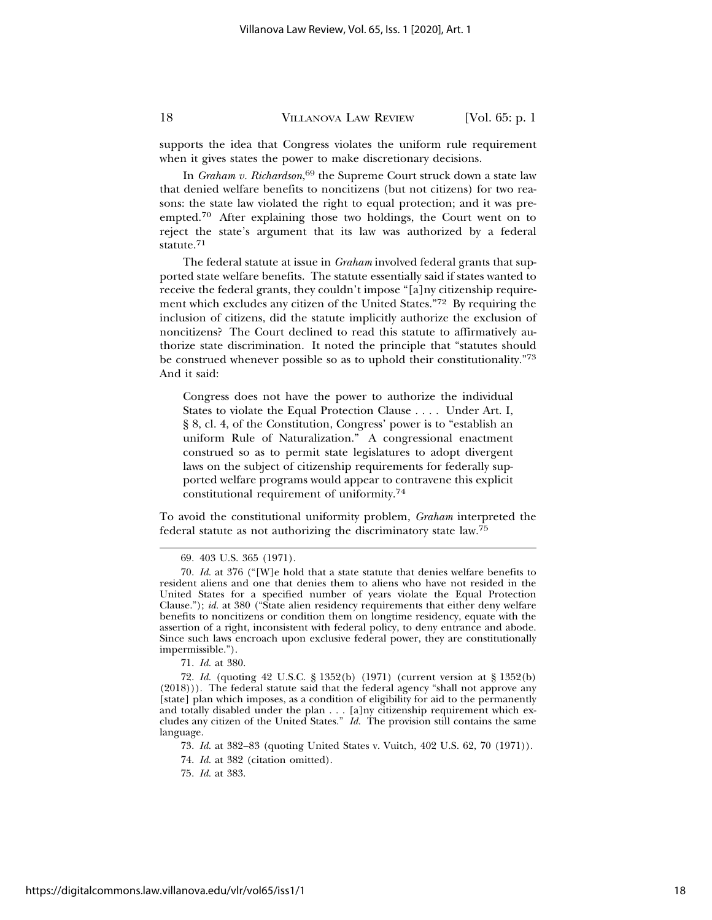supports the idea that Congress violates the uniform rule requirement when it gives states the power to make discretionary decisions.

In *Graham v. Richardson*,[69] the Supreme Court struck down a state law that denied welfare benefits to noncitizens (but not citizens) for two reasons: the state law violated the right to equal protection; and it was preempted.[70] After explaining those two holdings, the Court went on to reject the state's argument that its law was authorized by a federal statute.[71]

The federal statute at issue in *Graham* involved federal grants that supported state welfare benefits. The statute essentially said if states wanted to receive the federal grants, they couldn't impose "[a]ny citizenship requirement which excludes any citizen of the United States."[72] By requiring the inclusion of citizens, did the statute implicitly authorize the exclusion of noncitizens? The Court declined to read this statute to affirmatively authorize state discrimination. It noted the principle that "statutes should be construed whenever possible so as to uphold their constitutionality."[73] And it said:

> Congress does not have the power to authorize the individual States to violate the Equal Protection Clause . . . . Under Art. I, § 8, cl. 4, of the Constitution, Congress' power is to "establish an uniform Rule of Naturalization." A congressional enactment construed so as to permit state legislatures to adopt divergent laws on the subject of citizenship requirements for federally supported welfare programs would appear to contravene this explicit constitutional requirement of uniformity.[74]

To avoid the constitutional uniformity problem, *Graham* interpreted the federal statute as not authorizing the discriminatory state law.[75]

---

69. 403 U.S. 365 (1971).

70. *Id.* at 376 ("[W]e hold that a state statute that denies welfare benefits to resident aliens and one that denies them to aliens who have not resided in the United States for a specified number of years violate the Equal Protection Clause."); *id.* at 380 ("State alien residency requirements that either deny welfare benefits to noncitizens or condition them on longtime residency, equate with the assertion of a right, inconsistent with federal policy, to deny entrance and abode. Since such laws encroach upon exclusive federal power, they are constitutionally impermissible.").

71. *Id.* at 380.

72. *Id.* (quoting 42 U.S.C. § 1352(b) (1971) (current version at § 1352(b) (2018))). The federal statute said that the federal agency "shall not approve any [state] plan which imposes, as a condition of eligibility for aid to the permanently and totally disabled under the plan . . . [a]ny citizenship requirement which excludes any citizen of the United States." *Id.* The provision still contains the same language.

73. *Id.* at 382–83 (quoting United States v. Vuitch, 402 U.S. 62, 70 (1971)).

74. *Id.* at 382 (citation omitted).

75. *Id.* at 383.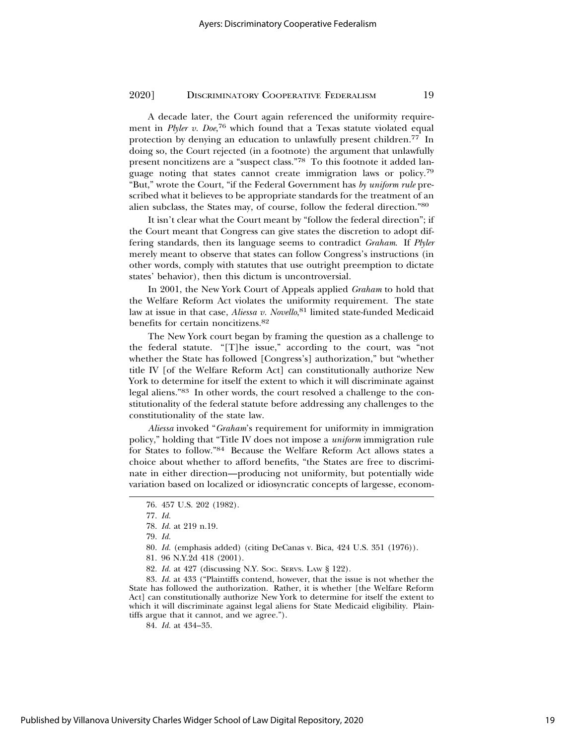A decade later, the Court again referenced the uniformity requirement in *Plyler v. Doe*,[76] which found that a Texas statute violated equal protection by denying an education to unlawfully present children.[77] In doing so, the Court rejected (in a footnote) the argument that unlawfully present noncitizens are a "suspect class."[78] To this footnote it added language noting that states cannot create immigration laws or policy.[79] "But," wrote the Court, "if the Federal Government has *by uniform rule* prescribed what it believes to be appropriate standards for the treatment of an alien subclass, the States may, of course, follow the federal direction."[80]

It isn't clear what the Court meant by "follow the federal direction"; if the Court meant that Congress can give states the discretion to adopt differing standards, then its language seems to contradict *Graham*. If *Plyler* merely meant to observe that states can follow Congress's instructions (in other words, comply with statutes that use outright preemption to dictate states' behavior), then this dictum is uncontroversial.

In 2001, the New York Court of Appeals applied *Graham* to hold that the Welfare Reform Act violates the uniformity requirement. The state law at issue in that case, *Aliessa v. Novello*,[81] limited state-funded Medicaid benefits for certain noncitizens.[82]

The New York court began by framing the question as a challenge to the federal statute. "[T]he issue," according to the court, was "not whether the State has followed [Congress's] authorization," but "whether title IV [of the Welfare Reform Act] can constitutionally authorize New York to determine for itself the extent to which it will discriminate against legal aliens."[83] In other words, the court resolved a challenge to the constitutionality of the federal statute before addressing any challenges to the constitutionality of the state law.

*Aliessa* invoked "*Graham*'s requirement for uniformity in immigration policy," holding that "Title IV does not impose a *uniform* immigration rule for States to follow."[84] Because the Welfare Reform Act allows states a choice about whether to afford benefits, "the States are free to discriminate in either direction—producing not uniformity, but potentially wide variation based on localized or idiosyncratic concepts of largesse, econom-

76. 457 U.S. 202 (1982).

77. *Id.*

78. *Id.* at 219 n.19.

79. *Id.*

80. *Id.* (emphasis added) (citing DeCanas v. Bica, 424 U.S. 351 (1976)).

81. 96 N.Y.2d 418 (2001).

82. *Id.* at 427 (discussing N.Y. SOC. SERVS. LAW § 122).

83. *Id.* at 433 ("Plaintiffs contend, however, that the issue is not whether the State has followed the authorization. Rather, it is whether [the Welfare Reform Act] can constitutionally authorize New York to determine for itself the extent to which it will discriminate against legal aliens for State Medicaid eligibility. Plaintiffs argue that it cannot, and we agree.").

84. *Id.* at 434–35.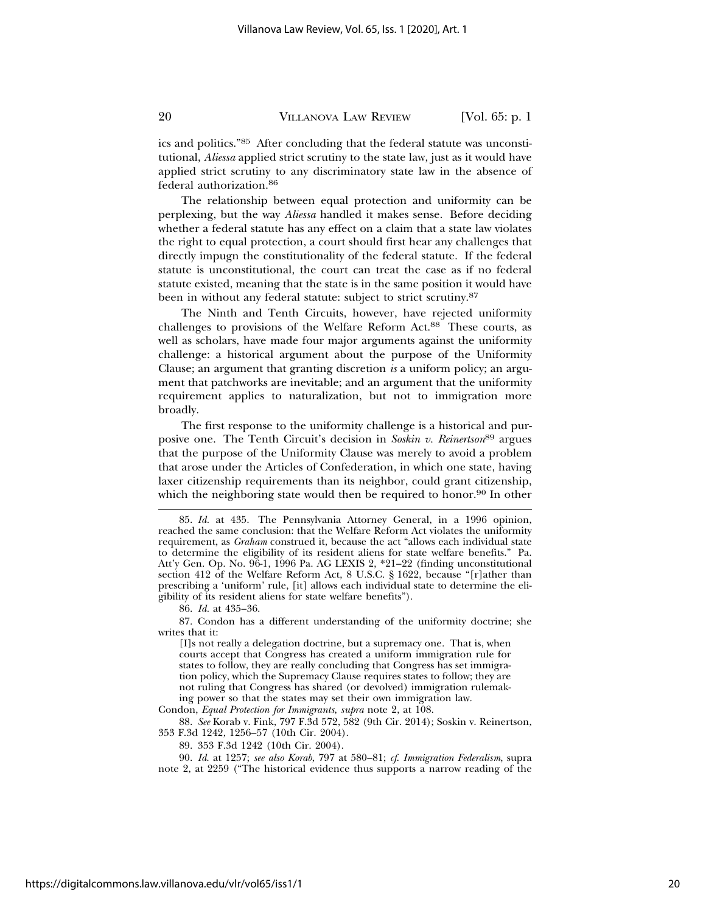ics and politics."[85] After concluding that the federal statute was unconstitutional, *Aliessa* applied strict scrutiny to the state law, just as it would have applied strict scrutiny to any discriminatory state law in the absence of federal authorization.[86]

The relationship between equal protection and uniformity can be perplexing, but the way *Aliessa* handled it makes sense. Before deciding whether a federal statute has any effect on a claim that a state law violates the right to equal protection, a court should first hear any challenges that directly impugn the constitutionality of the federal statute. If the federal statute is unconstitutional, the court can treat the case as if no federal statute existed, meaning that the state is in the same position it would have been in without any federal statute: subject to strict scrutiny.[87]

The Ninth and Tenth Circuits, however, have rejected uniformity challenges to provisions of the Welfare Reform Act.[88] These courts, as well as scholars, have made four major arguments against the uniformity challenge: a historical argument about the purpose of the Uniformity Clause; an argument that granting discretion *is* a uniform policy; an argument that patchworks are inevitable; and an argument that the uniformity requirement applies to naturalization, but not to immigration more broadly.

The first response to the uniformity challenge is a historical and purposive one. The Tenth Circuit's decision in *Soskin v. Reinertson*[89] argues that the purpose of the Uniformity Clause was merely to avoid a problem that arose under the Articles of Confederation, in which one state, having laxer citizenship requirements than its neighbor, could grant citizenship, which the neighboring state would then be required to honor.[90] In other

---

85. *Id.* at 435. The Pennsylvania Attorney General, in a 1996 opinion, reached the same conclusion: that the Welfare Reform Act violates the uniformity requirement, as *Graham* construed it, because the act "allows each individual state to determine the eligibility of its resident aliens for state welfare benefits." Pa. Att'y Gen. Op. No. 96-1, 1996 Pa. AG LEXIS 2, *21–22 (finding unconstitutional section 412 of the Welfare Reform Act, 8 U.S.C. § 1622, because "[r]ather than prescribing a 'uniform' rule, [it] allows each individual state to determine the eligibility of its resident aliens for state welfare benefits").

86. *Id.* at 435–36.

87. Condon has a different understanding of the uniformity doctrine; she writes that it:

> [I]s not really a delegation doctrine, but a supremacy one. That is, when courts accept that Congress has created a uniform immigration rule for states to follow, they are really concluding that Congress has set immigration policy, which the Supremacy Clause requires states to follow; they are not ruling that Congress has shared (or devolved) immigration rulemaking power so that the states may set their own immigration law.

Condon, *Equal Protection for Immigrants*, *supra* note 2, at 108.

88. *See* Korab v. Fink, 797 F.3d 572, 582 (9th Cir. 2014); Soskin v. Reinertson, 353 F.3d 1242, 1256–57 (10th Cir. 2004).

89. 353 F.3d 1242 (10th Cir. 2004).

90. *Id.* at 1257; *see also Korab*, 797 at 580–81; *cf. Immigration Federalism*, supra note 2, at 2259 ("The historical evidence thus supports a narrow reading of the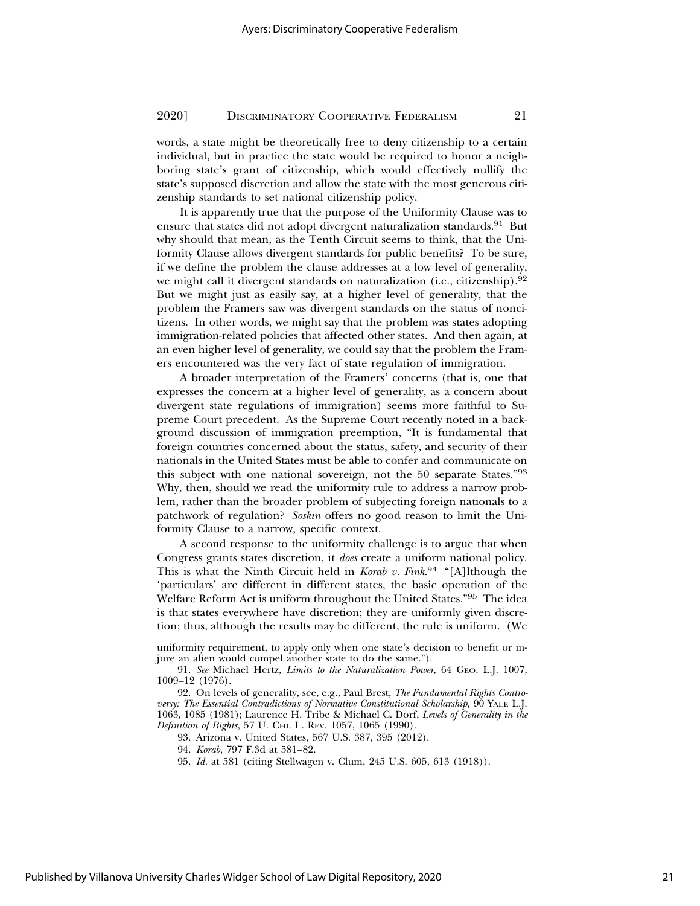words, a state might be theoretically free to deny citizenship to a certain individual, but in practice the state would be required to honor a neighboring state's grant of citizenship, which would effectively nullify the state's supposed discretion and allow the state with the most generous citizenship standards to set national citizenship policy.

It is apparently true that the purpose of the Uniformity Clause was to ensure that states did not adopt divergent naturalization standards.[91] But why should that mean, as the Tenth Circuit seems to think, that the Uniformity Clause allows divergent standards for public benefits? To be sure, if we define the problem the clause addresses at a low level of generality, we might call it divergent standards on naturalization (i.e., citizenship).[92] But we might just as easily say, at a higher level of generality, that the problem the Framers saw was divergent standards on the status of noncitizens. In other words, we might say that the problem was states adopting immigration-related policies that affected other states. And then again, at an even higher level of generality, we could say that the problem the Framers encountered was the very fact of state regulation of immigration.

A broader interpretation of the Framers' concerns (that is, one that expresses the concern at a higher level of generality, as a concern about divergent state regulations of immigration) seems more faithful to Supreme Court precedent. As the Supreme Court recently noted in a background discussion of immigration preemption, "It is fundamental that foreign countries concerned about the status, safety, and security of their nationals in the United States must be able to confer and communicate on this subject with one national sovereign, not the 50 separate States."[93] Why, then, should we read the uniformity rule to address a narrow problem, rather than the broader problem of subjecting foreign nationals to a patchwork of regulation? *Soskin* offers no good reason to limit the Uniformity Clause to a narrow, specific context.

A second response to the uniformity challenge is to argue that when Congress grants states discretion, it *does* create a uniform national policy. This is what the Ninth Circuit held in *Korab v. Fink*.[94] "[A]lthough the 'particulars' are different in different states, the basic operation of the Welfare Reform Act is uniform throughout the United States."[95] The idea is that states everywhere have discretion; they are uniformly given discretion; thus, although the results may be different, the rule is uniform. (We

---

uniformity requirement, to apply only when one state's decision to benefit or injure an alien would compel another state to do the same.").

91. *See* Michael Hertz, *Limits to the Naturalization Power*, 64 Geo. L.J. 1007, 1009–12 (1976).

92. On levels of generality, see, e.g., Paul Brest, *The Fundamental Rights Controversy: The Essential Contradictions of Normative Constitutional Scholarship*, 90 Yale L.J. 1063, 1085 (1981); Laurence H. Tribe & Michael C. Dorf, *Levels of Generality in the Definition of Rights*, 57 U. Chi. L. Rev. 1057, 1065 (1990).

93. Arizona v. United States, 567 U.S. 387, 395 (2012).

94. *Korab*, 797 F.3d at 581–82.

95. *Id.* at 581 (citing Stellwagen v. Clum, 245 U.S. 605, 613 (1918)).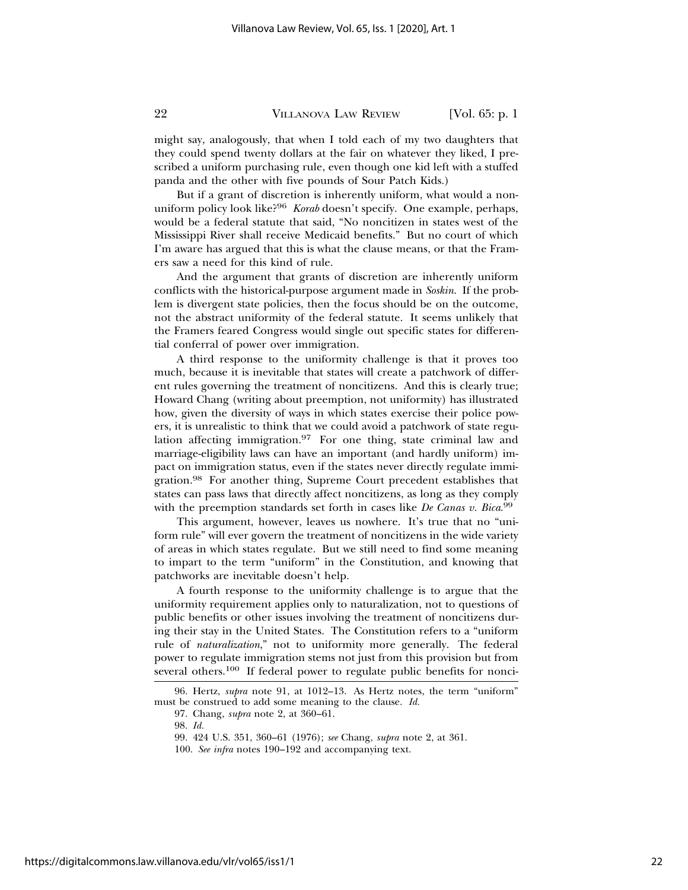might say, analogously, that when I told each of my two daughters that they could spend twenty dollars at the fair on whatever they liked, I prescribed a uniform purchasing rule, even though one kid left with a stuffed panda and the other with five pounds of Sour Patch Kids.)

But if a grant of discretion is inherently uniform, what would a non-uniform policy look like?[96] *Korab* doesn't specify. One example, perhaps, would be a federal statute that said, "No noncitizen in states west of the Mississippi River shall receive Medicaid benefits." But no court of which I'm aware has argued that this is what the clause means, or that the Framers saw a need for this kind of rule.

And the argument that grants of discretion are inherently uniform conflicts with the historical-purpose argument made in *Soskin*. If the problem is divergent state policies, then the focus should be on the outcome, not the abstract uniformity of the federal statute. It seems unlikely that the Framers feared Congress would single out specific states for differential conferral of power over immigration.

A third response to the uniformity challenge is that it proves too much, because it is inevitable that states will create a patchwork of different rules governing the treatment of noncitizens. And this is clearly true; Howard Chang (writing about preemption, not uniformity) has illustrated how, given the diversity of ways in which states exercise their police powers, it is unrealistic to think that we could avoid a patchwork of state regulation affecting immigration.[97] For one thing, state criminal law and marriage-eligibility laws can have an important (and hardly uniform) impact on immigration status, even if the states never directly regulate immigration.[98] For another thing, Supreme Court precedent establishes that states can pass laws that directly affect noncitizens, as long as they comply with the preemption standards set forth in cases like *De Canas v. Bica*.[99]

This argument, however, leaves us nowhere. It's true that no "uniform rule" will ever govern the treatment of noncitizens in the wide variety of areas in which states regulate. But we still need to find some meaning to impart to the term "uniform" in the Constitution, and knowing that patchworks are inevitable doesn't help.

A fourth response to the uniformity challenge is to argue that the uniformity requirement applies only to naturalization, not to questions of public benefits or other issues involving the treatment of noncitizens during their stay in the United States. The Constitution refers to a "uniform rule of *naturalization*," not to uniformity more generally. The federal power to regulate immigration stems not just from this provision but from several others.[100] If federal power to regulate public benefits for nonci-

96. Hertz, *supra* note 91, at 1012–13. As Hertz notes, the term "uniform" must be construed to add some meaning to the clause. *Id.*

97. Chang, *supra* note 2, at 360–61.

98. *Id.*

99. 424 U.S. 351, 360–61 (1976); *see* Chang, *supra* note 2, at 361.

100. *See infra* notes 190–192 and accompanying text.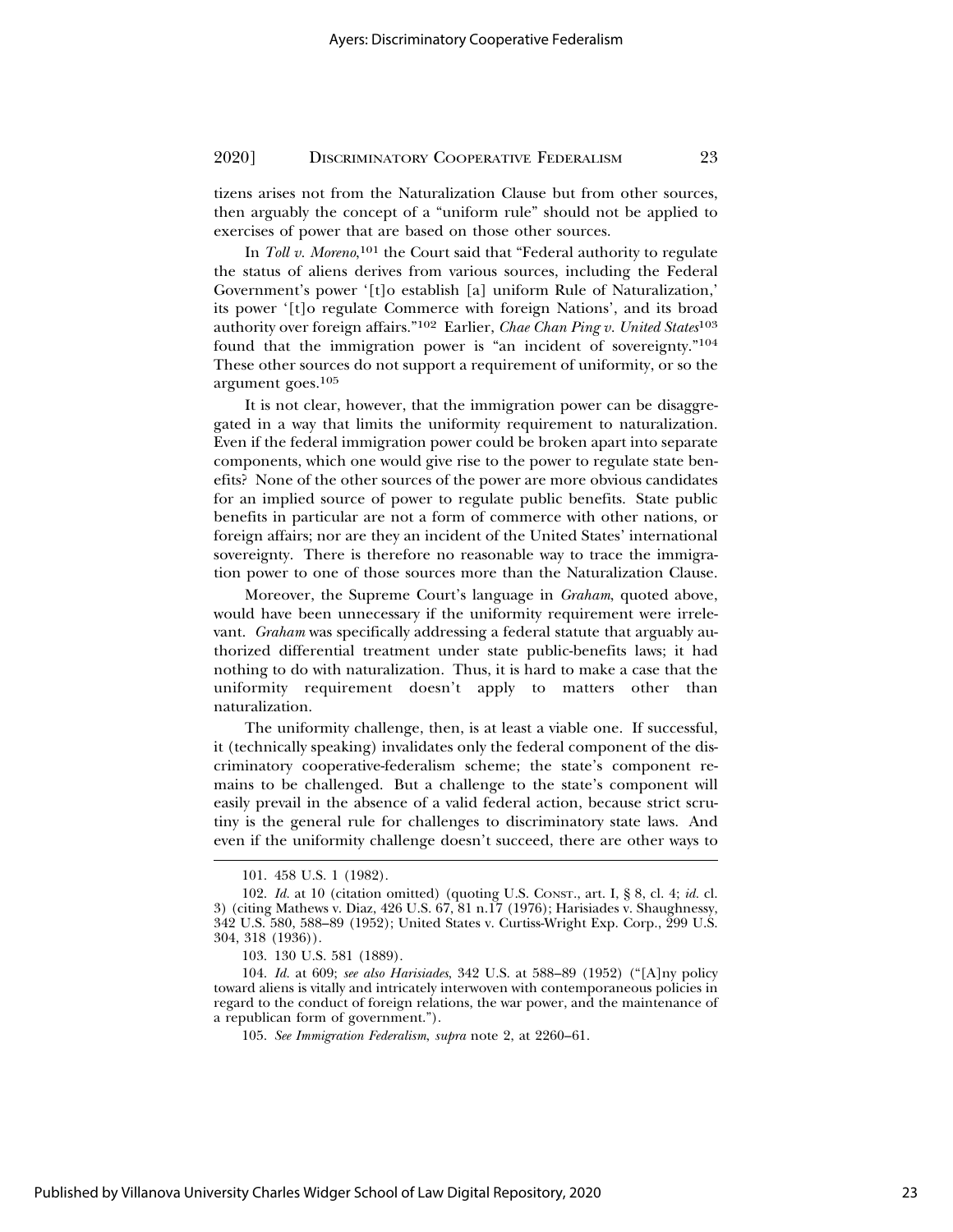tizens arises not from the Naturalization Clause but from other sources, then arguably the concept of a "uniform rule" should not be applied to exercises of power that are based on those other sources.

In *Toll v. Moreno*,[101] the Court said that "Federal authority to regulate the status of aliens derives from various sources, including the Federal Government's power '[t]o establish [a] uniform Rule of Naturalization,' its power '[t]o regulate Commerce with foreign Nations', and its broad authority over foreign affairs."[102] Earlier, *Chae Chan Ping v. United States*[103] found that the immigration power is "an incident of sovereignty."[104] These other sources do not support a requirement of uniformity, or so the argument goes.[105]

It is not clear, however, that the immigration power can be disaggregated in a way that limits the uniformity requirement to naturalization. Even if the federal immigration power could be broken apart into separate components, which one would give rise to the power to regulate state benefits? None of the other sources of the power are more obvious candidates for an implied source of power to regulate public benefits. State public benefits in particular are not a form of commerce with other nations, or foreign affairs; nor are they an incident of the United States' international sovereignty. There is therefore no reasonable way to trace the immigration power to one of those sources more than the Naturalization Clause.

Moreover, the Supreme Court's language in *Graham*, quoted above, would have been unnecessary if the uniformity requirement were irrelevant. *Graham* was specifically addressing a federal statute that arguably authorized differential treatment under state public-benefits laws; it had nothing to do with naturalization. Thus, it is hard to make a case that the uniformity requirement doesn't apply to matters other than naturalization.

The uniformity challenge, then, is at least a viable one. If successful, it (technically speaking) invalidates only the federal component of the discriminatory cooperative-federalism scheme; the state's component remains to be challenged. But a challenge to the state's component will easily prevail in the absence of a valid federal action, because strict scrutiny is the general rule for challenges to discriminatory state laws. And even if the uniformity challenge doesn't succeed, there are other ways to

---

101. 458 U.S. 1 (1982).

102. *Id.* at 10 (citation omitted) (quoting U.S. CONST., art. I, § 8, cl. 4; *id.* cl. 3) (citing Mathews v. Diaz, 426 U.S. 67, 81 n.17 (1976); Harisiades v. Shaughnessy, 342 U.S. 580, 588–89 (1952); United States v. Curtiss-Wright Exp. Corp., 299 U.S. 304, 318 (1936)).

103. 130 U.S. 581 (1889).

104. *Id.* at 609; *see also Harisiades*, 342 U.S. at 588–89 (1952) ("[A]ny policy toward aliens is vitally and intricately interwoven with contemporaneous policies in regard to the conduct of foreign relations, the war power, and the maintenance of a republican form of government.").

105. *See Immigration Federalism*, *supra* note 2, at 2260–61.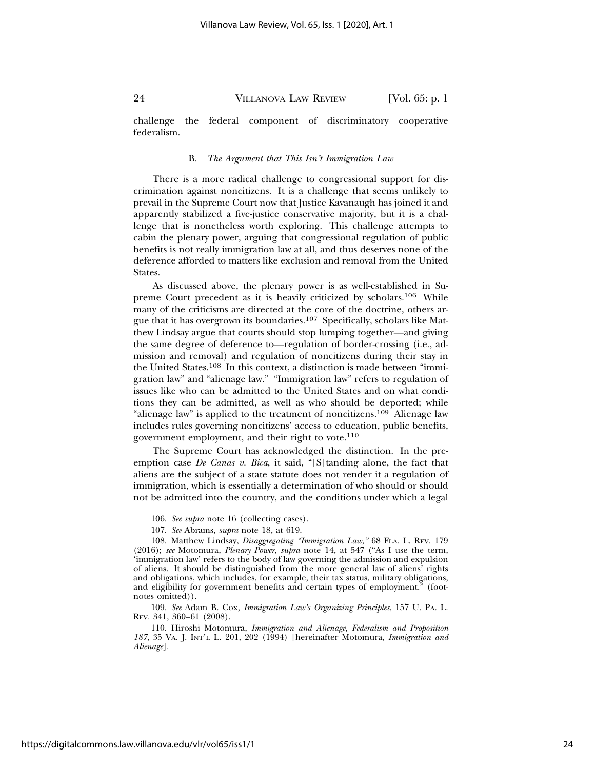challenge the federal component of discriminatory cooperative federalism.

### B. *The Argument that This Isn't Immigration Law*

There is a more radical challenge to congressional support for discrimination against noncitizens. It is a challenge that seems unlikely to prevail in the Supreme Court now that Justice Kavanaugh has joined it and apparently stabilized a five-justice conservative majority, but it is a challenge that is nonetheless worth exploring. This challenge attempts to cabin the plenary power, arguing that congressional regulation of public benefits is not really immigration law at all, and thus deserves none of the deference afforded to matters like exclusion and removal from the United States.

As discussed above, the plenary power is as well-established in Supreme Court precedent as it is heavily criticized by scholars.[106] While many of the criticisms are directed at the core of the doctrine, others argue that it has overgrown its boundaries.[107] Specifically, scholars like Matthew Lindsay argue that courts should stop lumping together—and giving the same degree of deference to—regulation of border-crossing (i.e., admission and removal) and regulation of noncitizens during their stay in the United States.[108] In this context, a distinction is made between "immigration law" and "alienage law." "Immigration law" refers to regulation of issues like who can be admitted to the United States and on what conditions they can be admitted, as well as who should be deported; while "alienage law" is applied to the treatment of noncitizens.[109] Alienage law includes rules governing noncitizens' access to education, public benefits, government employment, and their right to vote.[110]

The Supreme Court has acknowledged the distinction. In the preemption case *De Canas v. Bica*, it said, "[S]tanding alone, the fact that aliens are the subject of a state statute does not render it a regulation of immigration, which is essentially a determination of who should or should not be admitted into the country, and the conditions under which a legal

---

106. *See supra* note 16 (collecting cases).

107. *See* Abrams, *supra* note 18, at 619.

108. Matthew Lindsay, *Disaggregating "Immigration Law,"* 68 FLA. L. REV. 179 (2016); *see* Motomura, *Plenary Power*, *supra* note 14, at 547 ("As I use the term, 'immigration law' refers to the body of law governing the admission and expulsion of aliens. It should be distinguished from the more general law of aliens' rights and obligations, which includes, for example, their tax status, military obligations, and eligibility for government benefits and certain types of employment." (footnotes omitted)).

109. *See* Adam B. Cox, *Immigration Law's Organizing Principles*, 157 U. PA. L. REV. 341, 360–61 (2008).

110. Hiroshi Motomura, *Immigration and Alienage, Federalism and Proposition 187*, 35 VA. J. INT'L L. 201, 202 (1994) [hereinafter Motomura, *Immigration and Alienage*].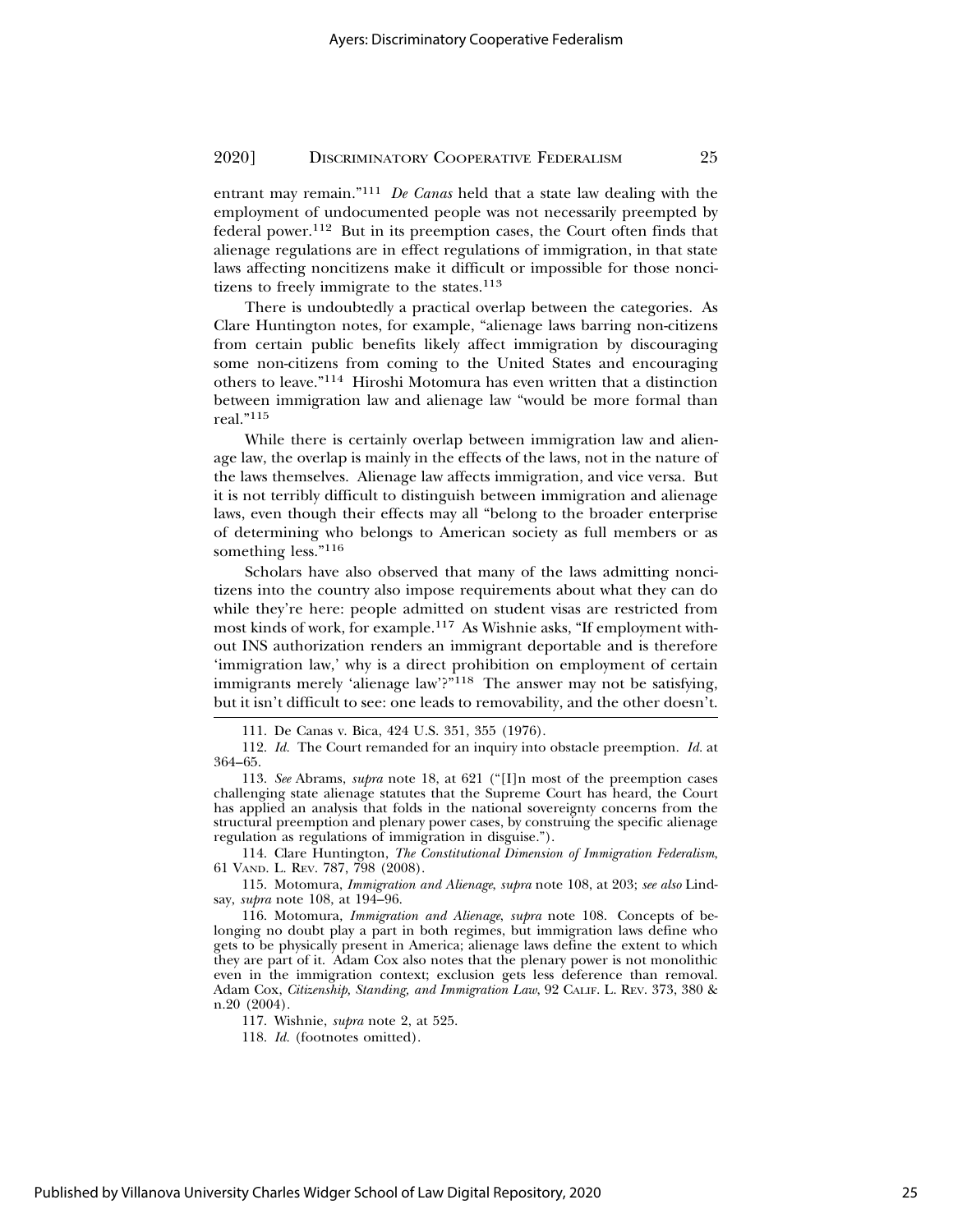entrant may remain."[111] *De Canas* held that a state law dealing with the employment of undocumented people was not necessarily preempted by federal power.[112] But in its preemption cases, the Court often finds that alienage regulations are in effect regulations of immigration, in that state laws affecting noncitizens make it difficult or impossible for those noncitizens to freely immigrate to the states.[113]

There is undoubtedly a practical overlap between the categories. As Clare Huntington notes, for example, "alienage laws barring non-citizens from certain public benefits likely affect immigration by discouraging some non-citizens from coming to the United States and encouraging others to leave."[114] Hiroshi Motomura has even written that a distinction between immigration law and alienage law "would be more formal than real."[115]

While there is certainly overlap between immigration law and alienage law, the overlap is mainly in the effects of the laws, not in the nature of the laws themselves. Alienage law affects immigration, and vice versa. But it is not terribly difficult to distinguish between immigration and alienage laws, even though their effects may all "belong to the broader enterprise of determining who belongs to American society as full members or as something less."[116]

Scholars have also observed that many of the laws admitting noncitizens into the country also impose requirements about what they can do while they're here: people admitted on student visas are restricted from most kinds of work, for example.[117] As Wishnie asks, "If employment without INS authorization renders an immigrant deportable and is therefore 'immigration law,' why is a direct prohibition on employment of certain immigrants merely 'alienage law'?"[118] The answer may not be satisfying, but it isn't difficult to see: one leads to removability, and the other doesn't.

---

111. De Canas v. Bica, 424 U.S. 351, 355 (1976).

112. *Id.* The Court remanded for an inquiry into obstacle preemption. *Id.* at 364–65.

113. *See* Abrams, *supra* note 18, at 621 ("[I]n most of the preemption cases challenging state alienage statutes that the Supreme Court has heard, the Court has applied an analysis that folds in the national sovereignty concerns from the structural preemption and plenary power cases, by construing the specific alienage regulation as regulations of immigration in disguise.").

114. Clare Huntington, *The Constitutional Dimension of Immigration Federalism*, 61 VAND. L. REV. 787, 798 (2008).

115. Motomura, *Immigration and Alienage*, *supra* note 108, at 203; *see also* Lindsay, *supra* note 108, at 194–96.

116. Motomura, *Immigration and Alienage*, *supra* note 108. Concepts of belonging no doubt play a part in both regimes, but immigration laws define who gets to be physically present in America; alienage laws define the extent to which they are part of it. Adam Cox also notes that the plenary power is not monolithic even in the immigration context; exclusion gets less deference than removal. Adam Cox, *Citizenship, Standing, and Immigration Law*, 92 CALIF. L. REV. 373, 380 & n.20 (2004).

117. Wishnie, *supra* note 2, at 525.

118. *Id.* (footnotes omitted).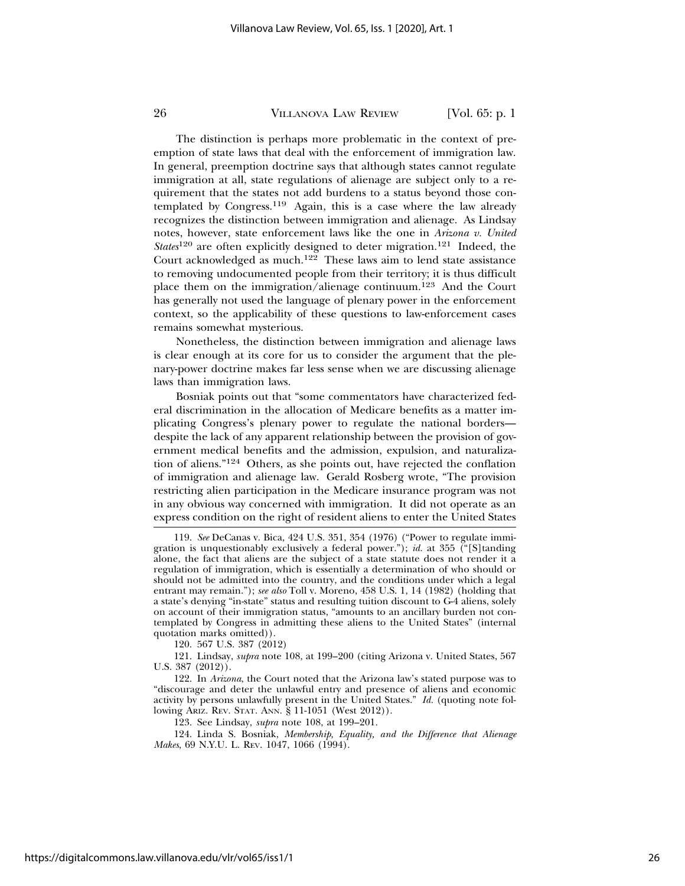The distinction is perhaps more problematic in the context of preemption of state laws that deal with the enforcement of immigration law. In general, preemption doctrine says that although states cannot regulate immigration at all, state regulations of alienage are subject only to a requirement that the states not add burdens to a status beyond those contemplated by Congress.[119] Again, this is a case where the law already recognizes the distinction between immigration and alienage. As Lindsay notes, however, state enforcement laws like the one in *Arizona v. United States*[120] are often explicitly designed to deter migration.[121] Indeed, the Court acknowledged as much.[122] These laws aim to lend state assistance to removing undocumented people from their territory; it is thus difficult place them on the immigration/alienage continuum.[123] And the Court has generally not used the language of plenary power in the enforcement context, so the applicability of these questions to law-enforcement cases remains somewhat mysterious.

Nonetheless, the distinction between immigration and alienage laws is clear enough at its core for us to consider the argument that the plenary-power doctrine makes far less sense when we are discussing alienage laws than immigration laws.

Bosniak points out that "some commentators have characterized federal discrimination in the allocation of Medicare benefits as a matter implicating Congress's plenary power to regulate the national borders—despite the lack of any apparent relationship between the provision of government medical benefits and the admission, expulsion, and naturalization of aliens."[124] Others, as she points out, have rejected the conflation of immigration and alienage law. Gerald Rosberg wrote, "The provision restricting alien participation in the Medicare insurance program was not in any obvious way concerned with immigration. It did not operate as an express condition on the right of resident aliens to enter the United States

---

119. *See* DeCanas v. Bica, 424 U.S. 351, 354 (1976) ("Power to regulate immigration is unquestionably exclusively a federal power."); *id.* at 355 ("[S]tanding alone, the fact that aliens are the subject of a state statute does not render it a regulation of immigration, which is essentially a determination of who should or should not be admitted into the country, and the conditions under which a legal entrant may remain."); *see also* Toll v. Moreno, 458 U.S. 1, 14 (1982) (holding that a state's denying "in-state" status and resulting tuition discount to G-4 aliens, solely on account of their immigration status, "amounts to an ancillary burden not contemplated by Congress in admitting these aliens to the United States" (internal quotation marks omitted)).

120. 567 U.S. 387 (2012)

121. Lindsay, *supra* note 108, at 199–200 (citing Arizona v. United States, 567 U.S. 387 (2012)).

122. In *Arizona*, the Court noted that the Arizona law's stated purpose was to "discourage and deter the unlawful entry and presence of aliens and economic activity by persons unlawfully present in the United States." *Id.* (quoting note following ARIZ. REV. STAT. ANN. § 11-1051 (West 2012)).

123. See Lindsay, *supra* note 108, at 199–201.

124. Linda S. Bosniak, *Membership, Equality, and the Difference that Alienage Makes*, 69 N.Y.U. L. REV. 1047, 1066 (1994).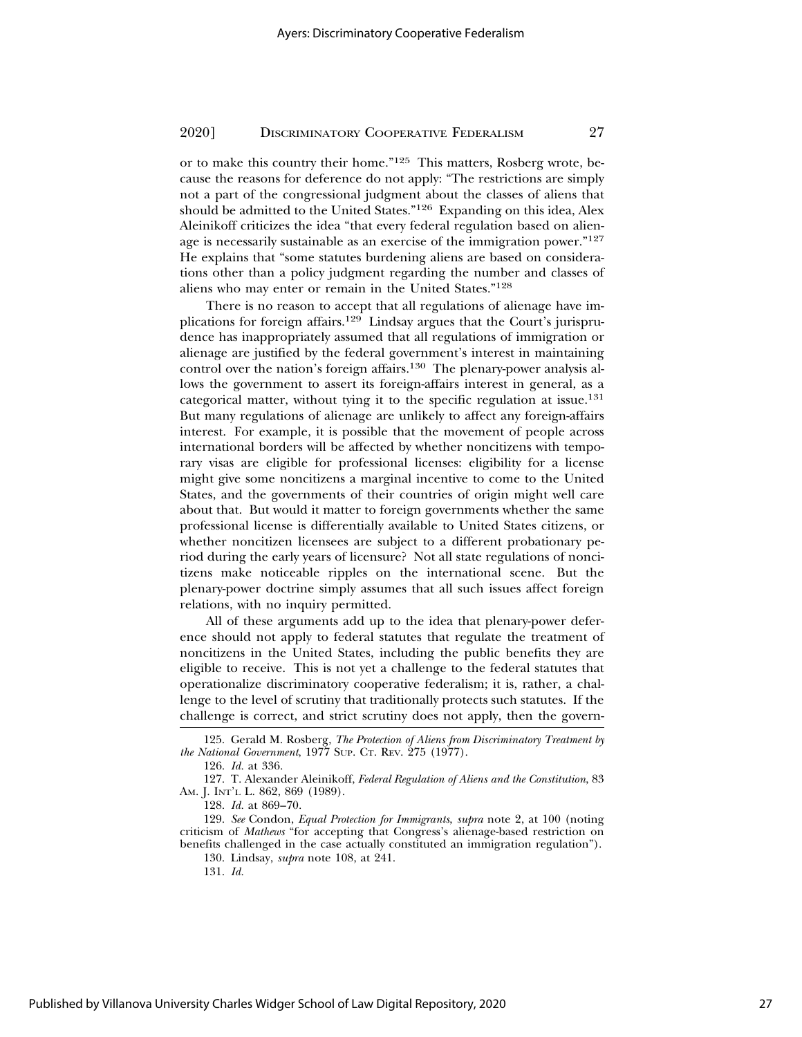or to make this country their home."[125] This matters, Rosberg wrote, because the reasons for deference do not apply: "The restrictions are simply not a part of the congressional judgment about the classes of aliens that should be admitted to the United States."[126] Expanding on this idea, Alex Aleinikoff criticizes the idea "that every federal regulation based on alienage is necessarily sustainable as an exercise of the immigration power."[127] He explains that "some statutes burdening aliens are based on considerations other than a policy judgment regarding the number and classes of aliens who may enter or remain in the United States."[128]

There is no reason to accept that all regulations of alienage have implications for foreign affairs.[129] Lindsay argues that the Court's jurisprudence has inappropriately assumed that all regulations of immigration or alienage are justified by the federal government's interest in maintaining control over the nation's foreign affairs.[130] The plenary-power analysis allows the government to assert its foreign-affairs interest in general, as a categorical matter, without tying it to the specific regulation at issue.[131] But many regulations of alienage are unlikely to affect any foreign-affairs interest. For example, it is possible that the movement of people across international borders will be affected by whether noncitizens with temporary visas are eligible for professional licenses: eligibility for a license might give some noncitizens a marginal incentive to come to the United States, and the governments of their countries of origin might well care about that. But would it matter to foreign governments whether the same professional license is differentially available to United States citizens, or whether noncitizen licensees are subject to a different probationary period during the early years of licensure? Not all state regulations of noncitizens make noticeable ripples on the international scene. But the plenary-power doctrine simply assumes that all such issues affect foreign relations, with no inquiry permitted.

All of these arguments add up to the idea that plenary-power deference should not apply to federal statutes that regulate the treatment of noncitizens in the United States, including the public benefits they are eligible to receive. This is not yet a challenge to the federal statutes that operationalize discriminatory cooperative federalism; it is, rather, a challenge to the level of scrutiny that traditionally protects such statutes. If the challenge is correct, and strict scrutiny does not apply, then the govern-

---

125. Gerald M. Rosberg, *The Protection of Aliens from Discriminatory Treatment by the National Government*, 1977 SUP. CT. REV. 275 (1977).

126. *Id.* at 336.

127. T. Alexander Aleinikoff, *Federal Regulation of Aliens and the Constitution*, 83 AM. J. INT'L L. 862, 869 (1989).

128. *Id.* at 869–70.

129. *See* Condon, *Equal Protection for Immigrants*, *supra* note 2, at 100 (noting criticism of *Mathews* "for accepting that Congress's alienage-based restriction on benefits challenged in the case actually constituted an immigration regulation").

130. Lindsay, *supra* note 108, at 241.

131. *Id.*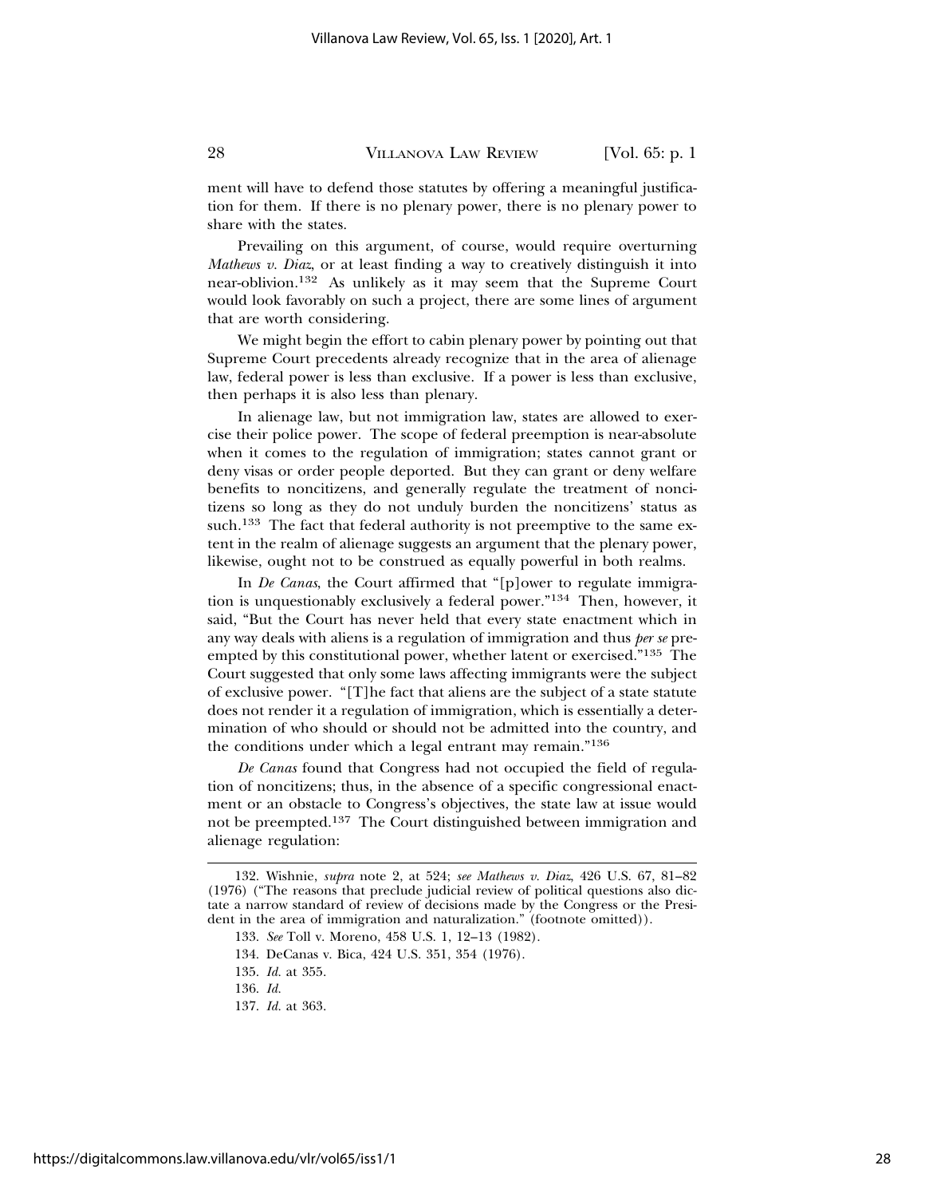ment will have to defend those statutes by offering a meaningful justification for them. If there is no plenary power, there is no plenary power to share with the states.

Prevailing on this argument, of course, would require overturning *Mathews v. Diaz*, or at least finding a way to creatively distinguish it into near-oblivion.[132] As unlikely as it may seem that the Supreme Court would look favorably on such a project, there are some lines of argument that are worth considering.

We might begin the effort to cabin plenary power by pointing out that Supreme Court precedents already recognize that in the area of alienage law, federal power is less than exclusive. If a power is less than exclusive, then perhaps it is also less than plenary.

In alienage law, but not immigration law, states are allowed to exercise their police power. The scope of federal preemption is near-absolute when it comes to the regulation of immigration; states cannot grant or deny visas or order people deported. But they can grant or deny welfare benefits to noncitizens, and generally regulate the treatment of noncitizens so long as they do not unduly burden the noncitizens' status as such.[133] The fact that federal authority is not preemptive to the same extent in the realm of alienage suggests an argument that the plenary power, likewise, ought not to be construed as equally powerful in both realms.

In *De Canas*, the Court affirmed that "[p]ower to regulate immigration is unquestionably exclusively a federal power."[134] Then, however, it said, "But the Court has never held that every state enactment which in any way deals with aliens is a regulation of immigration and thus *per se* preempted by this constitutional power, whether latent or exercised."[135] The Court suggested that only some laws affecting immigrants were the subject of exclusive power. "[T]he fact that aliens are the subject of a state statute does not render it a regulation of immigration, which is essentially a determination of who should or should not be admitted into the country, and the conditions under which a legal entrant may remain."[136]

*De Canas* found that Congress had not occupied the field of regulation of noncitizens; thus, in the absence of a specific congressional enactment or an obstacle to Congress's objectives, the state law at issue would not be preempted.[137] The Court distinguished between immigration and alienage regulation:

---

132. Wishnie, *supra* note 2, at 524; *see Mathews v. Diaz*, 426 U.S. 67, 81–82 (1976) ("The reasons that preclude judicial review of political questions also dictate a narrow standard of review of decisions made by the Congress or the President in the area of immigration and naturalization." (footnote omitted)).

133. *See* Toll v. Moreno, 458 U.S. 1, 12–13 (1982).

134. DeCanas v. Bica, 424 U.S. 351, 354 (1976).

135. *Id.* at 355.

136. *Id.*

137. *Id.* at 363.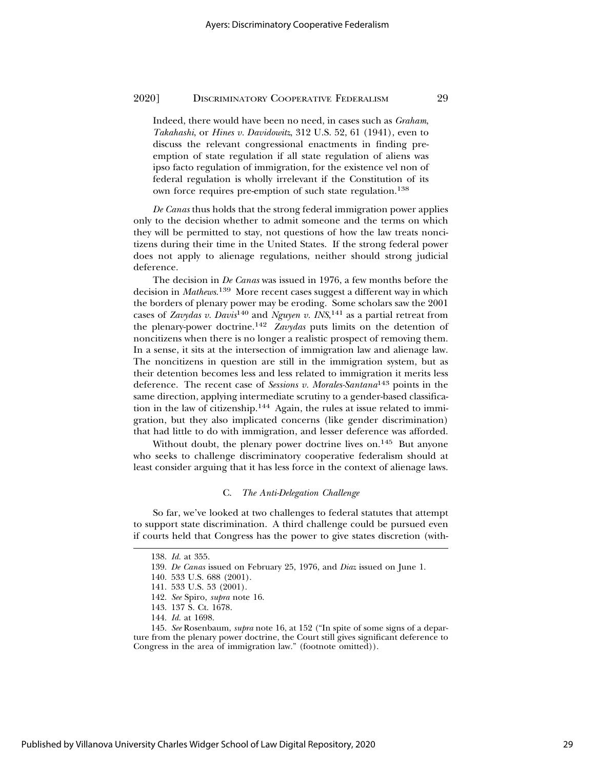> Indeed, there would have been no need, in cases such as *Graham*, *Takahashi*, or *Hines v. Davidowitz*, 312 U.S. 52, 61 (1941), even to discuss the relevant congressional enactments in finding pre-emption of state regulation if all state regulation of aliens was ipso facto regulation of immigration, for the existence vel non of federal regulation is wholly irrelevant if the Constitution of its own force requires pre-emption of such state regulation.[138]

*De Canas* thus holds that the strong federal immigration power applies only to the decision whether to admit someone and the terms on which they will be permitted to stay, not questions of how the law treats noncitizens during their time in the United States. If the strong federal power does not apply to alienage regulations, neither should strong judicial deference.

The decision in *De Canas* was issued in 1976, a few months before the decision in *Mathews*.[139] More recent cases suggest a different way in which the borders of plenary power may be eroding. Some scholars saw the 2001 cases of *Zavydas v. Davis*[140] and *Nguyen v. INS*,[141] as a partial retreat from the plenary-power doctrine.[142] *Zavydas* puts limits on the detention of noncitizens when there is no longer a realistic prospect of removing them. In a sense, it sits at the intersection of immigration law and alienage law. The noncitizens in question are still in the immigration system, but as their detention becomes less and less related to immigration it merits less deference. The recent case of *Sessions v. Morales-Santana*[143] points in the same direction, applying intermediate scrutiny to a gender-based classification in the law of citizenship.[144] Again, the rules at issue related to immigration, but they also implicated concerns (like gender discrimination) that had little to do with immigration, and lesser deference was afforded.

Without doubt, the plenary power doctrine lives on.[145] But anyone who seeks to challenge discriminatory cooperative federalism should at least consider arguing that it has less force in the context of alienage laws.

### C. *The Anti-Delegation Challenge*

So far, we've looked at two challenges to federal statutes that attempt to support state discrimination. A third challenge could be pursued even if courts held that Congress has the power to give states discretion (with-

---

138. *Id.* at 355.

139. *De Canas* issued on February 25, 1976, and *Diaz* issued on June 1.

140. 533 U.S. 688 (2001).

141. 533 U.S. 53 (2001).

142. *See* Spiro, *supra* note 16.

143. 137 S. Ct. 1678.

144. *Id.* at 1698.

145. *See* Rosenbaum, *supra* note 16, at 152 ("In spite of some signs of a departure from the plenary power doctrine, the Court still gives significant deference to Congress in the area of immigration law." (footnote omitted)).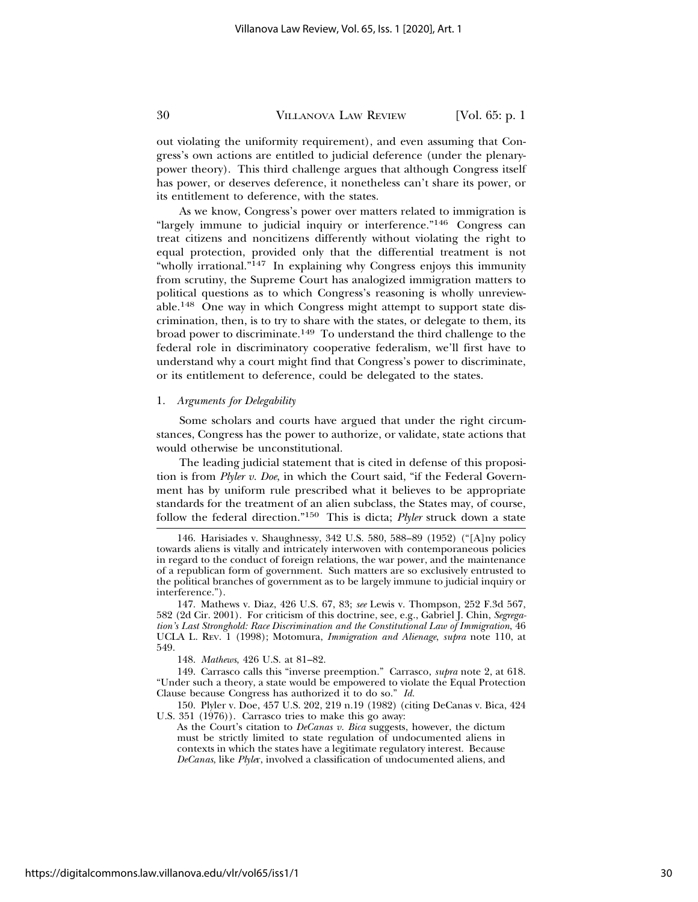out violating the uniformity requirement), and even assuming that Congress's own actions are entitled to judicial deference (under the plenary-power theory). This third challenge argues that although Congress itself has power, or deserves deference, it nonetheless can't share its power, or its entitlement to deference, with the states.

As we know, Congress's power over matters related to immigration is "largely immune to judicial inquiry or interference."[146] Congress can treat citizens and noncitizens differently without violating the right to equal protection, provided only that the differential treatment is not "wholly irrational."[147] In explaining why Congress enjoys this immunity from scrutiny, the Supreme Court has analogized immigration matters to political questions as to which Congress's reasoning is wholly unreviewable.[148] One way in which Congress might attempt to support state discrimination, then, is to try to share with the states, or delegate to them, its broad power to discriminate.[149] To understand the third challenge to the federal role in discriminatory cooperative federalism, we'll first have to understand why a court might find that Congress's power to discriminate, or its entitlement to deference, could be delegated to the states.

### 1. *Arguments for Delegability*

Some scholars and courts have argued that under the right circumstances, Congress has the power to authorize, or validate, state actions that would otherwise be unconstitutional.

The leading judicial statement that is cited in defense of this proposition is from *Plyler v. Doe*, in which the Court said, "if the Federal Government has by uniform rule prescribed what it believes to be appropriate standards for the treatment of an alien subclass, the States may, of course, follow the federal direction."[150] This is dicta; *Plyler* struck down a state

---

146. Harisiades v. Shaughnessy, 342 U.S. 580, 588–89 (1952) ("[A]ny policy towards aliens is vitally and intricately interwoven with contemporaneous policies in regard to the conduct of foreign relations, the war power, and the maintenance of a republican form of government. Such matters are so exclusively entrusted to the political branches of government as to be largely immune to judicial inquiry or interference.").

147. Mathews v. Diaz, 426 U.S. 67, 83; *see* Lewis v. Thompson, 252 F.3d 567, 582 (2d Cir. 2001). For criticism of this doctrine, see, e.g., Gabriel J. Chin, *Segregation's Last Stronghold: Race Discrimination and the Constitutional Law of Immigration*, 46 UCLA L. Rev. 1 (1998); Motomura, *Immigration and Alienage*, *supra* note 110, at 549.

148. *Mathews*, 426 U.S. at 81–82.

149. Carrasco calls this "inverse preemption." Carrasco, *supra* note 2, at 618. "Under such a theory, a state would be empowered to violate the Equal Protection Clause because Congress has authorized it to do so." *Id.*

150. Plyler v. Doe, 457 U.S. 202, 219 n.19 (1982) (citing DeCanas v. Bica, 424 U.S. 351 (1976)). Carrasco tries to make this go away:

> As the Court's citation to *DeCanas v. Bica* suggests, however, the dictum must be strictly limited to state regulation of undocumented aliens in contexts in which the states have a legitimate regulatory interest. Because *DeCanas*, like *Plyler*, involved a classification of undocumented aliens, and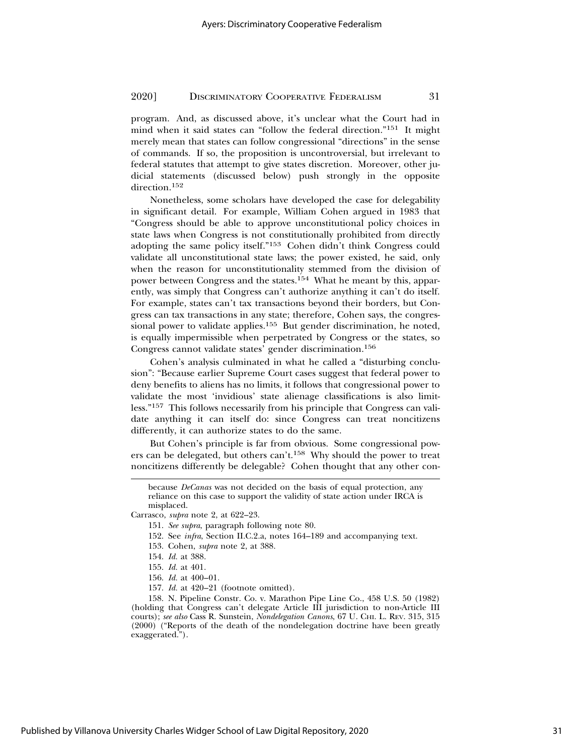program. And, as discussed above, it's unclear what the Court had in mind when it said states can "follow the federal direction."[151] It might merely mean that states can follow congressional "directions" in the sense of commands. If so, the proposition is uncontroversial, but irrelevant to federal statutes that attempt to give states discretion. Moreover, other judicial statements (discussed below) push strongly in the opposite direction.[152]

Nonetheless, some scholars have developed the case for delegability in significant detail. For example, William Cohen argued in 1983 that "Congress should be able to approve unconstitutional policy choices in state laws when Congress is not constitutionally prohibited from directly adopting the same policy itself."[153] Cohen didn't think Congress could validate all unconstitutional state laws; the power existed, he said, only when the reason for unconstitutionality stemmed from the division of power between Congress and the states.[154] What he meant by this, apparently, was simply that Congress can't authorize anything it can't do itself. For example, states can't tax transactions beyond their borders, but Congress can tax transactions in any state; therefore, Cohen says, the congressional power to validate applies.[155] But gender discrimination, he noted, is equally impermissible when perpetrated by Congress or the states, so Congress cannot validate states' gender discrimination.[156]

Cohen's analysis culminated in what he called a "disturbing conclusion": "Because earlier Supreme Court cases suggest that federal power to deny benefits to aliens has no limits, it follows that congressional power to validate the most 'invidious' state alienage classifications is also limitless."[157] This follows necessarily from his principle that Congress can validate anything it can itself do: since Congress can treat noncitizens differently, it can authorize states to do the same.

But Cohen's principle is far from obvious. Some congressional powers can be delegated, but others can't.[158] Why should the power to treat noncitizens differently be delegable? Cohen thought that any other con-

---

because *DeCanas* was not decided on the basis of equal protection, any reliance on this case to support the validity of state action under IRCA is misplaced.

Carrasco, *supra* note 2, at 622–23.

151. *See supra*, paragraph following note 80.

152. See *infra*, Section II.C.2.a, notes 164–189 and accompanying text.

153. Cohen, *supra* note 2, at 388.

154. *Id.* at 388.

155. *Id.* at 401.

156. *Id.* at 400–01.

157. *Id.* at 420–21 (footnote omitted).

158. N. Pipeline Constr. Co. v. Marathon Pipe Line Co., 458 U.S. 50 (1982) (holding that Congress can't delegate Article III jurisdiction to non-Article III courts); *see also* Cass R. Sunstein, *Nondelegation Canons*, 67 U. CHI. L. REV. 315, 315 (2000) ("Reports of the death of the nondelegation doctrine have been greatly exaggerated.").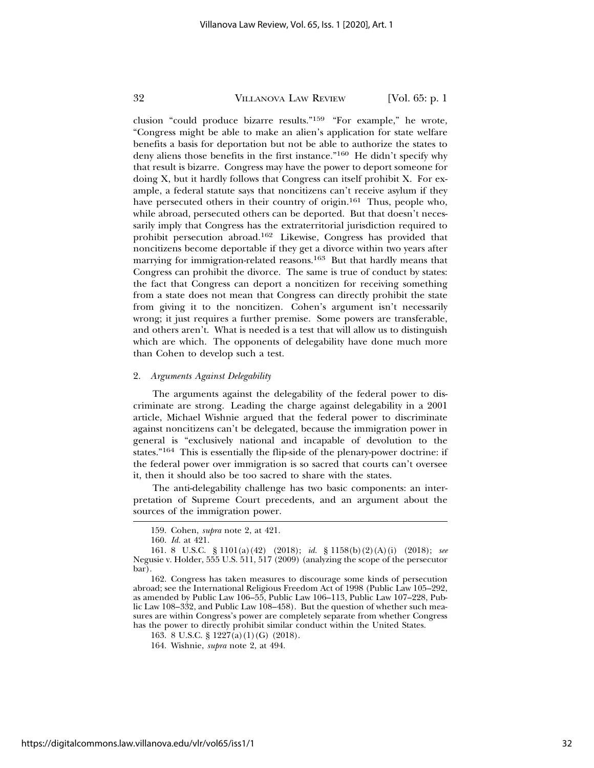clusion "could produce bizarre results."[159] "For example," he wrote, "Congress might be able to make an alien's application for state welfare benefits a basis for deportation but not be able to authorize the states to deny aliens those benefits in the first instance."[160] He didn't specify why that result is bizarre. Congress may have the power to deport someone for doing X, but it hardly follows that Congress can itself prohibit X. For example, a federal statute says that noncitizens can't receive asylum if they have persecuted others in their country of origin.[161] Thus, people who, while abroad, persecuted others can be deported. But that doesn't necessarily imply that Congress has the extraterritorial jurisdiction required to prohibit persecution abroad.[162] Likewise, Congress has provided that noncitizens become deportable if they get a divorce within two years after marrying for immigration-related reasons.[163] But that hardly means that Congress can prohibit the divorce. The same is true of conduct by states: the fact that Congress can deport a noncitizen for receiving something from a state does not mean that Congress can directly prohibit the state from giving it to the noncitizen. Cohen's argument isn't necessarily wrong; it just requires a further premise. Some powers are transferable, and others aren't. What is needed is a test that will allow us to distinguish which are which. The opponents of delegability have done much more than Cohen to develop such a test.

### 2. *Arguments Against Delegability*

The arguments against the delegability of the federal power to discriminate are strong. Leading the charge against delegability in a 2001 article, Michael Wishnie argued that the federal power to discriminate against noncitizens can't be delegated, because the immigration power in general is "exclusively national and incapable of devolution to the states."[164] This is essentially the flip-side of the plenary-power doctrine: if the federal power over immigration is so sacred that courts can't oversee it, then it should also be too sacred to share with the states.

The anti-delegability challenge has two basic components: an interpretation of Supreme Court precedents, and an argument about the sources of the immigration power.

---

159. Cohen, *supra* note 2, at 421.

160. *Id.* at 421.

161. 8 U.S.C. § 1101(a)(42) (2018); *id.* § 1158(b)(2)(A)(i) (2018); *see* Negusie v. Holder, 555 U.S. 511, 517 (2009) (analyzing the scope of the persecutor bar).

162. Congress has taken measures to discourage some kinds of persecution abroad; see the International Religious Freedom Act of 1998 (Public Law 105–292, as amended by Public Law 106–55, Public Law 106–113, Public Law 107–228, Public Law 108–332, and Public Law 108–458). But the question of whether such measures are within Congress's power are completely separate from whether Congress has the power to directly prohibit similar conduct within the United States.

163. 8 U.S.C. § 1227(a)(1)(G) (2018).

164. Wishnie, *supra* note 2, at 494.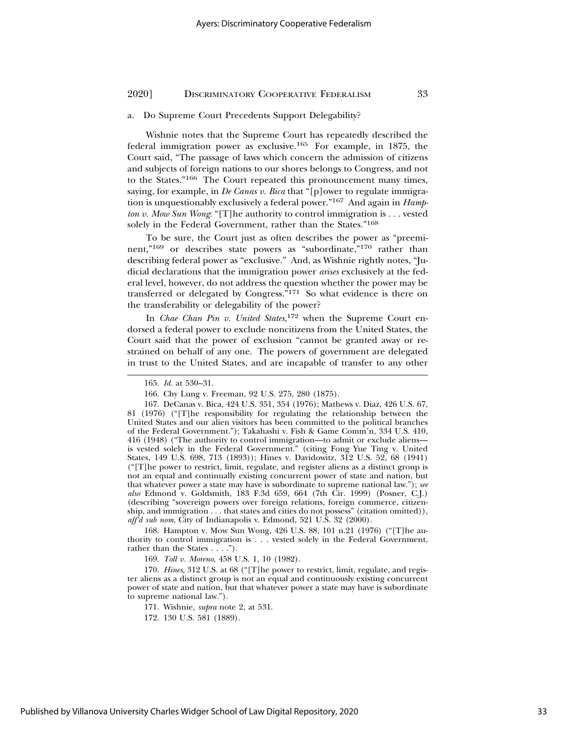a. Do Supreme Court Precedents Support Delegability?

Wishnie notes that the Supreme Court has repeatedly described the federal immigration power as exclusive.[165] For example, in 1875, the Court said, "The passage of laws which concern the admission of citizens and subjects of foreign nations to our shores belongs to Congress, and not to the States."[166] The Court repeated this pronouncement many times, saying, for example, in *De Canas v. Bica* that "[p]ower to regulate immigration is unquestionably exclusively a federal power."[167] And again in *Hampton v. Mow Sun Wong*: "[T]he authority to control immigration is . . . vested solely in the Federal Government, rather than the States."[168]

To be sure, the Court just as often describes the power as "preeminent,"[169] or describes state powers as "subordinate,"[170] rather than describing federal power as "exclusive." And, as Wishnie rightly notes, "Judicial declarations that the immigration power *arises* exclusively at the federal level, however, do not address the question whether the power may be transferred or delegated by Congress."[171] So what evidence is there on the transferability or delegability of the power?

In *Chae Chan Pin v. United States*,[172] when the Supreme Court endorsed a federal power to exclude noncitizens from the United States, the Court said that the power of exclusion "cannot be granted away or restrained on behalf of any one. The powers of government are delegated in trust to the United States, and are incapable of transfer to any other

---

165. *Id.* at 530–31.

166. Chy Lung v. Freeman, 92 U.S. 275, 280 (1875).

167. DeCanas v. Bica, 424 U.S. 351, 354 (1976); Mathews v. Diaz, 426 U.S. 67, 81 (1976) ("[T]he responsibility for regulating the relationship between the United States and our alien visitors has been committed to the political branches of the Federal Government."); Takahashi v. Fish & Game Comm'n, 334 U.S. 410, 416 (1948) ("The authority to control immigration—to admit or exclude aliens—is vested solely in the Federal Government." (citing Fong Yue Ting v. United States, 149 U.S. 698, 713 (1893)); Hines v. Davidowitz, 312 U.S. 52, 68 (1941) ("[T]he power to restrict, limit, regulate, and register aliens as a distinct group is not an equal and continually existing concurrent power of state and nation, but that whatever power a state may have is subordinate to supreme national law."); *see also* Edmond v. Goldsmith, 183 F.3d 659, 664 (7th Cir. 1999) (Posner, C.J.) (describing "sovereign powers over foreign relations, foreign commerce, citizenship, and immigration . . . that states and cities do not possess" (citation omitted)), *aff'd sub nom*, City of Indianapolis v. Edmond, 521 U.S. 32 (2000).

168. Hampton v. Mow Sun Wong, 426 U.S. 88, 101 n.21 (1976) ("[T]he authority to control immigration is . . . vested solely in the Federal Government, rather than the States . . . .").

169. *Toll v. Moreno*, 458 U.S. 1, 10 (1982).

170. *Hines*, 312 U.S. at 68 ("[T]he power to restrict, limit, regulate, and register aliens as a distinct group is not an equal and continuously existing concurrent power of state and nation, but that whatever power a state may have is subordinate to supreme national law.").

171. Wishnie, *supra* note 2, at 531.

172. 130 U.S. 581 (1889).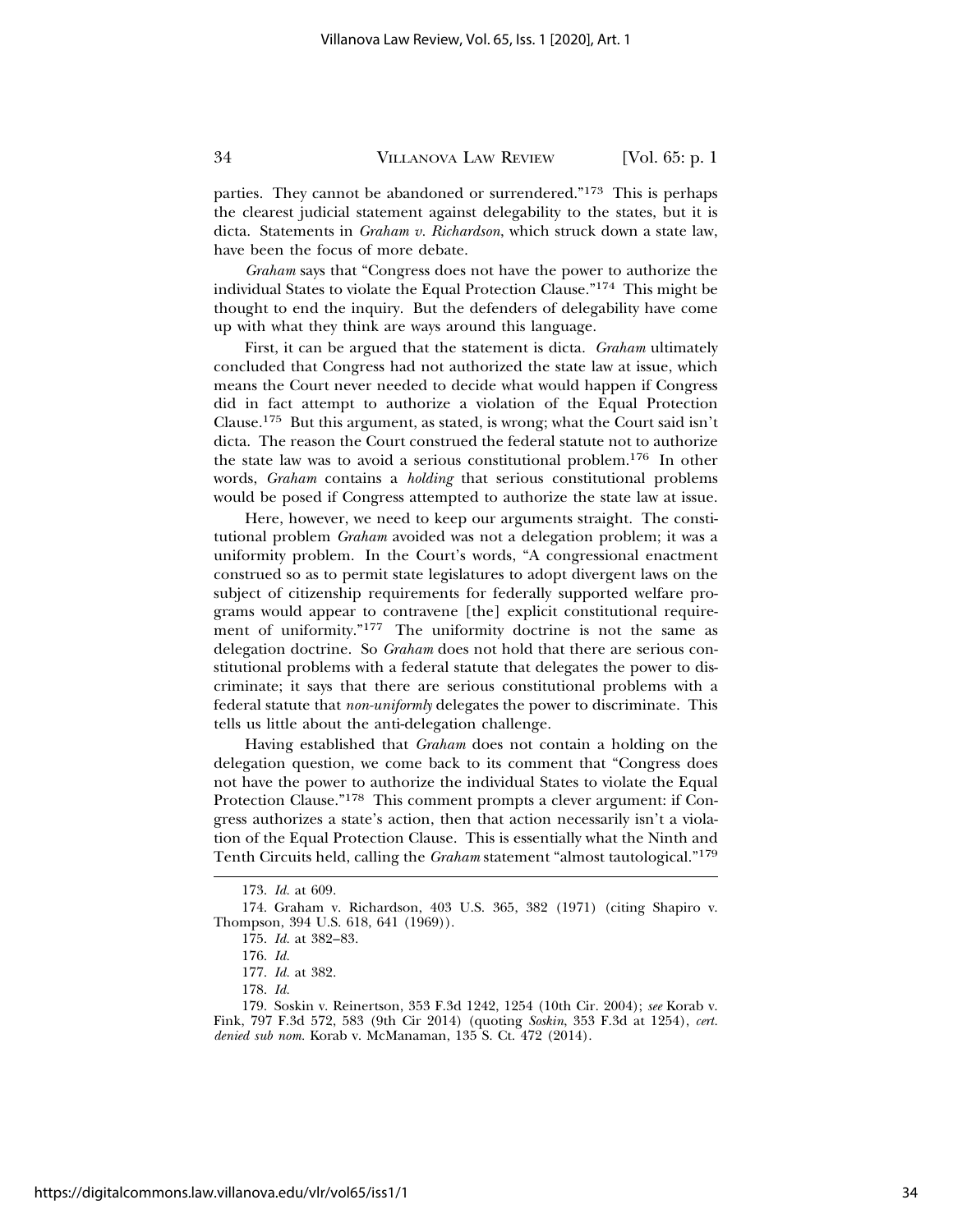parties. They cannot be abandoned or surrendered."[173] This is perhaps the clearest judicial statement against delegability to the states, but it is dicta. Statements in *Graham v. Richardson*, which struck down a state law, have been the focus of more debate.

*Graham* says that "Congress does not have the power to authorize the individual States to violate the Equal Protection Clause."[174] This might be thought to end the inquiry. But the defenders of delegability have come up with what they think are ways around this language.

First, it can be argued that the statement is dicta. *Graham* ultimately concluded that Congress had not authorized the state law at issue, which means the Court never needed to decide what would happen if Congress did in fact attempt to authorize a violation of the Equal Protection Clause.[175] But this argument, as stated, is wrong; what the Court said isn't dicta. The reason the Court construed the federal statute not to authorize the state law was to avoid a serious constitutional problem.[176] In other words, *Graham* contains a *holding* that serious constitutional problems would be posed if Congress attempted to authorize the state law at issue.

Here, however, we need to keep our arguments straight. The constitutional problem *Graham* avoided was not a delegation problem; it was a uniformity problem. In the Court's words, "A congressional enactment construed so as to permit state legislatures to adopt divergent laws on the subject of citizenship requirements for federally supported welfare programs would appear to contravene [the] explicit constitutional requirement of uniformity."[177] The uniformity doctrine is not the same as delegation doctrine. So *Graham* does not hold that there are serious constitutional problems with a federal statute that delegates the power to discriminate; it says that there are serious constitutional problems with a federal statute that *non-uniformly* delegates the power to discriminate. This tells us little about the anti-delegation challenge.

Having established that *Graham* does not contain a holding on the delegation question, we come back to its comment that "Congress does not have the power to authorize the individual States to violate the Equal Protection Clause."[178] This comment prompts a clever argument: if Congress authorizes a state's action, then that action necessarily isn't a violation of the Equal Protection Clause. This is essentially what the Ninth and Tenth Circuits held, calling the *Graham* statement "almost tautological."[179]

---

173. *Id.* at 609.

174. Graham v. Richardson, 403 U.S. 365, 382 (1971) (citing Shapiro v. Thompson, 394 U.S. 618, 641 (1969)).

175. *Id.* at 382–83.

176. *Id.*

177. *Id.* at 382.

178. *Id.*

179. Soskin v. Reinertson, 353 F.3d 1242, 1254 (10th Cir. 2004); *see* Korab v. Fink, 797 F.3d 572, 583 (9th Cir 2014) (quoting *Soskin*, 353 F.3d at 1254), *cert. denied sub nom.* Korab v. McManaman, 135 S. Ct. 472 (2014).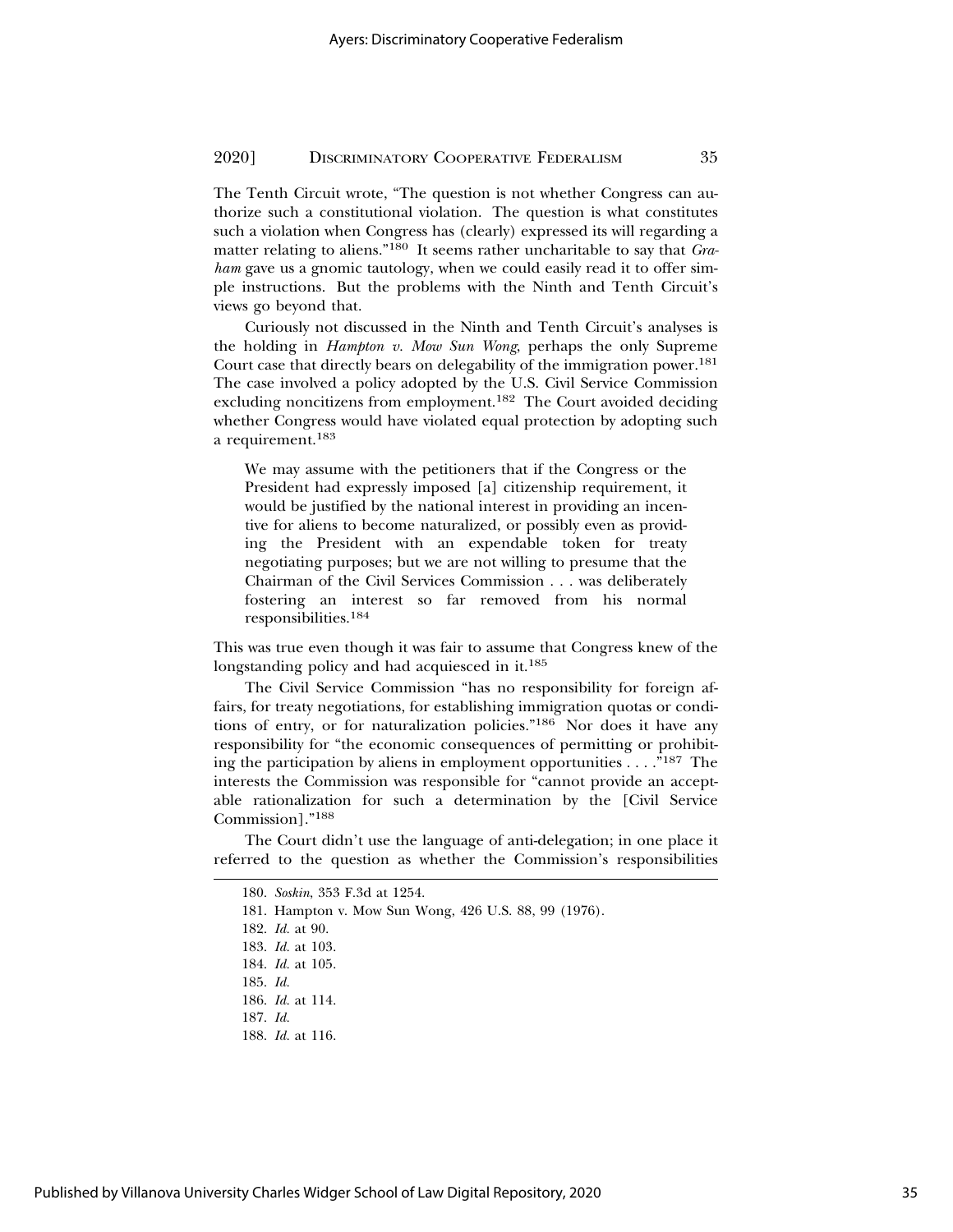The Tenth Circuit wrote, "The question is not whether Congress can authorize such a constitutional violation. The question is what constitutes such a violation when Congress has (clearly) expressed its will regarding a matter relating to aliens."[180] It seems rather uncharitable to say that *Graham* gave us a gnomic tautology, when we could easily read it to offer simple instructions. But the problems with the Ninth and Tenth Circuit's views go beyond that.

Curiously not discussed in the Ninth and Tenth Circuit's analyses is the holding in *Hampton v. Mow Sun Wong*, perhaps the only Supreme Court case that directly bears on delegability of the immigration power.[181] The case involved a policy adopted by the U.S. Civil Service Commission excluding noncitizens from employment.[182] The Court avoided deciding whether Congress would have violated equal protection by adopting such a requirement.[183]

> We may assume with the petitioners that if the Congress or the President had expressly imposed [a] citizenship requirement, it would be justified by the national interest in providing an incentive for aliens to become naturalized, or possibly even as providing the President with an expendable token for treaty negotiating purposes; but we are not willing to presume that the Chairman of the Civil Services Commission . . . was deliberately fostering an interest so far removed from his normal responsibilities.[184]

This was true even though it was fair to assume that Congress knew of the longstanding policy and had acquiesced in it.[185]

The Civil Service Commission "has no responsibility for foreign affairs, for treaty negotiations, for establishing immigration quotas or conditions of entry, or for naturalization policies."[186] Nor does it have any responsibility for "the economic consequences of permitting or prohibiting the participation by aliens in employment opportunities . . . ."[187] The interests the Commission was responsible for "cannot provide an acceptable rationalization for such a determination by the [Civil Service Commission]."[188]

The Court didn't use the language of anti-delegation; in one place it referred to the question as whether the Commission's responsibilities

---

180. *Soskin*, 353 F.3d at 1254.

181. Hampton v. Mow Sun Wong, 426 U.S. 88, 99 (1976).

182. *Id.* at 90.

183. *Id.* at 103.

184. *Id.* at 105.

185. *Id.*

186. *Id.* at 114.

187. *Id.*

188. *Id.* at 116.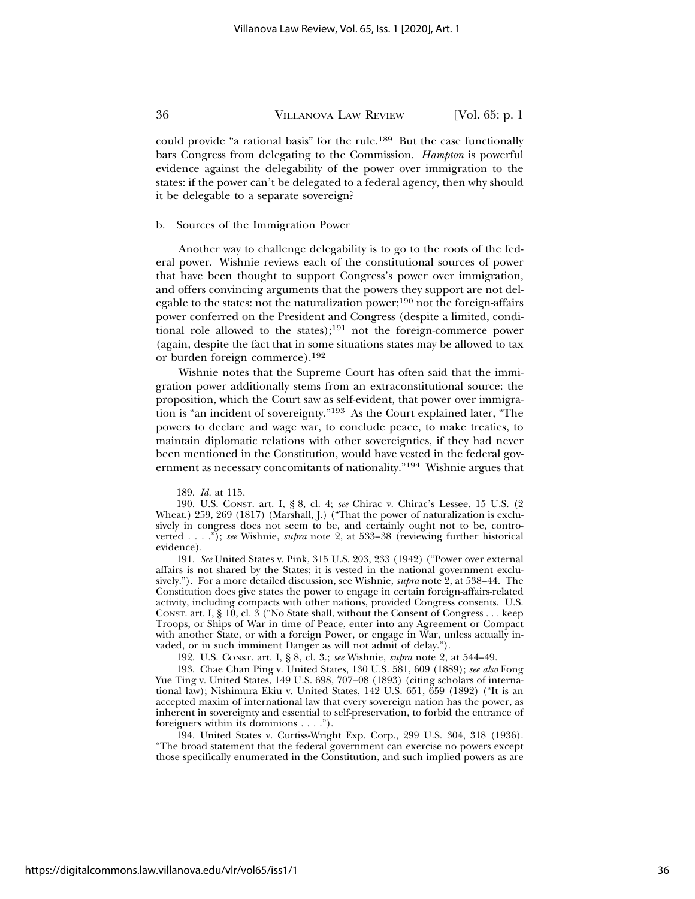could provide "a rational basis" for the rule.[189] But the case functionally bars Congress from delegating to the Commission. *Hampton* is powerful evidence against the delegability of the power over immigration to the states: if the power can't be delegated to a federal agency, then why should it be delegable to a separate sovereign?

b. Sources of the Immigration Power

Another way to challenge delegability is to go to the roots of the federal power. Wishnie reviews each of the constitutional sources of power that have been thought to support Congress's power over immigration, and offers convincing arguments that the powers they support are not delegable to the states: not the naturalization power;[190] not the foreign-affairs power conferred on the President and Congress (despite a limited, conditional role allowed to the states);[191] not the foreign-commerce power (again, despite the fact that in some situations states may be allowed to tax or burden foreign commerce).[192]

Wishnie notes that the Supreme Court has often said that the immigration power additionally stems from an extraconstitutional source: the proposition, which the Court saw as self-evident, that power over immigration is "an incident of sovereignty."[193] As the Court explained later, "The powers to declare and wage war, to conclude peace, to make treaties, to maintain diplomatic relations with other sovereignties, if they had never been mentioned in the Constitution, would have vested in the federal government as necessary concomitants of nationality."[194] Wishnie argues that

---

189. *Id.* at 115.

190. U.S. CONST. art. I, § 8, cl. 4; *see* Chirac v. Chirac's Lessee, 15 U.S. (2 Wheat.) 259, 269 (1817) (Marshall, J.) ("That the power of naturalization is exclusively in congress does not seem to be, and certainly ought not to be, controverted . . . ."); *see* Wishnie, *supra* note 2, at 533–38 (reviewing further historical evidence).

191. *See* United States v. Pink, 315 U.S. 203, 233 (1942) ("Power over external affairs is not shared by the States; it is vested in the national government exclusively."). For a more detailed discussion, see Wishnie, *supra* note 2, at 538–44. The Constitution does give states the power to engage in certain foreign-affairs-related activity, including compacts with other nations, provided Congress consents. U.S. CONST. art. I, § 10, cl. 3 ("No State shall, without the Consent of Congress . . . keep Troops, or Ships of War in time of Peace, enter into any Agreement or Compact with another State, or with a Foreign Power, or engage in War, unless actually invaded, or in such imminent Danger as will not admit of delay.").

192. U.S. CONST. art. I, § 8, cl. 3.; *see* Wishnie, *supra* note 2, at 544–49.

193. Chae Chan Ping v. United States, 130 U.S. 581, 609 (1889); *see also* Fong Yue Ting v. United States, 149 U.S. 698, 707–08 (1893) (citing scholars of international law); Nishimura Ekiu v. United States, 142 U.S. 651, 659 (1892) ("It is an accepted maxim of international law that every sovereign nation has the power, as inherent in sovereignty and essential to self-preservation, to forbid the entrance of foreigners within its dominions . . . .").

194. United States v. Curtiss-Wright Exp. Corp., 299 U.S. 304, 318 (1936). "The broad statement that the federal government can exercise no powers except those specifically enumerated in the Constitution, and such implied powers as are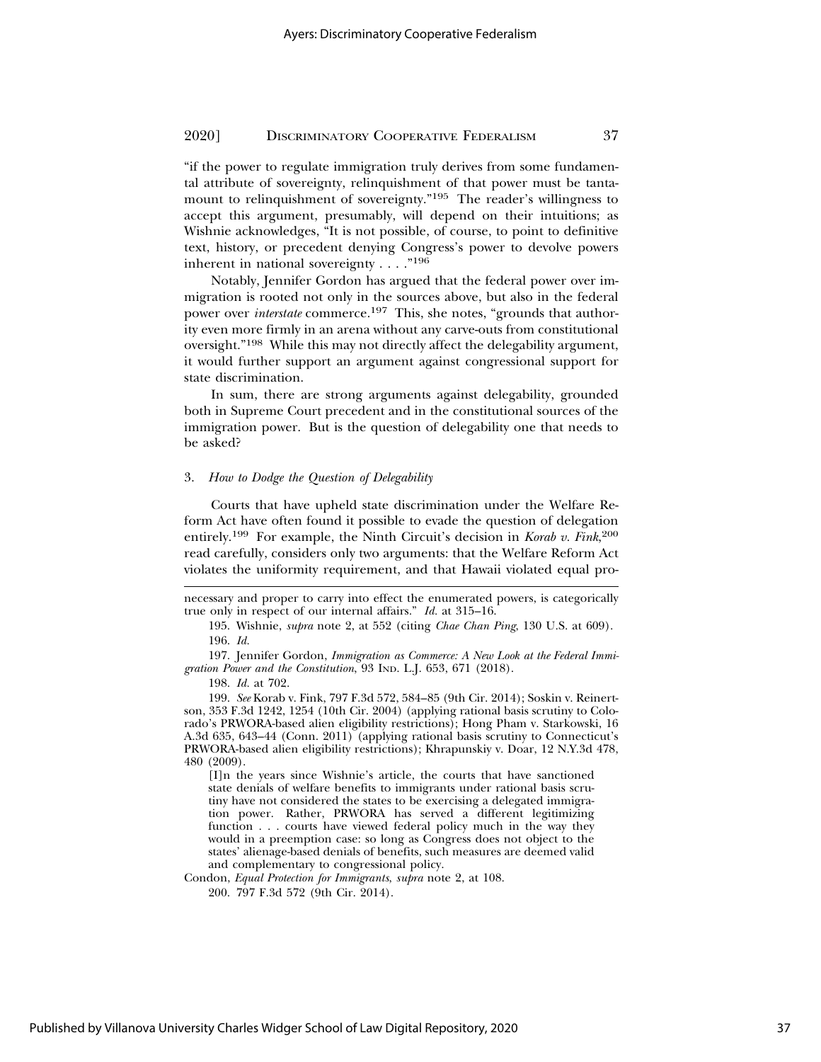"if the power to regulate immigration truly derives from some fundamental attribute of sovereignty, relinquishment of that power must be tantamount to relinquishment of sovereignty."[195] The reader's willingness to accept this argument, presumably, will depend on their intuitions; as Wishnie acknowledges, "It is not possible, of course, to point to definitive text, history, or precedent denying Congress's power to devolve powers inherent in national sovereignty . . . ."[196]

Notably, Jennifer Gordon has argued that the federal power over immigration is rooted not only in the sources above, but also in the federal power over *interstate* commerce.[197] This, she notes, "grounds that authority even more firmly in an arena without any carve-outs from constitutional oversight."[198] While this may not directly affect the delegability argument, it would further support an argument against congressional support for state discrimination.

In sum, there are strong arguments against delegability, grounded both in Supreme Court precedent and in the constitutional sources of the immigration power. But is the question of delegability one that needs to be asked?

### 3. *How to Dodge the Question of Delegability*

Courts that have upheld state discrimination under the Welfare Reform Act have often found it possible to evade the question of delegation entirely.[199] For example, the Ninth Circuit's decision in *Korab v. Fink*,[200] read carefully, considers only two arguments: that the Welfare Reform Act violates the uniformity requirement, and that Hawaii violated equal pro-

---

necessary and proper to carry into effect the enumerated powers, is categorically true only in respect of our internal affairs." *Id.* at 315–16.

195. Wishnie, *supra* note 2, at 552 (citing *Chae Chan Ping*, 130 U.S. at 609).

196. *Id.*

197. Jennifer Gordon, *Immigration as Commerce: A New Look at the Federal Immigration Power and the Constitution*, 93 IND. L.J. 653, 671 (2018).

198. *Id.* at 702.

199. *See* Korab v. Fink, 797 F.3d 572, 584–85 (9th Cir. 2014); Soskin v. Reinertson, 353 F.3d 1242, 1254 (10th Cir. 2004) (applying rational basis scrutiny to Colorado's PRWORA-based alien eligibility restrictions); Hong Pham v. Starkowski, 16 A.3d 635, 643–44 (Conn. 2011) (applying rational basis scrutiny to Connecticut's PRWORA-based alien eligibility restrictions); Khrapunskiy v. Doar, 12 N.Y.3d 478, 480 (2009).

> [I]n the years since Wishnie's article, the courts that have sanctioned state denials of welfare benefits to immigrants under rational basis scrutiny have not considered the states to be exercising a delegated immigration power. Rather, PRWORA has served a different legitimizing function . . . courts have viewed federal policy much in the way they would in a preemption case: so long as Congress does not object to the states' alienage-based denials of benefits, such measures are deemed valid and complementary to congressional policy.

Condon, *Equal Protection for Immigrants*, *supra* note 2, at 108.

200. 797 F.3d 572 (9th Cir. 2014).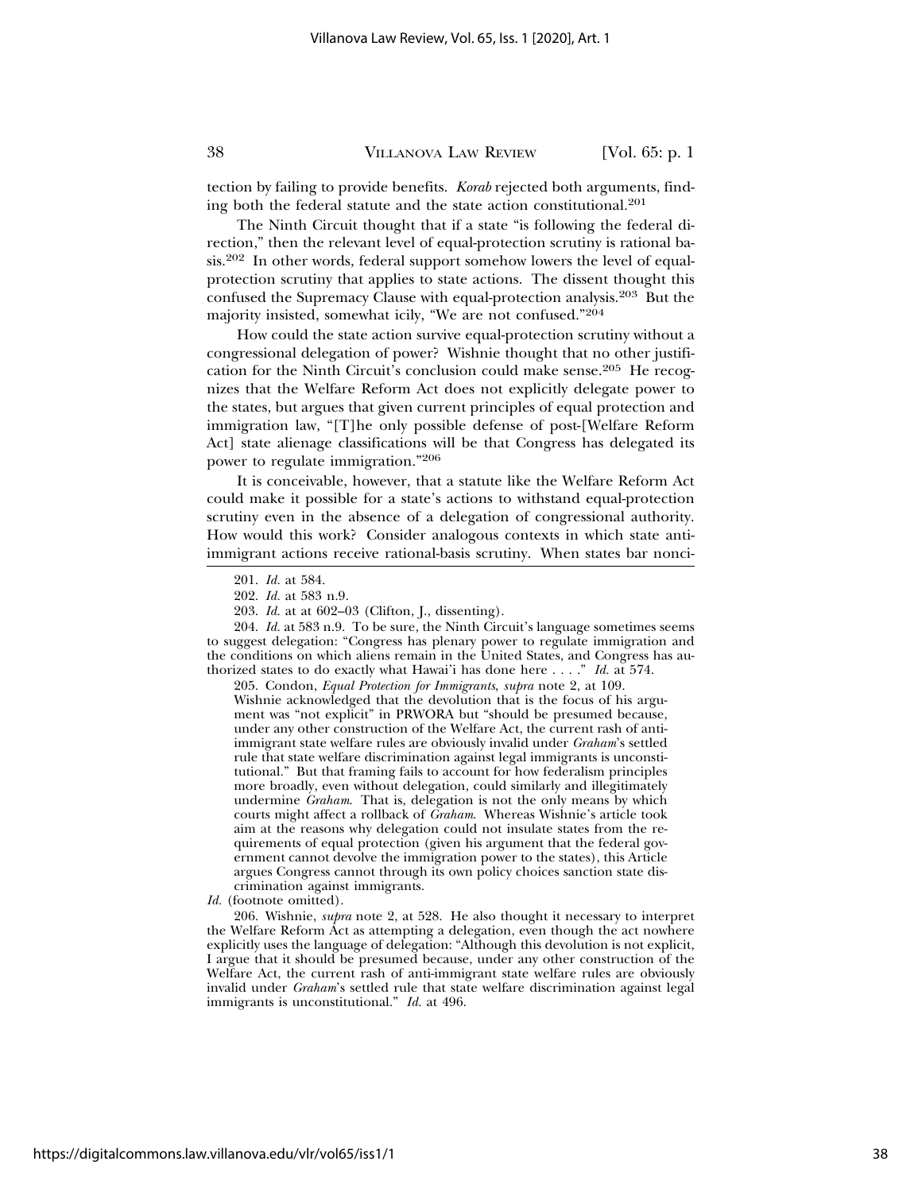tection by failing to provide benefits. *Korab* rejected both arguments, finding both the federal statute and the state action constitutional.[201]

The Ninth Circuit thought that if a state "is following the federal direction," then the relevant level of equal-protection scrutiny is rational basis.[202] In other words, federal support somehow lowers the level of equal-protection scrutiny that applies to state actions. The dissent thought this confused the Supremacy Clause with equal-protection analysis.[203] But the majority insisted, somewhat icily, "We are not confused."[204]

How could the state action survive equal-protection scrutiny without a congressional delegation of power? Wishnie thought that no other justification for the Ninth Circuit's conclusion could make sense.[205] He recognizes that the Welfare Reform Act does not explicitly delegate power to the states, but argues that given current principles of equal protection and immigration law, "[T]he only possible defense of post-[Welfare Reform Act] state alienage classifications will be that Congress has delegated its power to regulate immigration."[206]

It is conceivable, however, that a statute like the Welfare Reform Act could make it possible for a state's actions to withstand equal-protection scrutiny even in the absence of a delegation of congressional authority. How would this work? Consider analogous contexts in which state anti-immigrant actions receive rational-basis scrutiny. When states bar nonci-

---

201. *Id.* at 584.

202. *Id.* at 583 n.9.

203. *Id.* at at 602–03 (Clifton, J., dissenting).

204. *Id.* at 583 n.9. To be sure, the Ninth Circuit's language sometimes seems to suggest delegation: "Congress has plenary power to regulate immigration and the conditions on which aliens remain in the United States, and Congress has authorized states to do exactly what Hawai'i has done here . . . ." *Id.* at 574.

205. Condon, *Equal Protection for Immigrants*, *supra* note 2, at 109.

> Wishnie acknowledged that the devolution that is the focus of his argument was "not explicit" in PRWORA but "should be presumed because, under any other construction of the Welfare Act, the current rash of anti-immigrant state welfare rules are obviously invalid under *Graham*'s settled rule that state welfare discrimination against legal immigrants is unconstitutional." But that framing fails to account for how federalism principles more broadly, even without delegation, could similarly and illegitimately undermine *Graham*. That is, delegation is not the only means by which courts might affect a rollback of *Graham*. Whereas Wishnie's article took aim at the reasons why delegation could not insulate states from the requirements of equal protection (given his argument that the federal government cannot devolve the immigration power to the states), this Article argues Congress cannot through its own policy choices sanction state discrimination against immigrants.

*Id.* (footnote omitted).

206. Wishnie, *supra* note 2, at 528. He also thought it necessary to interpret the Welfare Reform Act as attempting a delegation, even though the act nowhere explicitly uses the language of delegation: "Although this devolution is not explicit, I argue that it should be presumed because, under any other construction of the Welfare Act, the current rash of anti-immigrant state welfare rules are obviously invalid under *Graham*'s settled rule that state welfare discrimination against legal immigrants is unconstitutional." *Id.* at 496.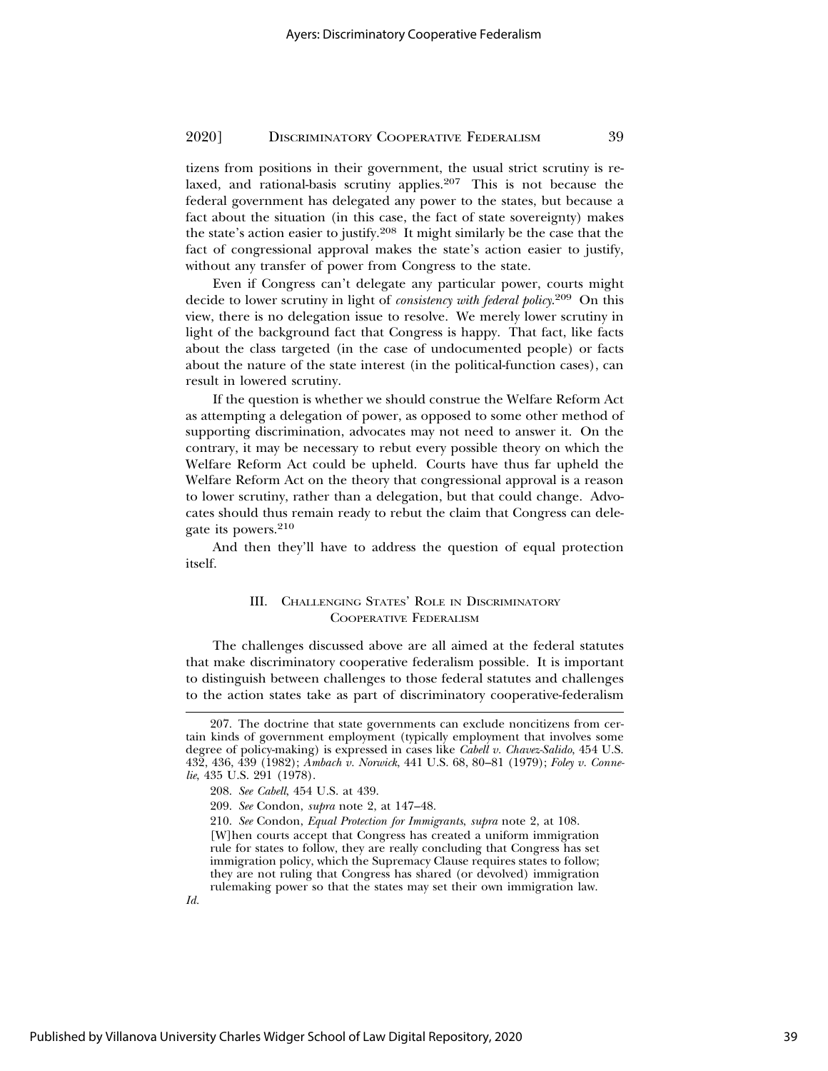tizens from positions in their government, the usual strict scrutiny is relaxed, and rational-basis scrutiny applies.[207] This is not because the federal government has delegated any power to the states, but because a fact about the situation (in this case, the fact of state sovereignty) makes the state's action easier to justify.[208] It might similarly be the case that the fact of congressional approval makes the state's action easier to justify, without any transfer of power from Congress to the state.

Even if Congress can't delegate any particular power, courts might decide to lower scrutiny in light of *consistency with federal policy*.[209] On this view, there is no delegation issue to resolve. We merely lower scrutiny in light of the background fact that Congress is happy. That fact, like facts about the class targeted (in the case of undocumented people) or facts about the nature of the state interest (in the political-function cases), can result in lowered scrutiny.

If the question is whether we should construe the Welfare Reform Act as attempting a delegation of power, as opposed to some other method of supporting discrimination, advocates may not need to answer it. On the contrary, it may be necessary to rebut every possible theory on which the Welfare Reform Act could be upheld. Courts have thus far upheld the Welfare Reform Act on the theory that congressional approval is a reason to lower scrutiny, rather than a delegation, but that could change. Advocates should thus remain ready to rebut the claim that Congress can delegate its powers.[210]

And then they'll have to address the question of equal protection itself.

## III. Challenging States' Role in Discriminatory Cooperative Federalism

The challenges discussed above are all aimed at the federal statutes that make discriminatory cooperative federalism possible. It is important to distinguish between challenges to those federal statutes and challenges to the action states take as part of discriminatory cooperative-federalism

---

207. The doctrine that state governments can exclude noncitizens from certain kinds of government employment (typically employment that involves some degree of policy-making) is expressed in cases like *Cabell v. Chavez-Salido*, 454 U.S. 432, 436, 439 (1982); *Ambach v. Norwick*, 441 U.S. 68, 80–81 (1979); *Foley v. Connelie*, 435 U.S. 291 (1978).

208. *See Cabell*, 454 U.S. at 439.

209. *See* Condon, *supra* note 2, at 147–48.

210. *See* Condon, *Equal Protection for Immigrants*, *supra* note 2, at 108.

> [W]hen courts accept that Congress has created a uniform immigration rule for states to follow, they are really concluding that Congress has set immigration policy, which the Supremacy Clause requires states to follow; they are not ruling that Congress has shared (or devolved) immigration rulemaking power so that the states may set their own immigration law.

*Id.*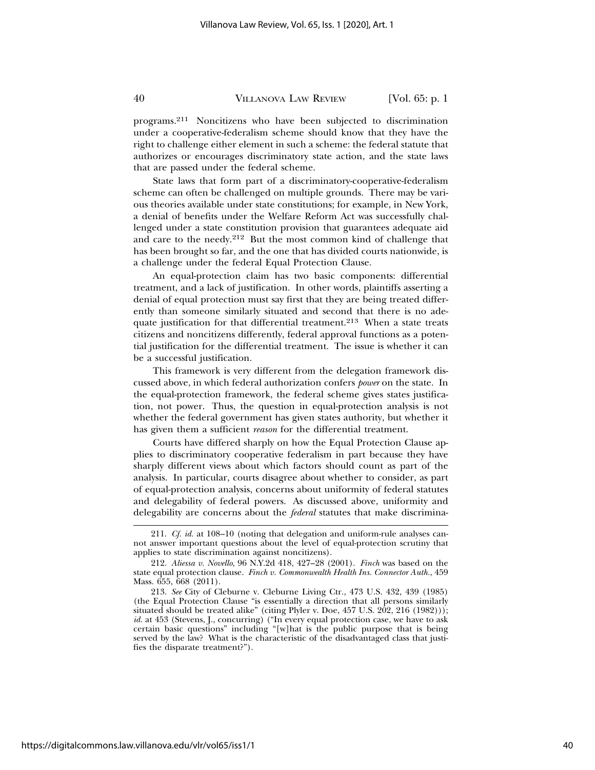programs.[211] Noncitizens who have been subjected to discrimination under a cooperative-federalism scheme should know that they have the right to challenge either element in such a scheme: the federal statute that authorizes or encourages discriminatory state action, and the state laws that are passed under the federal scheme.

State laws that form part of a discriminatory-cooperative-federalism scheme can often be challenged on multiple grounds. There may be various theories available under state constitutions; for example, in New York, a denial of benefits under the Welfare Reform Act was successfully challenged under a state constitution provision that guarantees adequate aid and care to the needy.[212] But the most common kind of challenge that has been brought so far, and the one that has divided courts nationwide, is a challenge under the federal Equal Protection Clause.

An equal-protection claim has two basic components: differential treatment, and a lack of justification. In other words, plaintiffs asserting a denial of equal protection must say first that they are being treated differently than someone similarly situated and second that there is no adequate justification for that differential treatment.[213] When a state treats citizens and noncitizens differently, federal approval functions as a potential justification for the differential treatment. The issue is whether it can be a successful justification.

This framework is very different from the delegation framework discussed above, in which federal authorization confers *power* on the state. In the equal-protection framework, the federal scheme gives states justification, not power. Thus, the question in equal-protection analysis is not whether the federal government has given states authority, but whether it has given them a sufficient *reason* for the differential treatment.

Courts have differed sharply on how the Equal Protection Clause applies to discriminatory cooperative federalism in part because they have sharply different views about which factors should count as part of the analysis. In particular, courts disagree about whether to consider, as part of equal-protection analysis, concerns about uniformity of federal statutes and delegability of federal powers. As discussed above, uniformity and delegability are concerns about the *federal* statutes that make discrimina-

---

211. *Cf. id.* at 108–10 (noting that delegation and uniform-rule analyses cannot answer important questions about the level of equal-protection scrutiny that applies to state discrimination against noncitizens).

212. *Aliessa v. Novello*, 96 N.Y.2d 418, 427–28 (2001). *Finch* was based on the state equal protection clause. *Finch v. Commonwealth Health Ins. Connector Auth.*, 459 Mass. 655, 668 (2011).

213. *See* City of Cleburne v. Cleburne Living Ctr., 473 U.S. 432, 439 (1985) (the Equal Protection Clause "is essentially a direction that all persons similarly situated should be treated alike" (citing Plyler v. Doe, 457 U.S. 202, 216 (1982))); *id.* at 453 (Stevens, J., concurring) ("In every equal protection case, we have to ask certain basic questions" including "[w]hat is the public purpose that is being served by the law? What is the characteristic of the disadvantaged class that justifies the disparate treatment?").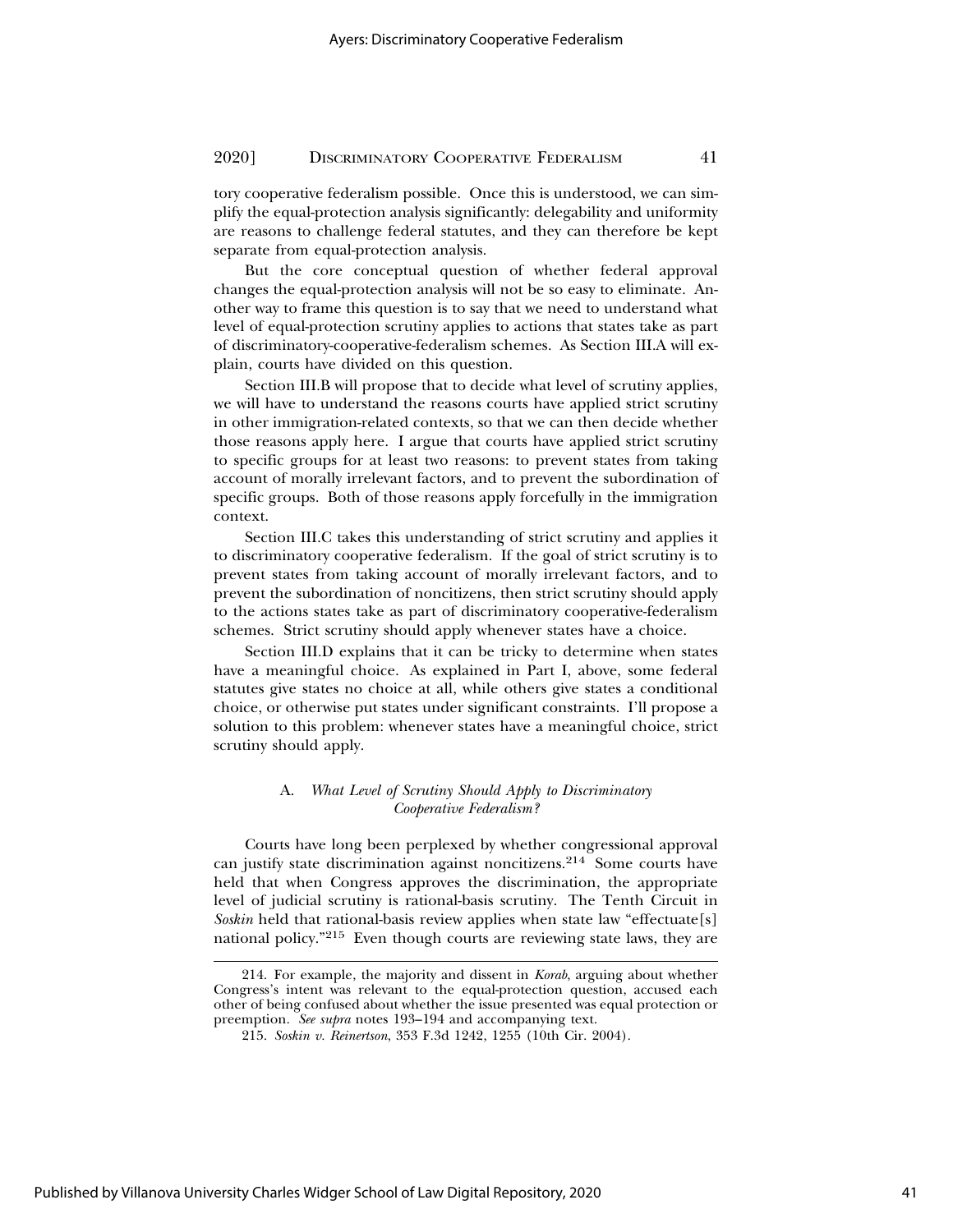tory cooperative federalism possible. Once this is understood, we can simplify the equal-protection analysis significantly: delegability and uniformity are reasons to challenge federal statutes, and they can therefore be kept separate from equal-protection analysis.

But the core conceptual question of whether federal approval changes the equal-protection analysis will not be so easy to eliminate. Another way to frame this question is to say that we need to understand what level of equal-protection scrutiny applies to actions that states take as part of discriminatory-cooperative-federalism schemes. As Section III.A will explain, courts have divided on this question.

Section III.B will propose that to decide what level of scrutiny applies, we will have to understand the reasons courts have applied strict scrutiny in other immigration-related contexts, so that we can then decide whether those reasons apply here. I argue that courts have applied strict scrutiny to specific groups for at least two reasons: to prevent states from taking account of morally irrelevant factors, and to prevent the subordination of specific groups. Both of those reasons apply forcefully in the immigration context.

Section III.C takes this understanding of strict scrutiny and applies it to discriminatory cooperative federalism. If the goal of strict scrutiny is to prevent states from taking account of morally irrelevant factors, and to prevent the subordination of noncitizens, then strict scrutiny should apply to the actions states take as part of discriminatory cooperative-federalism schemes. Strict scrutiny should apply whenever states have a choice.

Section III.D explains that it can be tricky to determine when states have a meaningful choice. As explained in Part I, above, some federal statutes give states no choice at all, while others give states a conditional choice, or otherwise put states under significant constraints. I'll propose a solution to this problem: whenever states have a meaningful choice, strict scrutiny should apply.

### A. *What Level of Scrutiny Should Apply to Discriminatory Cooperative Federalism?*

Courts have long been perplexed by whether congressional approval can justify state discrimination against noncitizens.[214] Some courts have held that when Congress approves the discrimination, the appropriate level of judicial scrutiny is rational-basis scrutiny. The Tenth Circuit in *Soskin* held that rational-basis review applies when state law "effectuate[s] national policy."[215] Even though courts are reviewing state laws, they are

---

214. For example, the majority and dissent in *Korab*, arguing about whether Congress's intent was relevant to the equal-protection question, accused each other of being confused about whether the issue presented was equal protection or preemption. *See supra* notes 193–194 and accompanying text.

215. *Soskin v. Reinertson*, 353 F.3d 1242, 1255 (10th Cir. 2004).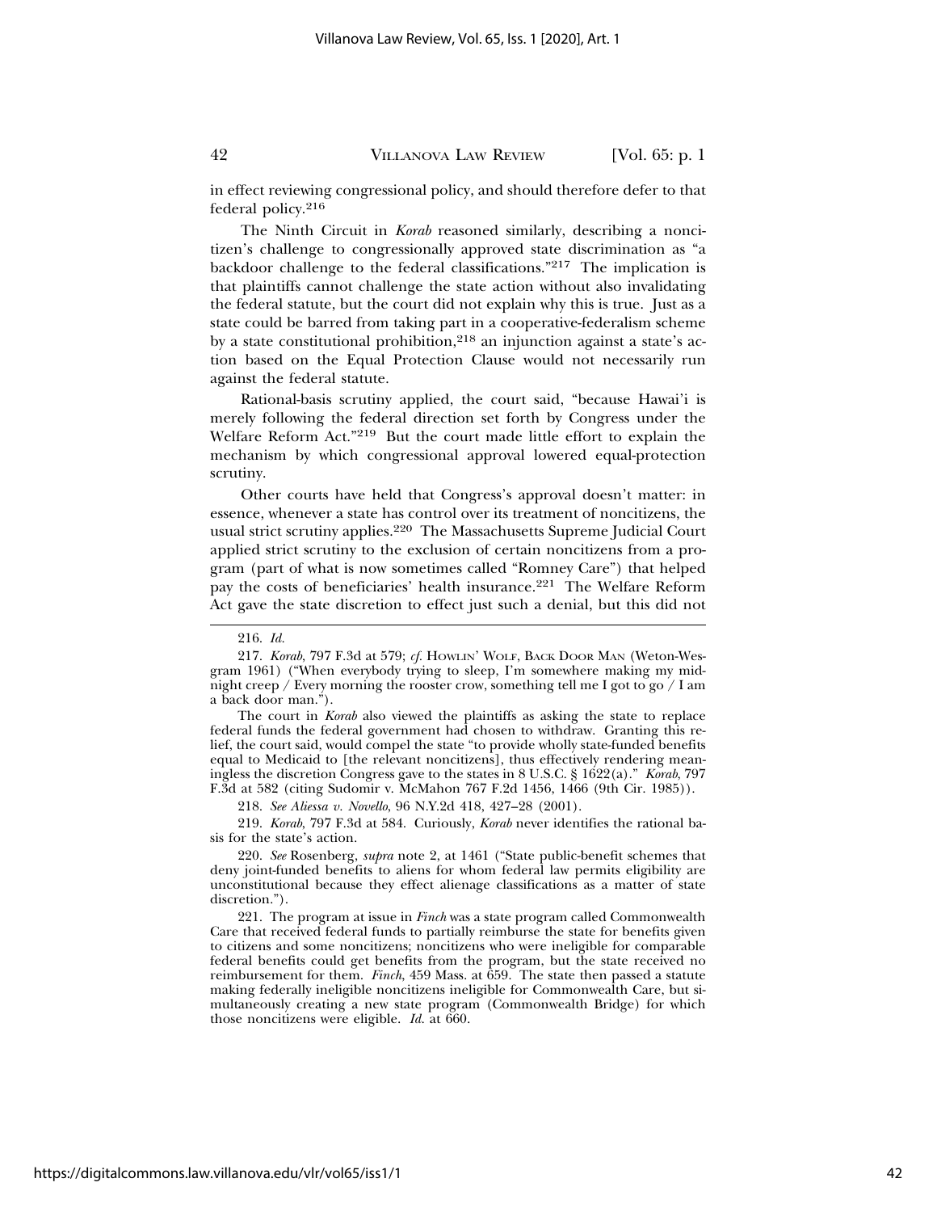in effect reviewing congressional policy, and should therefore defer to that federal policy.[216]

The Ninth Circuit in *Korab* reasoned similarly, describing a noncitizen's challenge to congressionally approved state discrimination as "a backdoor challenge to the federal classifications."[217] The implication is that plaintiffs cannot challenge the state action without also invalidating the federal statute, but the court did not explain why this is true. Just as a state could be barred from taking part in a cooperative-federalism scheme by a state constitutional prohibition,[218] an injunction against a state's action based on the Equal Protection Clause would not necessarily run against the federal statute.

Rational-basis scrutiny applied, the court said, "because Hawai'i is merely following the federal direction set forth by Congress under the Welfare Reform Act."[219] But the court made little effort to explain the mechanism by which congressional approval lowered equal-protection scrutiny.

Other courts have held that Congress's approval doesn't matter: in essence, whenever a state has control over its treatment of noncitizens, the usual strict scrutiny applies.[220] The Massachusetts Supreme Judicial Court applied strict scrutiny to the exclusion of certain noncitizens from a program (part of what is now sometimes called "Romney Care") that helped pay the costs of beneficiaries' health insurance.[221] The Welfare Reform Act gave the state discretion to effect just such a denial, but this did not

---

216. *Id.*

217. *Korab*, 797 F.3d at 579; *cf.* HOWLIN' WOLF, BACK DOOR MAN (Weton-Wesgram 1961) ("When everybody trying to sleep, I'm somewhere making my midnight creep / Every morning the rooster crow, something tell me I got to go / I am a back door man.").

The court in *Korab* also viewed the plaintiffs as asking the state to replace federal funds the federal government had chosen to withdraw. Granting this relief, the court said, would compel the state "to provide wholly state-funded benefits equal to Medicaid to [the relevant noncitizens], thus effectively rendering meaningless the discretion Congress gave to the states in 8 U.S.C. § 1622(a)." *Korab*, 797 F.3d at 582 (citing Sudomir v. McMahon 767 F.2d 1456, 1466 (9th Cir. 1985)).

218. *See Aliessa v. Novello*, 96 N.Y.2d 418, 427–28 (2001).

219. *Korab*, 797 F.3d at 584. Curiously, *Korab* never identifies the rational basis for the state's action.

220. *See* Rosenberg, *supra* note 2, at 1461 ("State public-benefit schemes that deny joint-funded benefits to aliens for whom federal law permits eligibility are unconstitutional because they effect alienage classifications as a matter of state discretion.").

221. The program at issue in *Finch* was a state program called Commonwealth Care that received federal funds to partially reimburse the state for benefits given to citizens and some noncitizens; noncitizens who were ineligible for comparable federal benefits could get benefits from the program, but the state received no reimbursement for them. *Finch*, 459 Mass. at 659. The state then passed a statute making federally ineligible noncitizens ineligible for Commonwealth Care, but simultaneously creating a new state program (Commonwealth Bridge) for which those noncitizens were eligible. *Id.* at 660.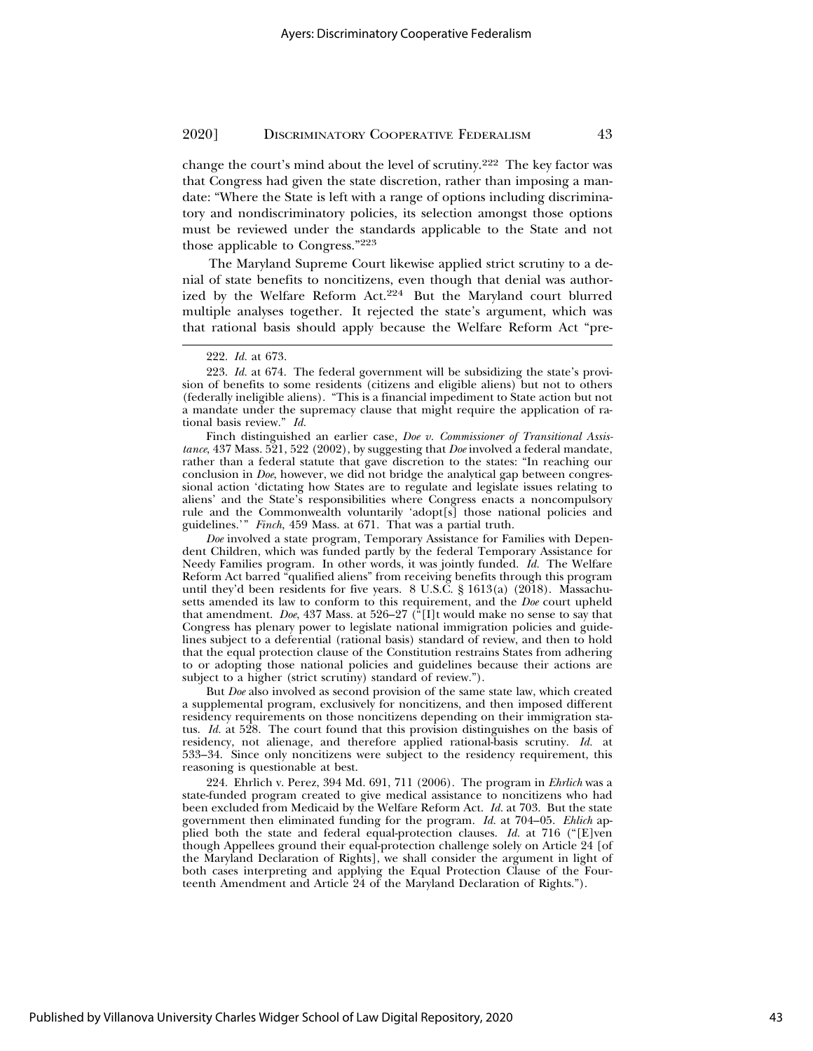change the court's mind about the level of scrutiny.[222] The key factor was that Congress had given the state discretion, rather than imposing a mandate: "Where the State is left with a range of options including discriminatory and nondiscriminatory policies, its selection amongst those options must be reviewed under the standards applicable to the State and not those applicable to Congress."[223]

The Maryland Supreme Court likewise applied strict scrutiny to a denial of state benefits to noncitizens, even though that denial was authorized by the Welfare Reform Act.[224] But the Maryland court blurred multiple analyses together. It rejected the state's argument, which was that rational basis should apply because the Welfare Reform Act "pre-

---

222. *Id.* at 673.

223. *Id.* at 674. The federal government will be subsidizing the state's provision of benefits to some residents (citizens and eligible aliens) but not to others (federally ineligible aliens). "This is a financial impediment to State action but not a mandate under the supremacy clause that might require the application of rational basis review." *Id.*

Finch distinguished an earlier case, *Doe v. Commissioner of Transitional Assistance*, 437 Mass. 521, 522 (2002), by suggesting that *Doe* involved a federal mandate, rather than a federal statute that gave discretion to the states: "In reaching our conclusion in *Doe*, however, we did not bridge the analytical gap between congressional action 'dictating how States are to regulate and legislate issues relating to aliens' and the State's responsibilities where Congress enacts a noncompulsory rule and the Commonwealth voluntarily 'adopt[s] those national policies and guidelines.'" *Finch*, 459 Mass. at 671. That was a partial truth.

*Doe* involved a state program, Temporary Assistance for Families with Dependent Children, which was funded partly by the federal Temporary Assistance for Needy Families program. In other words, it was jointly funded. *Id.* The Welfare Reform Act barred "qualified aliens" from receiving benefits through this program until they'd been residents for five years. 8 U.S.C. § 1613(a) (2018). Massachusetts amended its law to conform to this requirement, and the *Doe* court upheld that amendment. *Doe*, 437 Mass. at 526–27 ("[I]t would make no sense to say that Congress has plenary power to legislate national immigration policies and guidelines subject to a deferential (rational basis) standard of review, and then to hold that the equal protection clause of the Constitution restrains States from adhering to or adopting those national policies and guidelines because their actions are subject to a higher (strict scrutiny) standard of review.").

But *Doe* also involved as second provision of the same state law, which created a supplemental program, exclusively for noncitizens, and then imposed different residency requirements on those noncitizens depending on their immigration status. *Id.* at 528. The court found that this provision distinguishes on the basis of residency, not alienage, and therefore applied rational-basis scrutiny. *Id.* at 533–34. Since only noncitizens were subject to the residency requirement, this reasoning is questionable at best.

224. Ehrlich v. Perez, 394 Md. 691, 711 (2006). The program in *Ehrlich* was a state-funded program created to give medical assistance to noncitizens who had been excluded from Medicaid by the Welfare Reform Act. *Id.* at 703. But the state government then eliminated funding for the program. *Id.* at 704–05. *Ehlich* applied both the state and federal equal-protection clauses. *Id.* at 716 ("[E]ven though Appellees ground their equal-protection challenge solely on Article 24 [of the Maryland Declaration of Rights], we shall consider the argument in light of both cases interpreting and applying the Equal Protection Clause of the Fourteenth Amendment and Article 24 of the Maryland Declaration of Rights.").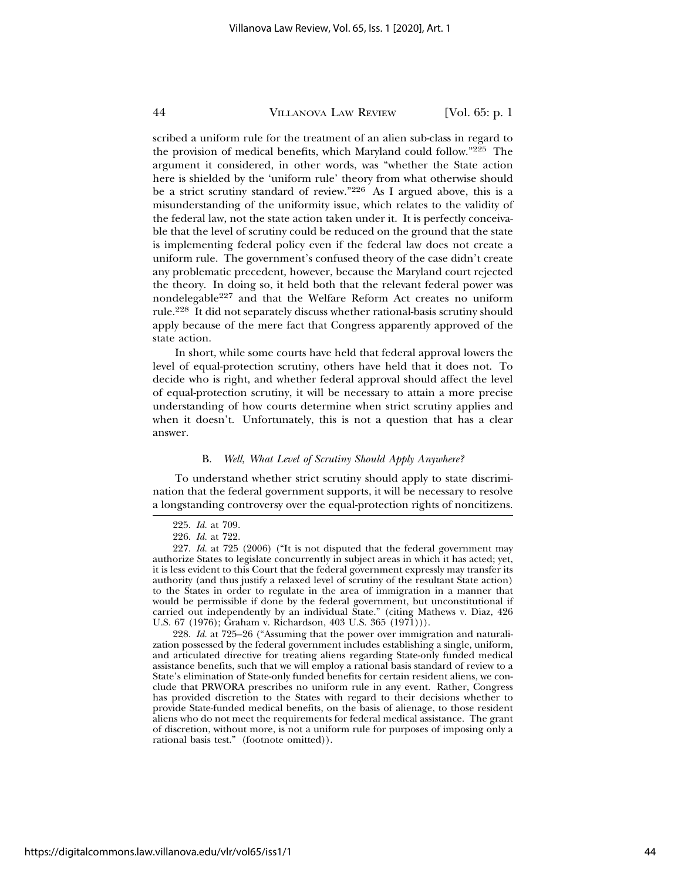scribed a uniform rule for the treatment of an alien sub-class in regard to the provision of medical benefits, which Maryland could follow."[225] The argument it considered, in other words, was "whether the State action here is shielded by the 'uniform rule' theory from what otherwise should be a strict scrutiny standard of review."[226] As I argued above, this is a misunderstanding of the uniformity issue, which relates to the validity of the federal law, not the state action taken under it. It is perfectly conceivable that the level of scrutiny could be reduced on the ground that the state is implementing federal policy even if the federal law does not create a uniform rule. The government's confused theory of the case didn't create any problematic precedent, however, because the Maryland court rejected the theory. In doing so, it held both that the relevant federal power was nondelegable[227] and that the Welfare Reform Act creates no uniform rule.[228] It did not separately discuss whether rational-basis scrutiny should apply because of the mere fact that Congress apparently approved of the state action.

In short, while some courts have held that federal approval lowers the level of equal-protection scrutiny, others have held that it does not. To decide who is right, and whether federal approval should affect the level of equal-protection scrutiny, it will be necessary to attain a more precise understanding of how courts determine when strict scrutiny applies and when it doesn't. Unfortunately, this is not a question that has a clear answer.

### B. *Well, What Level of Scrutiny Should Apply Anywhere?*

To understand whether strict scrutiny should apply to state discrimination that the federal government supports, it will be necessary to resolve a longstanding controversy over the equal-protection rights of noncitizens.

---

225. *Id.* at 709.

226. *Id.* at 722.

227. *Id.* at 725 (2006) ("It is not disputed that the federal government may authorize States to legislate concurrently in subject areas in which it has acted; yet, it is less evident to this Court that the federal government expressly may transfer its authority (and thus justify a relaxed level of scrutiny of the resultant State action) to the States in order to regulate in the area of immigration in a manner that would be permissible if done by the federal government, but unconstitutional if carried out independently by an individual State." (citing Mathews v. Diaz, 426 U.S. 67 (1976); Graham v. Richardson, 403 U.S. 365 (1971))).

228. *Id.* at 725–26 ("Assuming that the power over immigration and naturalization possessed by the federal government includes establishing a single, uniform, and articulated directive for treating aliens regarding State-only funded medical assistance benefits, such that we will employ a rational basis standard of review to a State's elimination of State-only funded benefits for certain resident aliens, we conclude that PRWORA prescribes no uniform rule in any event. Rather, Congress has provided discretion to the States with regard to their decisions whether to provide State-funded medical benefits, on the basis of alienage, to those resident aliens who do not meet the requirements for federal medical assistance. The grant of discretion, without more, is not a uniform rule for purposes of imposing only a rational basis test." (footnote omitted)).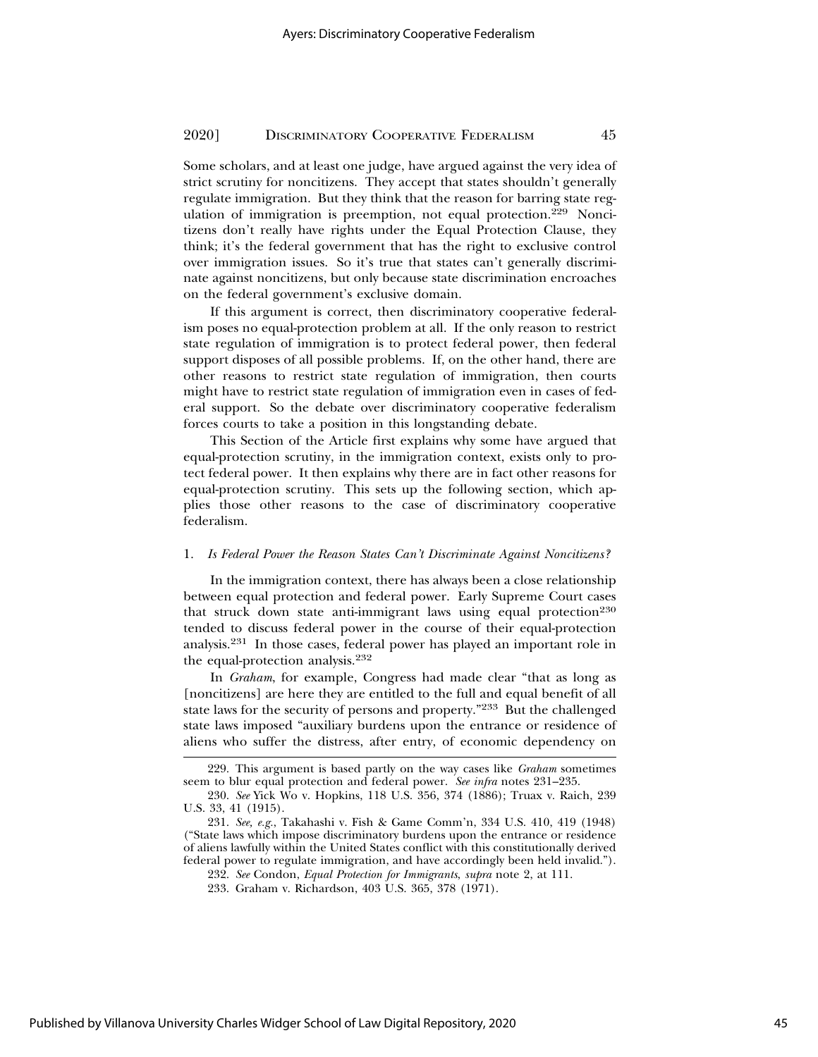Some scholars, and at least one judge, have argued against the very idea of strict scrutiny for noncitizens. They accept that states shouldn't generally regulate immigration. But they think that the reason for barring state regulation of immigration is preemption, not equal protection.[229] Noncitizens don't really have rights under the Equal Protection Clause, they think; it's the federal government that has the right to exclusive control over immigration issues. So it's true that states can't generally discriminate against noncitizens, but only because state discrimination encroaches on the federal government's exclusive domain.

If this argument is correct, then discriminatory cooperative federalism poses no equal-protection problem at all. If the only reason to restrict state regulation of immigration is to protect federal power, then federal support disposes of all possible problems. If, on the other hand, there are other reasons to restrict state regulation of immigration, then courts might have to restrict state regulation of immigration even in cases of federal support. So the debate over discriminatory cooperative federalism forces courts to take a position in this longstanding debate.

This Section of the Article first explains why some have argued that equal-protection scrutiny, in the immigration context, exists only to protect federal power. It then explains why there are in fact other reasons for equal-protection scrutiny. This sets up the following section, which applies those other reasons to the case of discriminatory cooperative federalism.

### 1. *Is Federal Power the Reason States Can't Discriminate Against Noncitizens?*

In the immigration context, there has always been a close relationship between equal protection and federal power. Early Supreme Court cases that struck down state anti-immigrant laws using equal protection[230] tended to discuss federal power in the course of their equal-protection analysis.[231] In those cases, federal power has played an important role in the equal-protection analysis.[232]

In *Graham*, for example, Congress had made clear "that as long as [noncitizens] are here they are entitled to the full and equal benefit of all state laws for the security of persons and property."[233] But the challenged state laws imposed "auxiliary burdens upon the entrance or residence of aliens who suffer the distress, after entry, of economic dependency on

229. This argument is based partly on the way cases like *Graham* sometimes seem to blur equal protection and federal power. *See infra* notes 231–235.

230. *See* Yick Wo v. Hopkins, 118 U.S. 356, 374 (1886); Truax v. Raich, 239 U.S. 33, 41 (1915).

231. *See, e.g.*, Takahashi v. Fish & Game Comm'n, 334 U.S. 410, 419 (1948) ("State laws which impose discriminatory burdens upon the entrance or residence of aliens lawfully within the United States conflict with this constitutionally derived federal power to regulate immigration, and have accordingly been held invalid.").

232. *See* Condon, *Equal Protection for Immigrants*, *supra* note 2, at 111.

233. Graham v. Richardson, 403 U.S. 365, 378 (1971).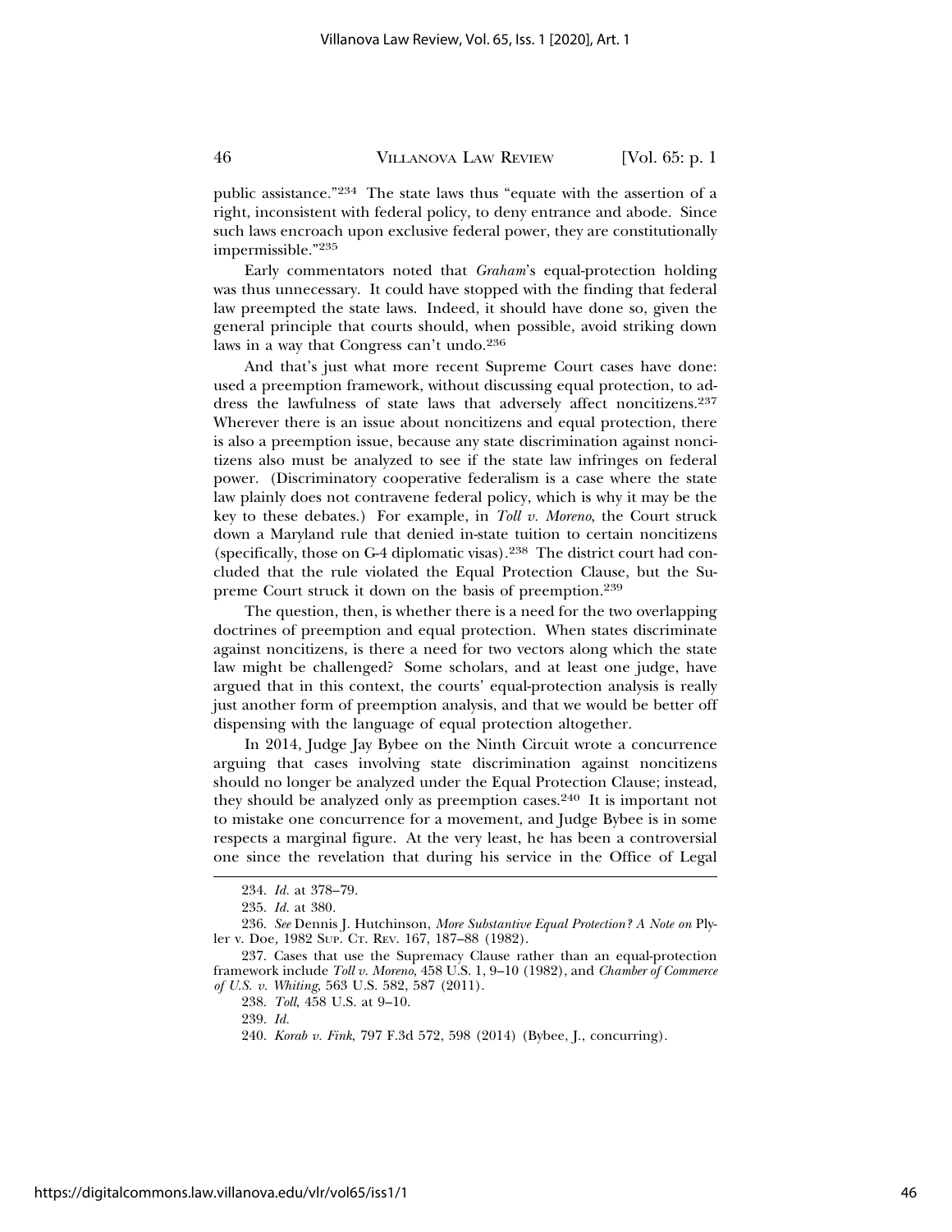public assistance."[234] The state laws thus "equate with the assertion of a right, inconsistent with federal policy, to deny entrance and abode. Since such laws encroach upon exclusive federal power, they are constitutionally impermissible."[235]

Early commentators noted that *Graham*'s equal-protection holding was thus unnecessary. It could have stopped with the finding that federal law preempted the state laws. Indeed, it should have done so, given the general principle that courts should, when possible, avoid striking down laws in a way that Congress can't undo.[236]

And that's just what more recent Supreme Court cases have done: used a preemption framework, without discussing equal protection, to address the lawfulness of state laws that adversely affect noncitizens.[237] Wherever there is an issue about noncitizens and equal protection, there is also a preemption issue, because any state discrimination against noncitizens also must be analyzed to see if the state law infringes on federal power. (Discriminatory cooperative federalism is a case where the state law plainly does not contravene federal policy, which is why it may be the key to these debates.) For example, in *Toll v. Moreno*, the Court struck down a Maryland rule that denied in-state tuition to certain noncitizens (specifically, those on G-4 diplomatic visas).[238] The district court had concluded that the rule violated the Equal Protection Clause, but the Supreme Court struck it down on the basis of preemption.[239]

The question, then, is whether there is a need for the two overlapping doctrines of preemption and equal protection. When states discriminate against noncitizens, is there a need for two vectors along which the state law might be challenged? Some scholars, and at least one judge, have argued that in this context, the courts' equal-protection analysis is really just another form of preemption analysis, and that we would be better off dispensing with the language of equal protection altogether.

In 2014, Judge Jay Bybee on the Ninth Circuit wrote a concurrence arguing that cases involving state discrimination against noncitizens should no longer be analyzed under the Equal Protection Clause; instead, they should be analyzed only as preemption cases.[240] It is important not to mistake one concurrence for a movement, and Judge Bybee is in some respects a marginal figure. At the very least, he has been a controversial one since the revelation that during his service in the Office of Legal

---

234. *Id.* at 378–79.

235. *Id.* at 380.

236. *See* Dennis J. Hutchinson, *More Substantive Equal Protection? A Note on* Plyler v. Doe, 1982 SUP. CT. REV. 167, 187–88 (1982).

237. Cases that use the Supremacy Clause rather than an equal-protection framework include *Toll v. Moreno*, 458 U.S. 1, 9–10 (1982), and *Chamber of Commerce of U.S. v. Whiting*, 563 U.S. 582, 587 (2011).

238. *Toll*, 458 U.S. at 9–10.

239. *Id.*

240. *Korab v. Fink*, 797 F.3d 572, 598 (2014) (Bybee, J., concurring).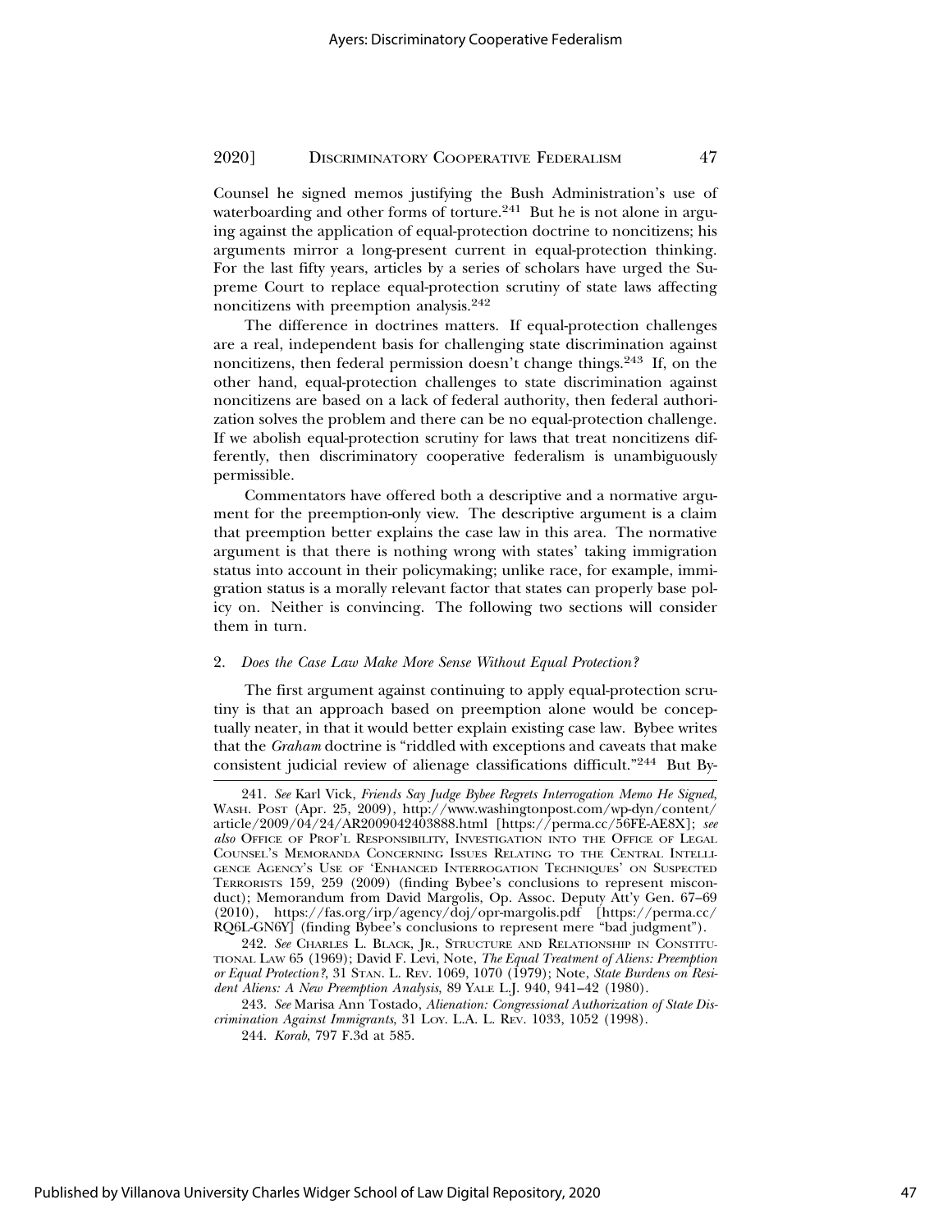Counsel he signed memos justifying the Bush Administration's use of waterboarding and other forms of torture.[241] But he is not alone in arguing against the application of equal-protection doctrine to noncitizens; his arguments mirror a long-present current in equal-protection thinking. For the last fifty years, articles by a series of scholars have urged the Supreme Court to replace equal-protection scrutiny of state laws affecting noncitizens with preemption analysis.[242]

The difference in doctrines matters. If equal-protection challenges are a real, independent basis for challenging state discrimination against noncitizens, then federal permission doesn't change things.[243] If, on the other hand, equal-protection challenges to state discrimination against noncitizens are based on a lack of federal authority, then federal authorization solves the problem and there can be no equal-protection challenge. If we abolish equal-protection scrutiny for laws that treat noncitizens differently, then discriminatory cooperative federalism is unambiguously permissible.

Commentators have offered both a descriptive and a normative argument for the preemption-only view. The descriptive argument is a claim that preemption better explains the case law in this area. The normative argument is that there is nothing wrong with states' taking immigration status into account in their policymaking; unlike race, for example, immigration status is a morally relevant factor that states can properly base policy on. Neither is convincing. The following two sections will consider them in turn.

### 2. *Does the Case Law Make More Sense Without Equal Protection?*

The first argument against continuing to apply equal-protection scrutiny is that an approach based on preemption alone would be conceptually neater, in that it would better explain existing case law. Bybee writes that the *Graham* doctrine is "riddled with exceptions and caveats that make consistent judicial review of alienage classifications difficult."[244] But By-

---

241. *See* Karl Vick, *Friends Say Judge Bybee Regrets Interrogation Memo He Signed*, WASH. POST (Apr. 25, 2009), http://www.washingtonpost.com/wp-dyn/content/article/2009/04/24/AR2009042403888.html [https://perma.cc/56FE-AE8X]; *see also* OFFICE OF PROF'L RESPONSIBILITY, INVESTIGATION INTO THE OFFICE OF LEGAL COUNSEL'S MEMORANDA CONCERNING ISSUES RELATING TO THE CENTRAL INTELLIGENCE AGENCY'S USE OF 'ENHANCED INTERROGATION TECHNIQUES' ON SUSPECTED TERRORISTS 159, 259 (2009) (finding Bybee's conclusions to represent misconduct); Memorandum from David Margolis, Op. Assoc. Deputy Att'y Gen. 67–69 (2010), https://fas.org/irp/agency/doj/opr-margolis.pdf [https://perma.cc/RQ6L-GN6Y] (finding Bybee's conclusions to represent mere "bad judgment").

242. *See* CHARLES L. BLACK, JR., STRUCTURE AND RELATIONSHIP IN CONSTITUTIONAL LAW 65 (1969); David F. Levi, Note, *The Equal Treatment of Aliens: Preemption or Equal Protection?*, 31 STAN. L. REV. 1069, 1070 (1979); Note, *State Burdens on Resident Aliens: A New Preemption Analysis*, 89 YALE L.J. 940, 941–42 (1980).

243. *See* Marisa Ann Tostado, *Alienation: Congressional Authorization of State Discrimination Against Immigrants*, 31 LOY. L.A. L. REV. 1033, 1052 (1998).

244. *Korab*, 797 F.3d at 585.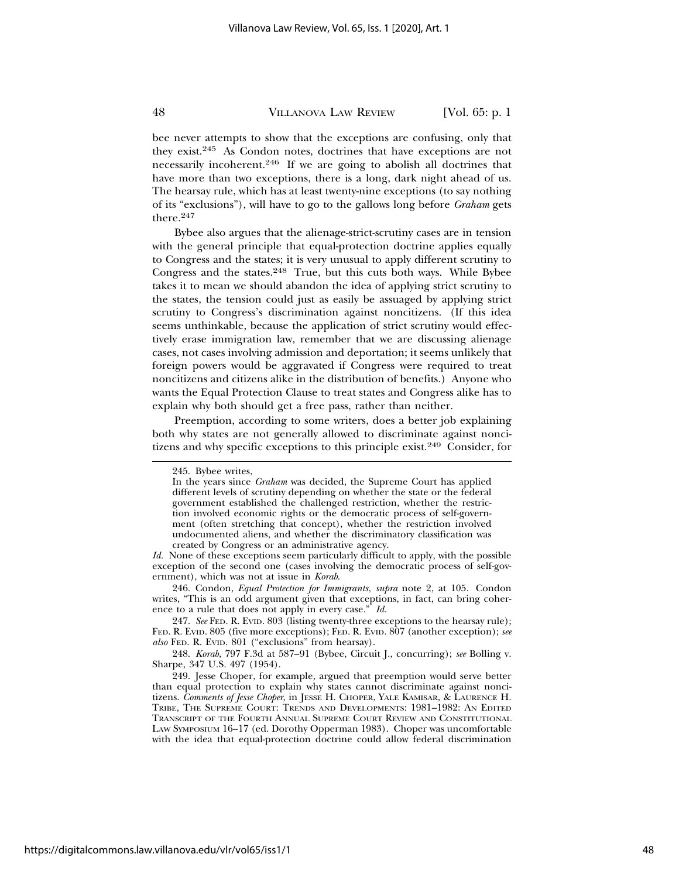bee never attempts to show that the exceptions are confusing, only that they exist.[245] As Condon notes, doctrines that have exceptions are not necessarily incoherent.[246] If we are going to abolish all doctrines that have more than two exceptions, there is a long, dark night ahead of us. The hearsay rule, which has at least twenty-nine exceptions (to say nothing of its "exclusions"), will have to go to the gallows long before *Graham* gets there.[247]

Bybee also argues that the alienage-strict-scrutiny cases are in tension with the general principle that equal-protection doctrine applies equally to Congress and the states; it is very unusual to apply different scrutiny to Congress and the states.[248] True, but this cuts both ways. While Bybee takes it to mean we should abandon the idea of applying strict scrutiny to the states, the tension could just as easily be assuaged by applying strict scrutiny to Congress's discrimination against noncitizens. (If this idea seems unthinkable, because the application of strict scrutiny would effectively erase immigration law, remember that we are discussing alienage cases, not cases involving admission and deportation; it seems unlikely that foreign powers would be aggravated if Congress were required to treat noncitizens and citizens alike in the distribution of benefits.) Anyone who wants the Equal Protection Clause to treat states and Congress alike has to explain why both should get a free pass, rather than neither.

Preemption, according to some writers, does a better job explaining both why states are not generally allowed to discriminate against noncitizens and why specific exceptions to this principle exist.[249] Consider, for

---

245. Bybee writes,

> In the years since *Graham* was decided, the Supreme Court has applied different levels of scrutiny depending on whether the state or the federal government established the challenged restriction, whether the restriction involved economic rights or the democratic process of self-government (often stretching that concept), whether the restriction involved undocumented aliens, and whether the discriminatory classification was created by Congress or an administrative agency.

*Id.* None of these exceptions seem particularly difficult to apply, with the possible exception of the second one (cases involving the democratic process of self-government), which was not at issue in *Korab*.

246. Condon, *Equal Protection for Immigrants*, *supra* note 2, at 105. Condon writes, "This is an odd argument given that exceptions, in fact, can bring coherence to a rule that does not apply in every case." *Id.*

247. *See* Fed. R. Evid. 803 (listing twenty-three exceptions to the hearsay rule); Fed. R. Evid. 805 (five more exceptions); Fed. R. Evid. 807 (another exception); *see also* Fed. R. Evid. 801 ("exclusions" from hearsay).

248. *Korab*, 797 F.3d at 587–91 (Bybee, Circuit J., concurring); *see* Bolling v. Sharpe, 347 U.S. 497 (1954).

249. Jesse Choper, for example, argued that preemption would serve better than equal protection to explain why states cannot discriminate against noncitizens. *Comments of Jesse Choper*, in Jesse H. Choper, Yale Kamisar, & Laurence H. Tribe, The Supreme Court: Trends and Developments: 1981–1982: An Edited Transcript of the Fourth Annual Supreme Court Review and Constitutional Law Symposium 16–17 (ed. Dorothy Opperman 1983). Choper was uncomfortable with the idea that equal-protection doctrine could allow federal discrimination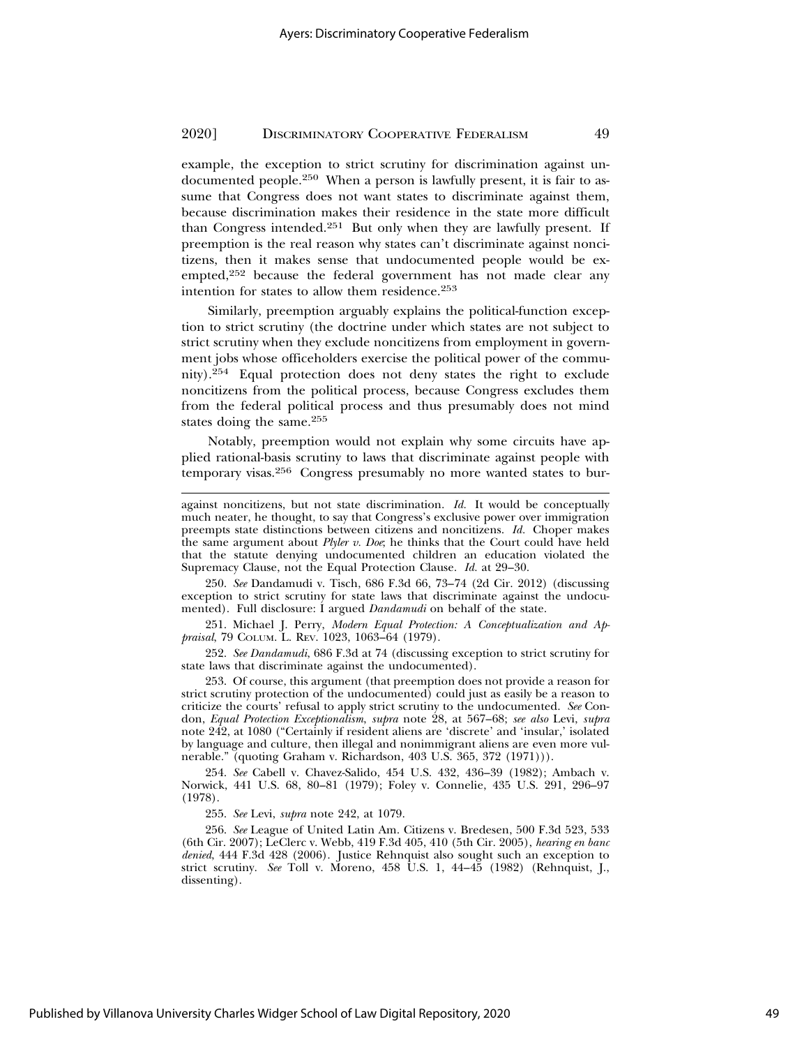example, the exception to strict scrutiny for discrimination against undocumented people.[250] When a person is lawfully present, it is fair to assume that Congress does not want states to discriminate against them, because discrimination makes their residence in the state more difficult than Congress intended.[251] But only when they are lawfully present. If preemption is the real reason why states can't discriminate against noncitizens, then it makes sense that undocumented people would be exempted,[252] because the federal government has not made clear any intention for states to allow them residence.[253]

Similarly, preemption arguably explains the political-function exception to strict scrutiny (the doctrine under which states are not subject to strict scrutiny when they exclude noncitizens from employment in government jobs whose officeholders exercise the political power of the community).[254] Equal protection does not deny states the right to exclude noncitizens from the political process, because Congress excludes them from the federal political process and thus presumably does not mind states doing the same.[255]

Notably, preemption would not explain why some circuits have applied rational-basis scrutiny to laws that discriminate against people with temporary visas.[256] Congress presumably no more wanted states to bur-

---

against noncitizens, but not state discrimination. *Id.* It would be conceptually much neater, he thought, to say that Congress's exclusive power over immigration preempts state distinctions between citizens and noncitizens. *Id.* Choper makes the same argument about *Plyler v. Doe*; he thinks that the Court could have held that the statute denying undocumented children an education violated the Supremacy Clause, not the Equal Protection Clause. *Id.* at 29–30.

250. *See* Dandamudi v. Tisch, 686 F.3d 66, 73–74 (2d Cir. 2012) (discussing exception to strict scrutiny for state laws that discriminate against the undocumented). Full disclosure: I argued *Dandamudi* on behalf of the state.

251. Michael J. Perry, *Modern Equal Protection: A Conceptualization and Appraisal*, 79 COLUM. L. REV. 1023, 1063–64 (1979).

252. *See Dandamudi*, 686 F.3d at 74 (discussing exception to strict scrutiny for state laws that discriminate against the undocumented).

253. Of course, this argument (that preemption does not provide a reason for strict scrutiny protection of the undocumented) could just as easily be a reason to criticize the courts' refusal to apply strict scrutiny to the undocumented. *See* Condon, *Equal Protection Exceptionalism*, *supra* note 28, at 567–68; *see also* Levi, *supra* note 242, at 1080 ("Certainly if resident aliens are 'discrete' and 'insular,' isolated by language and culture, then illegal and nonimmigrant aliens are even more vulnerable." (quoting Graham v. Richardson, 403 U.S. 365, 372 (1971))).

254. *See* Cabell v. Chavez-Salido, 454 U.S. 432, 436–39 (1982); Ambach v. Norwick, 441 U.S. 68, 80–81 (1979); Foley v. Connelie, 435 U.S. 291, 296–97 (1978).

255. *See* Levi, *supra* note 242, at 1079.

256. *See* League of United Latin Am. Citizens v. Bredesen, 500 F.3d 523, 533 (6th Cir. 2007); LeClerc v. Webb, 419 F.3d 405, 410 (5th Cir. 2005), *hearing en banc denied*, 444 F.3d 428 (2006). Justice Rehnquist also sought such an exception to strict scrutiny. *See* Toll v. Moreno, 458 U.S. 1, 44–45 (1982) (Rehnquist, J., dissenting).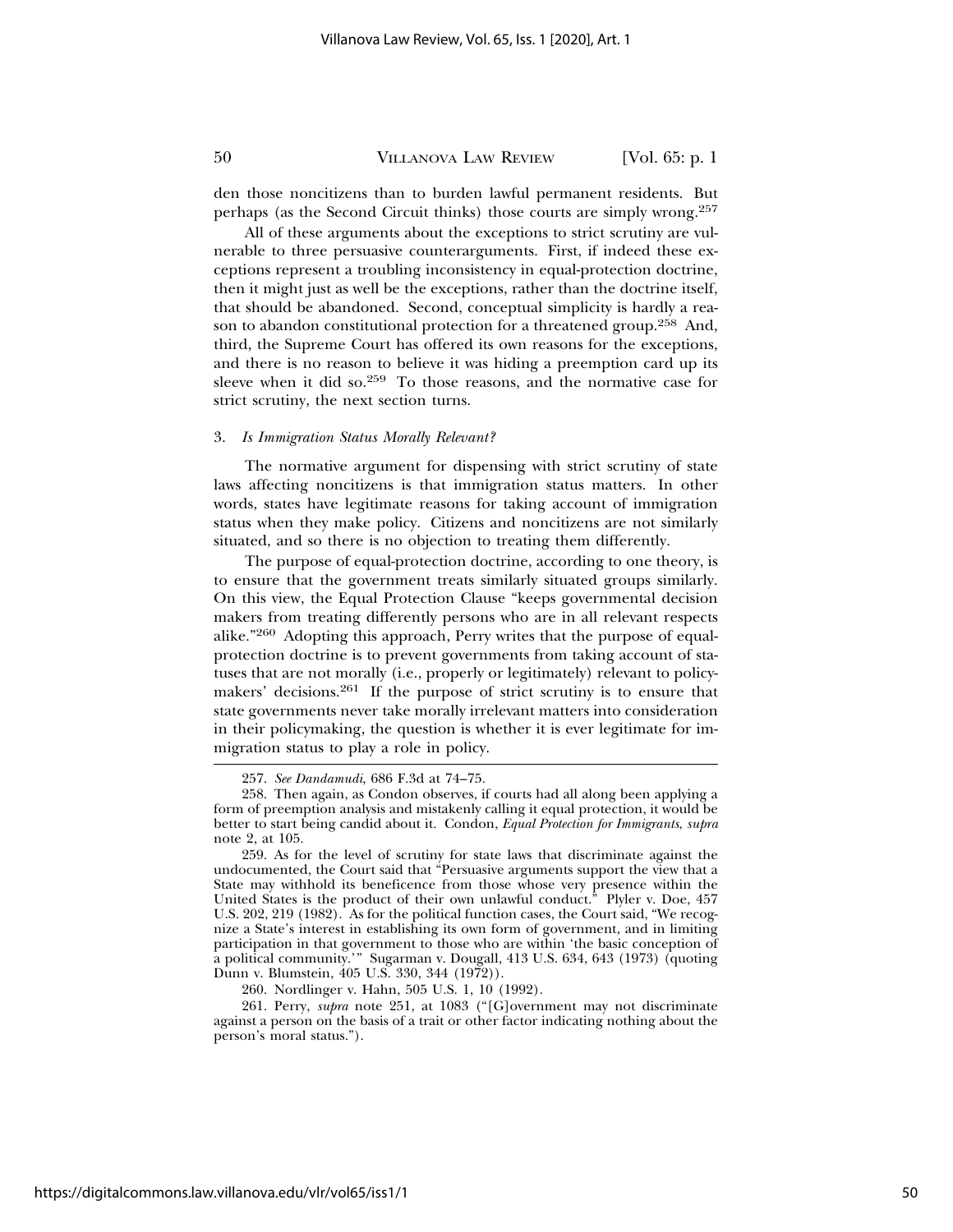den those noncitizens than to burden lawful permanent residents. But perhaps (as the Second Circuit thinks) those courts are simply wrong.[257]

All of these arguments about the exceptions to strict scrutiny are vulnerable to three persuasive counterarguments. First, if indeed these exceptions represent a troubling inconsistency in equal-protection doctrine, then it might just as well be the exceptions, rather than the doctrine itself, that should be abandoned. Second, conceptual simplicity is hardly a reason to abandon constitutional protection for a threatened group.[258] And, third, the Supreme Court has offered its own reasons for the exceptions, and there is no reason to believe it was hiding a preemption card up its sleeve when it did so.[259] To those reasons, and the normative case for strict scrutiny, the next section turns.

### 3. *Is Immigration Status Morally Relevant?*

The normative argument for dispensing with strict scrutiny of state laws affecting noncitizens is that immigration status matters. In other words, states have legitimate reasons for taking account of immigration status when they make policy. Citizens and noncitizens are not similarly situated, and so there is no objection to treating them differently.

The purpose of equal-protection doctrine, according to one theory, is to ensure that the government treats similarly situated groups similarly. On this view, the Equal Protection Clause "keeps governmental decision makers from treating differently persons who are in all relevant respects alike."[260] Adopting this approach, Perry writes that the purpose of equal-protection doctrine is to prevent governments from taking account of statuses that are not morally (i.e., properly or legitimately) relevant to policymakers' decisions.[261] If the purpose of strict scrutiny is to ensure that state governments never take morally irrelevant matters into consideration in their policymaking, the question is whether it is ever legitimate for immigration status to play a role in policy.

---

257. *See Dandamudi*, 686 F.3d at 74–75.

258. Then again, as Condon observes, if courts had all along been applying a form of preemption analysis and mistakenly calling it equal protection, it would be better to start being candid about it. Condon, *Equal Protection for Immigrants*, *supra* note 2, at 105.

259. As for the level of scrutiny for state laws that discriminate against the undocumented, the Court said that "Persuasive arguments support the view that a State may withhold its beneficence from those whose very presence within the United States is the product of their own unlawful conduct." Plyler v. Doe, 457 U.S. 202, 219 (1982). As for the political function cases, the Court said, "We recognize a State's interest in establishing its own form of government, and in limiting participation in that government to those who are within 'the basic conception of a political community.'" Sugarman v. Dougall, 413 U.S. 634, 643 (1973) (quoting Dunn v. Blumstein, 405 U.S. 330, 344 (1972)).

260. Nordlinger v. Hahn, 505 U.S. 1, 10 (1992).

261. Perry, *supra* note 251, at 1083 ("[G]overnment may not discriminate against a person on the basis of a trait or other factor indicating nothing about the person's moral status.").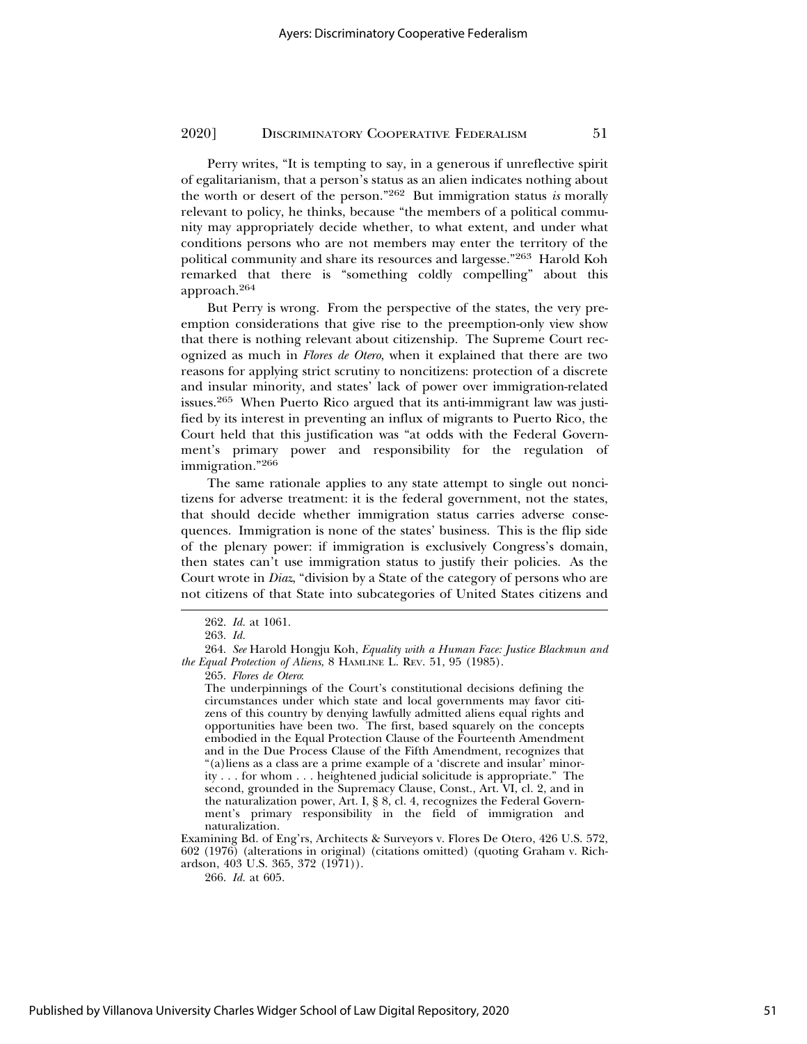Perry writes, "It is tempting to say, in a generous if unreflective spirit of egalitarianism, that a person's status as an alien indicates nothing about the worth or desert of the person."[262] But immigration status *is* morally relevant to policy, he thinks, because "the members of a political community may appropriately decide whether, to what extent, and under what conditions persons who are not members may enter the territory of the political community and share its resources and largesse."[263] Harold Koh remarked that there is "something coldly compelling" about this approach.[264]

But Perry is wrong. From the perspective of the states, the very preemption considerations that give rise to the preemption-only view show that there is nothing relevant about citizenship. The Supreme Court recognized as much in *Flores de Otero*, when it explained that there are two reasons for applying strict scrutiny to noncitizens: protection of a discrete and insular minority, and states' lack of power over immigration-related issues.[265] When Puerto Rico argued that its anti-immigrant law was justified by its interest in preventing an influx of migrants to Puerto Rico, the Court held that this justification was "at odds with the Federal Government's primary power and responsibility for the regulation of immigration."[266]

The same rationale applies to any state attempt to single out noncitizens for adverse treatment: it is the federal government, not the states, that should decide whether immigration status carries adverse consequences. Immigration is none of the states' business. This is the flip side of the plenary power: if immigration is exclusively Congress's domain, then states can't use immigration status to justify their policies. As the Court wrote in *Diaz*, "division by a State of the category of persons who are not citizens of that State into subcategories of United States citizens and

---

262. *Id.* at 1061.

263. *Id.*

264. *See* Harold Hongju Koh, *Equality with a Human Face: Justice Blackmun and the Equal Protection of Aliens*, 8 HAMLINE L. REV. 51, 95 (1985).

265. *Flores de Otero*:

> The underpinnings of the Court's constitutional decisions defining the circumstances under which state and local governments may favor citizens of this country by denying lawfully admitted aliens equal rights and opportunities have been two. The first, based squarely on the concepts embodied in the Equal Protection Clause of the Fourteenth Amendment and in the Due Process Clause of the Fifth Amendment, recognizes that "(a)liens as a class are a prime example of a 'discrete and insular' minority . . . for whom . . . heightened judicial solicitude is appropriate." The second, grounded in the Supremacy Clause, Const., Art. VI, cl. 2, and in the naturalization power, Art. I, § 8, cl. 4, recognizes the Federal Government's primary responsibility in the field of immigration and naturalization.

Examining Bd. of Eng'rs, Architects & Surveyors v. Flores De Otero, 426 U.S. 572, 602 (1976) (alterations in original) (citations omitted) (quoting Graham v. Richardson, 403 U.S. 365, 372 (1971)).

266. *Id.* at 605.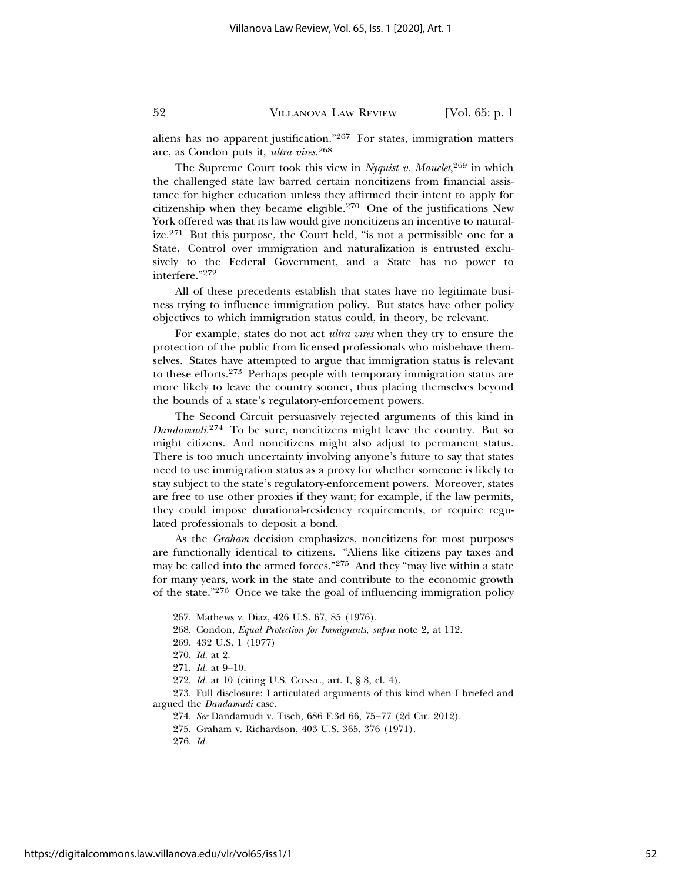aliens has no apparent justification."[267] For states, immigration matters are, as Condon puts it, *ultra vires*.[268]

The Supreme Court took this view in *Nyquist v. Mauclet*,[269] in which the challenged state law barred certain noncitizens from financial assistance for higher education unless they affirmed their intent to apply for citizenship when they became eligible.[270] One of the justifications New York offered was that its law would give noncitizens an incentive to naturalize.[271] But this purpose, the Court held, "is not a permissible one for a State. Control over immigration and naturalization is entrusted exclusively to the Federal Government, and a State has no power to interfere."[272]

All of these precedents establish that states have no legitimate business trying to influence immigration policy. But states have other policy objectives to which immigration status could, in theory, be relevant.

For example, states do not act *ultra vires* when they try to ensure the protection of the public from licensed professionals who misbehave themselves. States have attempted to argue that immigration status is relevant to these efforts.[273] Perhaps people with temporary immigration status are more likely to leave the country sooner, thus placing themselves beyond the bounds of a state's regulatory-enforcement powers.

The Second Circuit persuasively rejected arguments of this kind in *Dandamudi*.[274] To be sure, noncitizens might leave the country. But so might citizens. And noncitizens might also adjust to permanent status. There is too much uncertainty involving anyone's future to say that states need to use immigration status as a proxy for whether someone is likely to stay subject to the state's regulatory-enforcement powers. Moreover, states are free to use other proxies if they want; for example, if the law permits, they could impose durational-residency requirements, or require regulated professionals to deposit a bond.

As the *Graham* decision emphasizes, noncitizens for most purposes are functionally identical to citizens. "Aliens like citizens pay taxes and may be called into the armed forces."[275] And they "may live within a state for many years, work in the state and contribute to the economic growth of the state."[276] Once we take the goal of influencing immigration policy

---

267. Mathews v. Diaz, 426 U.S. 67, 85 (1976).

268. Condon, *Equal Protection for Immigrants*, *supra* note 2, at 112.

269. 432 U.S. 1 (1977)

270. *Id.* at 2.

271. *Id.* at 9–10.

272. *Id.* at 10 (citing U.S. Const., art. I, § 8, cl. 4).

273. Full disclosure: I articulated arguments of this kind when I briefed and argued the *Dandamudi* case.

274. *See* Dandamudi v. Tisch, 686 F.3d 66, 75–77 (2d Cir. 2012).

275. Graham v. Richardson, 403 U.S. 365, 376 (1971).

276. *Id.*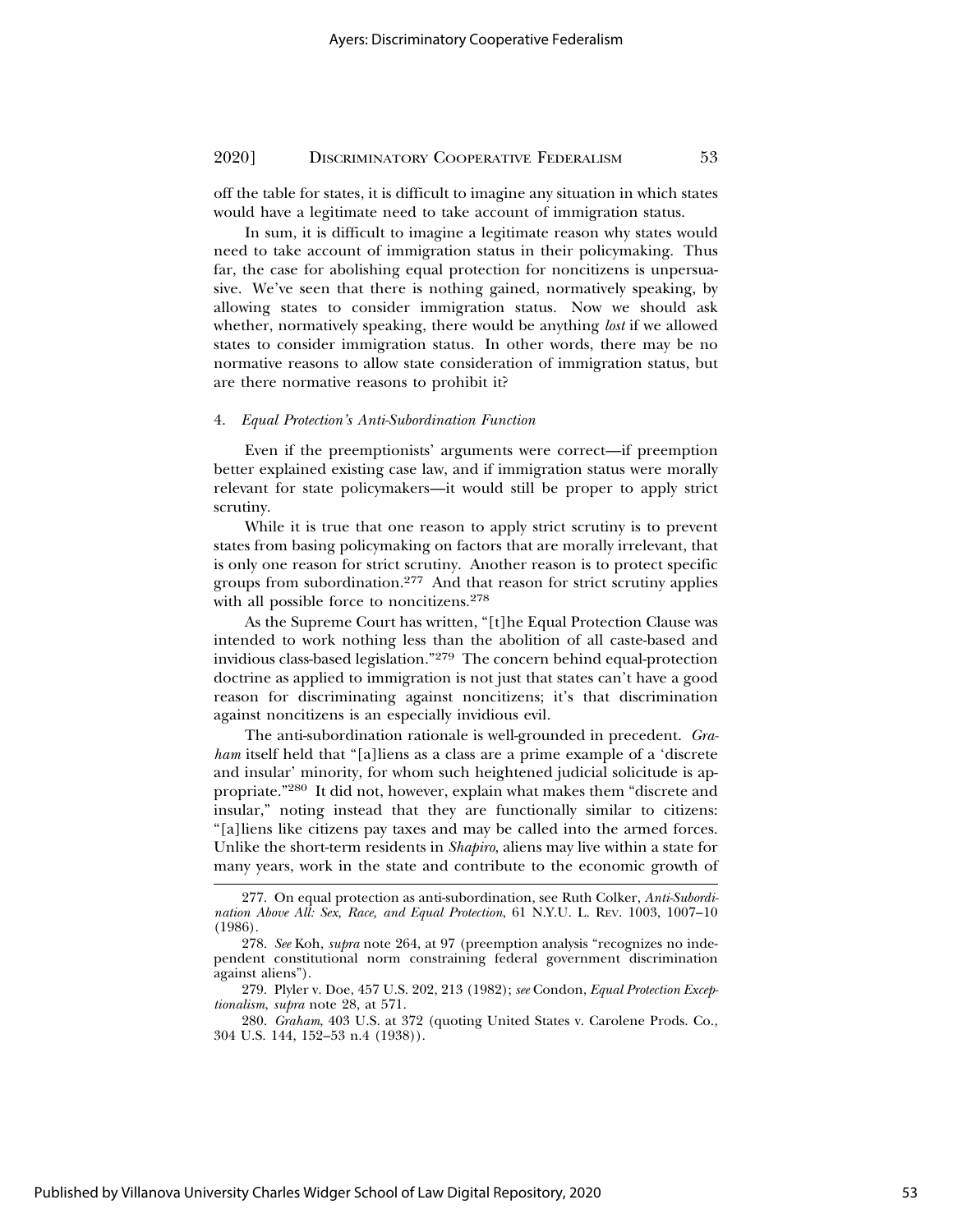off the table for states, it is difficult to imagine any situation in which states would have a legitimate need to take account of immigration status.

In sum, it is difficult to imagine a legitimate reason why states would need to take account of immigration status in their policymaking. Thus far, the case for abolishing equal protection for noncitizens is unpersuasive. We've seen that there is nothing gained, normatively speaking, by allowing states to consider immigration status. Now we should ask whether, normatively speaking, there would be anything *lost* if we allowed states to consider immigration status. In other words, there may be no normative reasons to allow state consideration of immigration status, but are there normative reasons to prohibit it?

#### 4. *Equal Protection's Anti-Subordination Function*

Even if the preemptionists' arguments were correct—if preemption better explained existing case law, and if immigration status were morally relevant for state policymakers—it would still be proper to apply strict scrutiny.

While it is true that one reason to apply strict scrutiny is to prevent states from basing policymaking on factors that are morally irrelevant, that is only one reason for strict scrutiny. Another reason is to protect specific groups from subordination.[277] And that reason for strict scrutiny applies with all possible force to noncitizens.[278]

As the Supreme Court has written, "[t]he Equal Protection Clause was intended to work nothing less than the abolition of all caste-based and invidious class-based legislation."[279] The concern behind equal-protection doctrine as applied to immigration is not just that states can't have a good reason for discriminating against noncitizens; it's that discrimination against noncitizens is an especially invidious evil.

The anti-subordination rationale is well-grounded in precedent. *Graham* itself held that "[a]liens as a class are a prime example of a 'discrete and insular' minority, for whom such heightened judicial solicitude is appropriate."[280] It did not, however, explain what makes them "discrete and insular," noting instead that they are functionally similar to citizens: "[a]liens like citizens pay taxes and may be called into the armed forces. Unlike the short-term residents in *Shapiro*, aliens may live within a state for many years, work in the state and contribute to the economic growth of

---

277. On equal protection as anti-subordination, see Ruth Colker, *Anti-Subordination Above All: Sex, Race, and Equal Protection*, 61 N.Y.U. L. REV. 1003, 1007–10 (1986).

278. *See* Koh, *supra* note 264, at 97 (preemption analysis "recognizes no independent constitutional norm constraining federal government discrimination against aliens").

279. Plyler v. Doe, 457 U.S. 202, 213 (1982); *see* Condon, *Equal Protection Exceptionalism*, *supra* note 28, at 571.

280. *Graham*, 403 U.S. at 372 (quoting United States v. Carolene Prods. Co., 304 U.S. 144, 152–53 n.4 (1938)).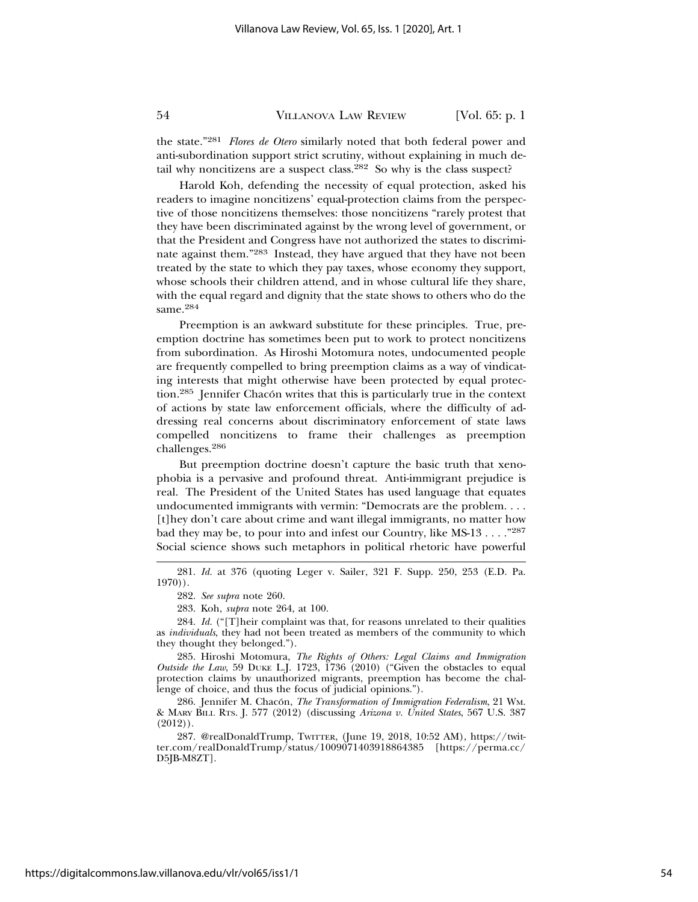the state."[281] *Flores de Otero* similarly noted that both federal power and anti-subordination support strict scrutiny, without explaining in much detail why noncitizens are a suspect class.[282] So why is the class suspect?

Harold Koh, defending the necessity of equal protection, asked his readers to imagine noncitizens' equal-protection claims from the perspective of those noncitizens themselves: those noncitizens "rarely protest that they have been discriminated against by the wrong level of government, or that the President and Congress have not authorized the states to discriminate against them."[283] Instead, they have argued that they have not been treated by the state to which they pay taxes, whose economy they support, whose schools their children attend, and in whose cultural life they share, with the equal regard and dignity that the state shows to others who do the same.[284]

Preemption is an awkward substitute for these principles. True, preemption doctrine has sometimes been put to work to protect noncitizens from subordination. As Hiroshi Motomura notes, undocumented people are frequently compelled to bring preemption claims as a way of vindicating interests that might otherwise have been protected by equal protection.[285] Jennifer Chacón writes that this is particularly true in the context of actions by state law enforcement officials, where the difficulty of addressing real concerns about discriminatory enforcement of state laws compelled noncitizens to frame their challenges as preemption challenges.[286]

But preemption doctrine doesn't capture the basic truth that xenophobia is a pervasive and profound threat. Anti-immigrant prejudice is real. The President of the United States has used language that equates undocumented immigrants with vermin: "Democrats are the problem. . . . [t]hey don't care about crime and want illegal immigrants, no matter how bad they may be, to pour into and infest our Country, like MS-13 . . . ."[287] Social science shows such metaphors in political rhetoric have powerful

---

281. *Id.* at 376 (quoting Leger v. Sailer, 321 F. Supp. 250, 253 (E.D. Pa. 1970)).

282. *See supra* note 260.

283. Koh, *supra* note 264, at 100.

284. *Id.* ("[T]heir complaint was that, for reasons unrelated to their qualities as *individuals*, they had not been treated as members of the community to which they thought they belonged.").

285. Hiroshi Motomura, *The Rights of Others: Legal Claims and Immigration Outside the Law*, 59 DUKE L.J. 1723, 1736 (2010) ("Given the obstacles to equal protection claims by unauthorized migrants, preemption has become the challenge of choice, and thus the focus of judicial opinions.").

286. Jennifer M. Chacón, *The Transformation of Immigration Federalism*, 21 WM. & MARY BILL RTS. J. 577 (2012) (discussing *Arizona v. United States*, 567 U.S. 387 (2012)).

287. @realDonaldTrump, TWITTER, (June 19, 2018, 10:52 AM), https://twitter.com/realDonaldTrump/status/1009071403918864385 [https://perma.cc/D5JB-M8ZT].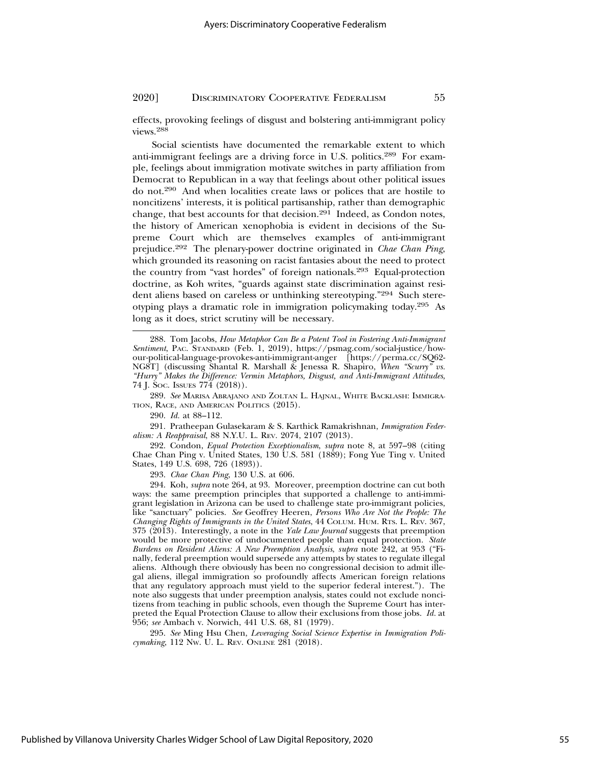effects, provoking feelings of disgust and bolstering anti-immigrant policy views.[288]

Social scientists have documented the remarkable extent to which anti-immigrant feelings are a driving force in U.S. politics.[289] For example, feelings about immigration motivate switches in party affiliation from Democrat to Republican in a way that feelings about other political issues do not.[290] And when localities create laws or polices that are hostile to noncitizens' interests, it is political partisanship, rather than demographic change, that best accounts for that decision.[291] Indeed, as Condon notes, the history of American xenophobia is evident in decisions of the Supreme Court which are themselves examples of anti-immigrant prejudice.[292] The plenary-power doctrine originated in *Chae Chan Ping*, which grounded its reasoning on racist fantasies about the need to protect the country from "vast hordes" of foreign nationals.[293] Equal-protection doctrine, as Koh writes, "guards against state discrimination against resident aliens based on careless or unthinking stereotyping."[294] Such stereotyping plays a dramatic role in immigration policymaking today.[295] As long as it does, strict scrutiny will be necessary.

---

288. Tom Jacobs, *How Metaphor Can Be a Potent Tool in Fostering Anti-Immigrant Sentiment*, PAC. STANDARD (Feb. 1, 2019), https://psmag.com/social-justice/how-our-political-language-provokes-anti-immigrant-anger [https://perma.cc/SQ62-NG8T] (discussing Shantal R. Marshall & Jenessa R. Shapiro, *When "Scurry" vs. "Hurry" Makes the Difference: Vermin Metaphors, Disgust, and Anti-Immigrant Attitudes*, 74 J. SOC. ISSUES 774 (2018)).

289. *See* MARISA ABRAJANO AND ZOLTAN L. HAJNAL, WHITE BACKLASH: IMMIGRATION, RACE, AND AMERICAN POLITICS (2015).

290. *Id.* at 88–112.

291. Pratheepan Gulasekaram & S. Karthick Ramakrishnan, *Immigration Federalism: A Reappraisal*, 88 N.Y.U. L. REV. 2074, 2107 (2013).

292. Condon, *Equal Protection Exceptionalism*, *supra* note 8, at 597–98 (citing Chae Chan Ping v. United States, 130 U.S. 581 (1889); Fong Yue Ting v. United States, 149 U.S. 698, 726 (1893)).

293. *Chae Chan Ping*, 130 U.S. at 606.

294. Koh, *supra* note 264, at 93. Moreover, preemption doctrine can cut both ways: the same preemption principles that supported a challenge to anti-immigrant legislation in Arizona can be used to challenge state pro-immigrant policies, like "sanctuary" policies. *See* Geoffrey Heeren, *Persons Who Are Not the People: The Changing Rights of Immigrants in the United States*, 44 COLUM. HUM. RTS. L. REV. 367, 375 (2013). Interestingly, a note in the *Yale Law Journal* suggests that preemption would be more protective of undocumented people than equal protection. *State Burdens on Resident Aliens: A New Preemption Analysis*, *supra* note 242, at 953 ("Finally, federal preemption would supersede any attempts by states to regulate illegal aliens. Although there obviously has been no congressional decision to admit illegal aliens, illegal immigration so profoundly affects American foreign relations that any regulatory approach must yield to the superior federal interest."). The note also suggests that under preemption analysis, states could not exclude noncitizens from teaching in public schools, even though the Supreme Court has interpreted the Equal Protection Clause to allow their exclusions from those jobs. *Id.* at 956; *see* Ambach v. Norwich, 441 U.S. 68, 81 (1979).

295. *See* Ming Hsu Chen, *Leveraging Social Science Expertise in Immigration Policymaking*, 112 NW. U. L. REV. ONLINE 281 (2018).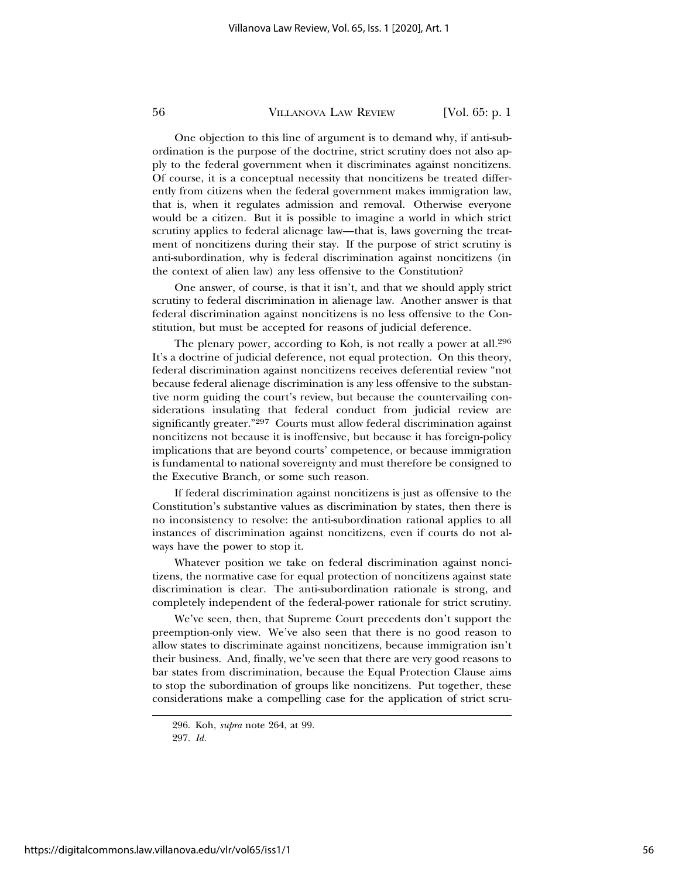One objection to this line of argument is to demand why, if anti-subordination is the purpose of the doctrine, strict scrutiny does not also apply to the federal government when it discriminates against noncitizens. Of course, it is a conceptual necessity that noncitizens be treated differently from citizens when the federal government makes immigration law, that is, when it regulates admission and removal. Otherwise everyone would be a citizen. But it is possible to imagine a world in which strict scrutiny applies to federal alienage law—that is, laws governing the treatment of noncitizens during their stay. If the purpose of strict scrutiny is anti-subordination, why is federal discrimination against noncitizens (in the context of alien law) any less offensive to the Constitution?

One answer, of course, is that it isn't, and that we should apply strict scrutiny to federal discrimination in alienage law. Another answer is that federal discrimination against noncitizens is no less offensive to the Constitution, but must be accepted for reasons of judicial deference.

The plenary power, according to Koh, is not really a power at all.[296] It's a doctrine of judicial deference, not equal protection. On this theory, federal discrimination against noncitizens receives deferential review "not because federal alienage discrimination is any less offensive to the substantive norm guiding the court's review, but because the countervailing considerations insulating that federal conduct from judicial review are significantly greater."[297] Courts must allow federal discrimination against noncitizens not because it is inoffensive, but because it has foreign-policy implications that are beyond courts' competence, or because immigration is fundamental to national sovereignty and must therefore be consigned to the Executive Branch, or some such reason.

If federal discrimination against noncitizens is just as offensive to the Constitution's substantive values as discrimination by states, then there is no inconsistency to resolve: the anti-subordination rational applies to all instances of discrimination against noncitizens, even if courts do not always have the power to stop it.

Whatever position we take on federal discrimination against noncitizens, the normative case for equal protection of noncitizens against state discrimination is clear. The anti-subordination rationale is strong, and completely independent of the federal-power rationale for strict scrutiny.

We've seen, then, that Supreme Court precedents don't support the preemption-only view. We've also seen that there is no good reason to allow states to discriminate against noncitizens, because immigration isn't their business. And, finally, we've seen that there are very good reasons to bar states from discrimination, because the Equal Protection Clause aims to stop the subordination of groups like noncitizens. Put together, these considerations make a compelling case for the application of strict scru-

296. Koh, *supra* note 264, at 99.

297. *Id.*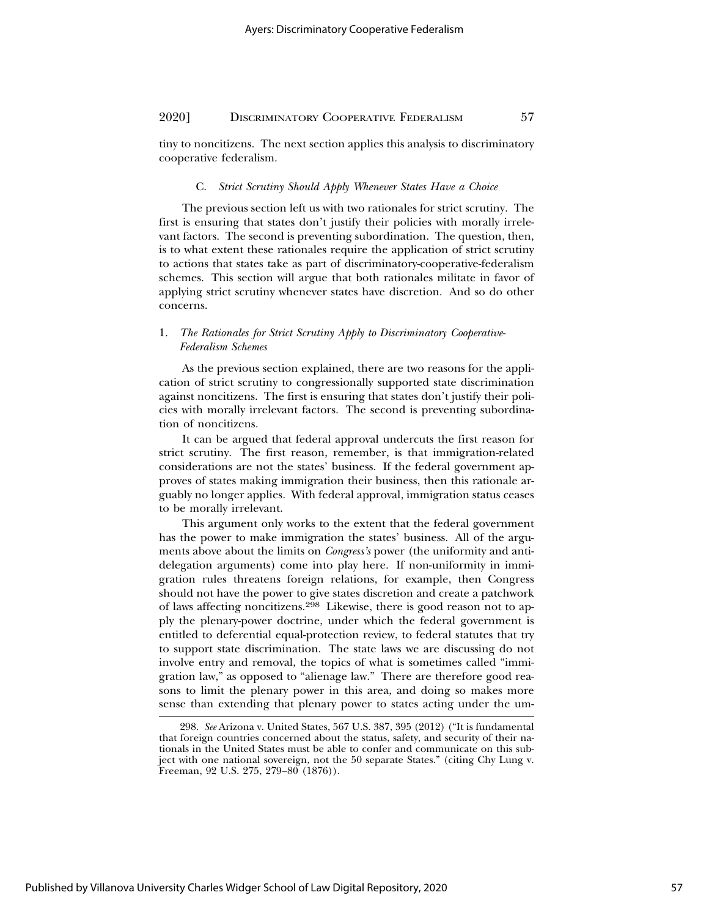tiny to noncitizens. The next section applies this analysis to discriminatory cooperative federalism.

### C. *Strict Scrutiny Should Apply Whenever States Have a Choice*

The previous section left us with two rationales for strict scrutiny. The first is ensuring that states don't justify their policies with morally irrelevant factors. The second is preventing subordination. The question, then, is to what extent these rationales require the application of strict scrutiny to actions that states take as part of discriminatory-cooperative-federalism schemes. This section will argue that both rationales militate in favor of applying strict scrutiny whenever states have discretion. And so do other concerns.

#### 1. *The Rationales for Strict Scrutiny Apply to Discriminatory Cooperative-Federalism Schemes*

As the previous section explained, there are two reasons for the application of strict scrutiny to congressionally supported state discrimination against noncitizens. The first is ensuring that states don't justify their policies with morally irrelevant factors. The second is preventing subordination of noncitizens.

It can be argued that federal approval undercuts the first reason for strict scrutiny. The first reason, remember, is that immigration-related considerations are not the states' business. If the federal government approves of states making immigration their business, then this rationale arguably no longer applies. With federal approval, immigration status ceases to be morally irrelevant.

This argument only works to the extent that the federal government has the power to make immigration the states' business. All of the arguments above about the limits on *Congress's* power (the uniformity and anti-delegation arguments) come into play here. If non-uniformity in immigration rules threatens foreign relations, for example, then Congress should not have the power to give states discretion and create a patchwork of laws affecting noncitizens.[298] Likewise, there is good reason not to apply the plenary-power doctrine, under which the federal government is entitled to deferential equal-protection review, to federal statutes that try to support state discrimination. The state laws we are discussing do not involve entry and removal, the topics of what is sometimes called "immigration law," as opposed to "alienage law." There are therefore good reasons to limit the plenary power in this area, and doing so makes more sense than extending that plenary power to states acting under the um-

---

298. *See* Arizona v. United States, 567 U.S. 387, 395 (2012) ("It is fundamental that foreign countries concerned about the status, safety, and security of their nationals in the United States must be able to confer and communicate on this subject with one national sovereign, not the 50 separate States." (citing Chy Lung v. Freeman, 92 U.S. 275, 279–80 (1876)).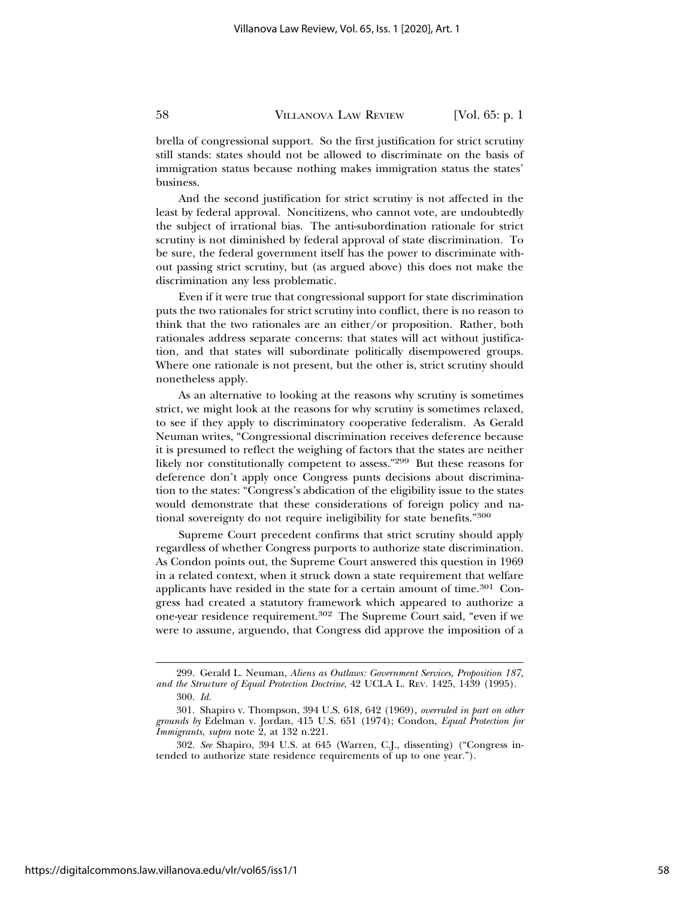brella of congressional support. So the first justification for strict scrutiny still stands: states should not be allowed to discriminate on the basis of immigration status because nothing makes immigration status the states' business.

And the second justification for strict scrutiny is not affected in the least by federal approval. Noncitizens, who cannot vote, are undoubtedly the subject of irrational bias. The anti-subordination rationale for strict scrutiny is not diminished by federal approval of state discrimination. To be sure, the federal government itself has the power to discriminate without passing strict scrutiny, but (as argued above) this does not make the discrimination any less problematic.

Even if it were true that congressional support for state discrimination puts the two rationales for strict scrutiny into conflict, there is no reason to think that the two rationales are an either/or proposition. Rather, both rationales address separate concerns: that states will act without justification, and that states will subordinate politically disempowered groups. Where one rationale is not present, but the other is, strict scrutiny should nonetheless apply.

As an alternative to looking at the reasons why scrutiny is sometimes strict, we might look at the reasons for why scrutiny is sometimes relaxed, to see if they apply to discriminatory cooperative federalism. As Gerald Neuman writes, "Congressional discrimination receives deference because it is presumed to reflect the weighing of factors that the states are neither likely nor constitutionally competent to assess."[299] But these reasons for deference don't apply once Congress punts decisions about discrimination to the states: "Congress's abdication of the eligibility issue to the states would demonstrate that these considerations of foreign policy and national sovereignty do not require ineligibility for state benefits."[300]

Supreme Court precedent confirms that strict scrutiny should apply regardless of whether Congress purports to authorize state discrimination. As Condon points out, the Supreme Court answered this question in 1969 in a related context, when it struck down a state requirement that welfare applicants have resided in the state for a certain amount of time.[301] Congress had created a statutory framework which appeared to authorize a one-year residence requirement.[302] The Supreme Court said, "even if we were to assume, arguendo, that Congress did approve the imposition of a

---

299. Gerald L. Neuman, *Aliens as Outlaws: Government Services, Proposition 187, and the Structure of Equal Protection Doctrine*, 42 UCLA L. Rev. 1425, 1439 (1995).

300. *Id.*

301. Shapiro v. Thompson, 394 U.S. 618, 642 (1969), *overruled in part on other grounds by* Edelman v. Jordan, 415 U.S. 651 (1974); Condon, *Equal Protection for Immigrants*, *supra* note 2, at 132 n.221.

302. *See* Shapiro, 394 U.S. at 645 (Warren, C.J., dissenting) ("Congress intended to authorize state residence requirements of up to one year.").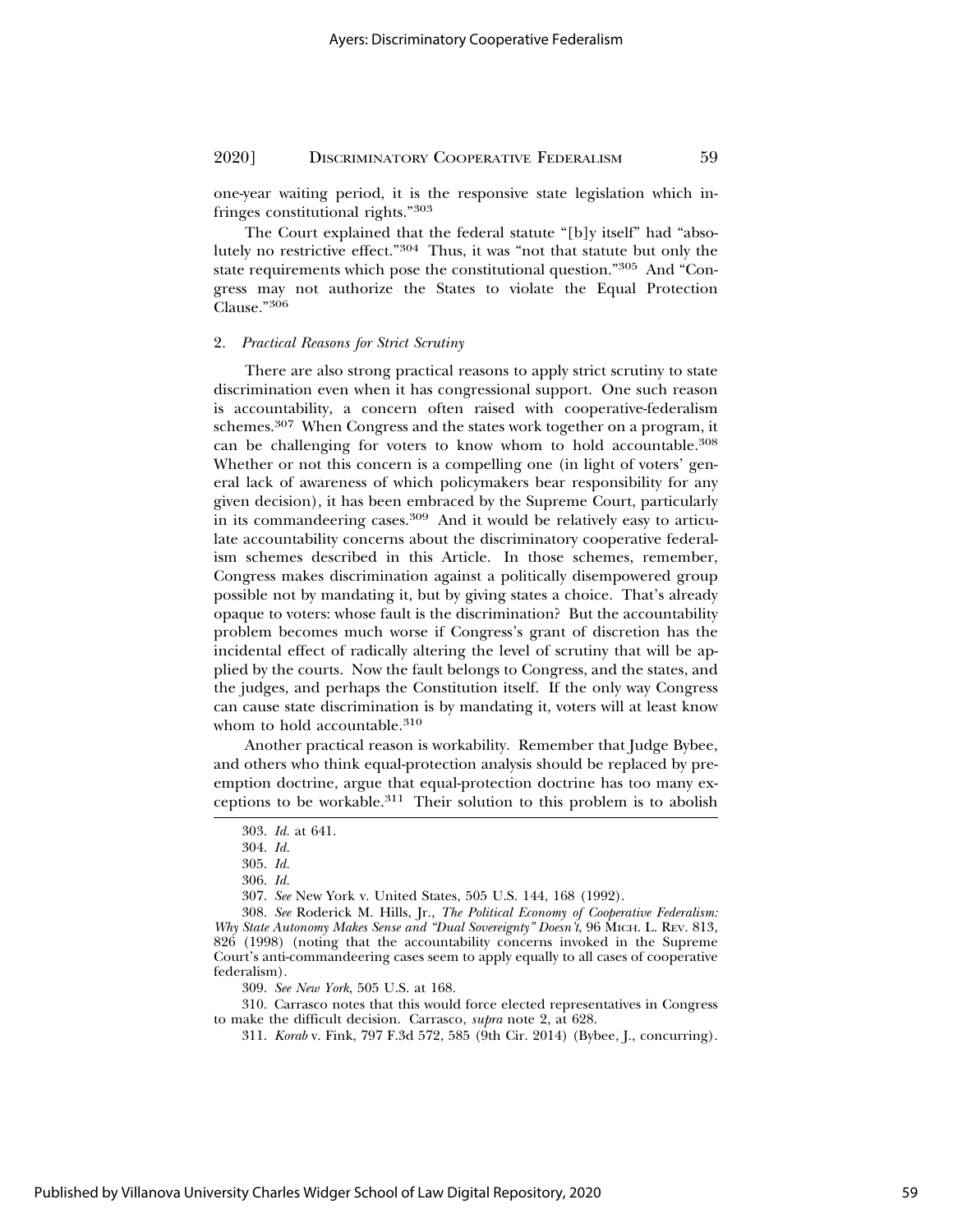one-year waiting period, it is the responsive state legislation which infringes constitutional rights."[303]

The Court explained that the federal statute "[b]y itself" had "absolutely no restrictive effect."[304] Thus, it was "not that statute but only the state requirements which pose the constitutional question."[305] And "Congress may not authorize the States to violate the Equal Protection Clause."[306]

### 2. *Practical Reasons for Strict Scrutiny*

There are also strong practical reasons to apply strict scrutiny to state discrimination even when it has congressional support. One such reason is accountability, a concern often raised with cooperative-federalism schemes.[307] When Congress and the states work together on a program, it can be challenging for voters to know whom to hold accountable.[308] Whether or not this concern is a compelling one (in light of voters' general lack of awareness of which policymakers bear responsibility for any given decision), it has been embraced by the Supreme Court, particularly in its commandeering cases.[309] And it would be relatively easy to articulate accountability concerns about the discriminatory cooperative federalism schemes described in this Article. In those schemes, remember, Congress makes discrimination against a politically disempowered group possible not by mandating it, but by giving states a choice. That's already opaque to voters: whose fault is the discrimination? But the accountability problem becomes much worse if Congress's grant of discretion has the incidental effect of radically altering the level of scrutiny that will be applied by the courts. Now the fault belongs to Congress, and the states, and the judges, and perhaps the Constitution itself. If the only way Congress can cause state discrimination is by mandating it, voters will at least know whom to hold accountable.[310]

Another practical reason is workability. Remember that Judge Bybee, and others who think equal-protection analysis should be replaced by preemption doctrine, argue that equal-protection doctrine has too many exceptions to be workable.[311] Their solution to this problem is to abolish

---

303. *Id.* at 641.

304. *Id.*

305. *Id.*

306. *Id.*

307. *See* New York v. United States, 505 U.S. 144, 168 (1992).

308. *See* Roderick M. Hills, Jr., *The Political Economy of Cooperative Federalism: Why State Autonomy Makes Sense and "Dual Sovereignty" Doesn't*, 96 MICH. L. REV. 813, 826 (1998) (noting that the accountability concerns invoked in the Supreme Court's anti-commandeering cases seem to apply equally to all cases of cooperative federalism).

309. *See New York*, 505 U.S. at 168.

310. Carrasco notes that this would force elected representatives in Congress to make the difficult decision. Carrasco, *supra* note 2, at 628.

311. *Korab* v. Fink, 797 F.3d 572, 585 (9th Cir. 2014) (Bybee, J., concurring).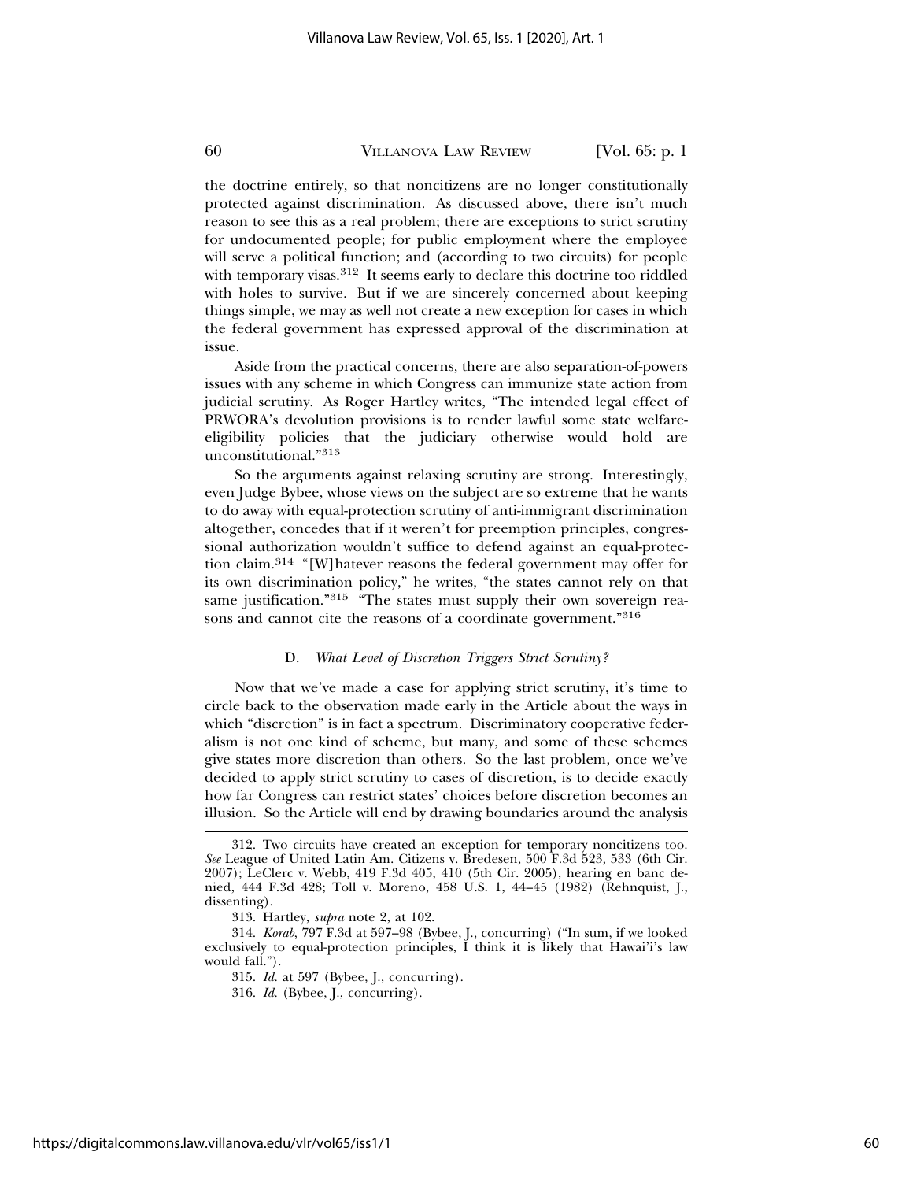the doctrine entirely, so that noncitizens are no longer constitutionally protected against discrimination. As discussed above, there isn't much reason to see this as a real problem; there are exceptions to strict scrutiny for undocumented people; for public employment where the employee will serve a political function; and (according to two circuits) for people with temporary visas.[312] It seems early to declare this doctrine too riddled with holes to survive. But if we are sincerely concerned about keeping things simple, we may as well not create a new exception for cases in which the federal government has expressed approval of the discrimination at issue.

Aside from the practical concerns, there are also separation-of-powers issues with any scheme in which Congress can immunize state action from judicial scrutiny. As Roger Hartley writes, "The intended legal effect of PRWORA's devolution provisions is to render lawful some state welfare-eligibility policies that the judiciary otherwise would hold are unconstitutional."[313]

So the arguments against relaxing scrutiny are strong. Interestingly, even Judge Bybee, whose views on the subject are so extreme that he wants to do away with equal-protection scrutiny of anti-immigrant discrimination altogether, concedes that if it weren't for preemption principles, congressional authorization wouldn't suffice to defend against an equal-protection claim.[314] "[W]hatever reasons the federal government may offer for its own discrimination policy," he writes, "the states cannot rely on that same justification."[315] "The states must supply their own sovereign reasons and cannot cite the reasons of a coordinate government."[316]

### D. *What Level of Discretion Triggers Strict Scrutiny?*

Now that we've made a case for applying strict scrutiny, it's time to circle back to the observation made early in the Article about the ways in which "discretion" is in fact a spectrum. Discriminatory cooperative federalism is not one kind of scheme, but many, and some of these schemes give states more discretion than others. So the last problem, once we've decided to apply strict scrutiny to cases of discretion, is to decide exactly how far Congress can restrict states' choices before discretion becomes an illusion. So the Article will end by drawing boundaries around the analysis

---

312. Two circuits have created an exception for temporary noncitizens too. *See* League of United Latin Am. Citizens v. Bredesen, 500 F.3d 523, 533 (6th Cir. 2007); LeClerc v. Webb, 419 F.3d 405, 410 (5th Cir. 2005), hearing en banc denied, 444 F.3d 428; Toll v. Moreno, 458 U.S. 1, 44–45 (1982) (Rehnquist, J., dissenting).

313. Hartley, *supra* note 2, at 102.

314. *Korab*, 797 F.3d at 597–98 (Bybee, J., concurring) ("In sum, if we looked exclusively to equal-protection principles, I think it is likely that Hawai'i's law would fall.").

315. *Id.* at 597 (Bybee, J., concurring).

316. *Id.* (Bybee, J., concurring).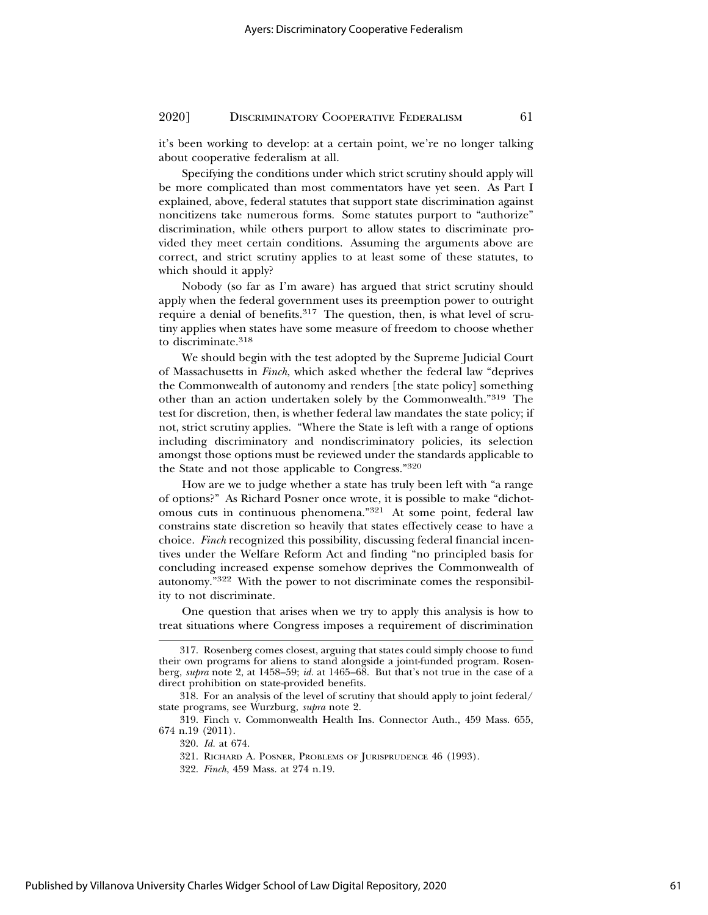it's been working to develop: at a certain point, we're no longer talking about cooperative federalism at all.

Specifying the conditions under which strict scrutiny should apply will be more complicated than most commentators have yet seen. As Part I explained, above, federal statutes that support state discrimination against noncitizens take numerous forms. Some statutes purport to "authorize" discrimination, while others purport to allow states to discriminate provided they meet certain conditions. Assuming the arguments above are correct, and strict scrutiny applies to at least some of these statutes, to which should it apply?

Nobody (so far as I'm aware) has argued that strict scrutiny should apply when the federal government uses its preemption power to outright require a denial of benefits.[317] The question, then, is what level of scrutiny applies when states have some measure of freedom to choose whether to discriminate.[318]

We should begin with the test adopted by the Supreme Judicial Court of Massachusetts in *Finch*, which asked whether the federal law "deprives the Commonwealth of autonomy and renders [the state policy] something other than an action undertaken solely by the Commonwealth."[319] The test for discretion, then, is whether federal law mandates the state policy; if not, strict scrutiny applies. "Where the State is left with a range of options including discriminatory and nondiscriminatory policies, its selection amongst those options must be reviewed under the standards applicable to the State and not those applicable to Congress."[320]

How are we to judge whether a state has truly been left with "a range of options?" As Richard Posner once wrote, it is possible to make "dichotomous cuts in continuous phenomena."[321] At some point, federal law constrains state discretion so heavily that states effectively cease to have a choice. *Finch* recognized this possibility, discussing federal financial incentives under the Welfare Reform Act and finding "no principled basis for concluding increased expense somehow deprives the Commonwealth of autonomy."[322] With the power to not discriminate comes the responsibility to not discriminate.

One question that arises when we try to apply this analysis is how to treat situations where Congress imposes a requirement of discrimination

---

317. Rosenberg comes closest, arguing that states could simply choose to fund their own programs for aliens to stand alongside a joint-funded program. Rosenberg, *supra* note 2, at 1458–59; *id.* at 1465–68. But that's not true in the case of a direct prohibition on state-provided benefits.

318. For an analysis of the level of scrutiny that should apply to joint federal/state programs, see Wurzburg, *supra* note 2.

319. Finch v. Commonwealth Health Ins. Connector Auth., 459 Mass. 655, 674 n.19 (2011).

320. *Id.* at 674.

321. Richard A. Posner, Problems of Jurisprudence 46 (1993).

322. *Finch*, 459 Mass. at 274 n.19.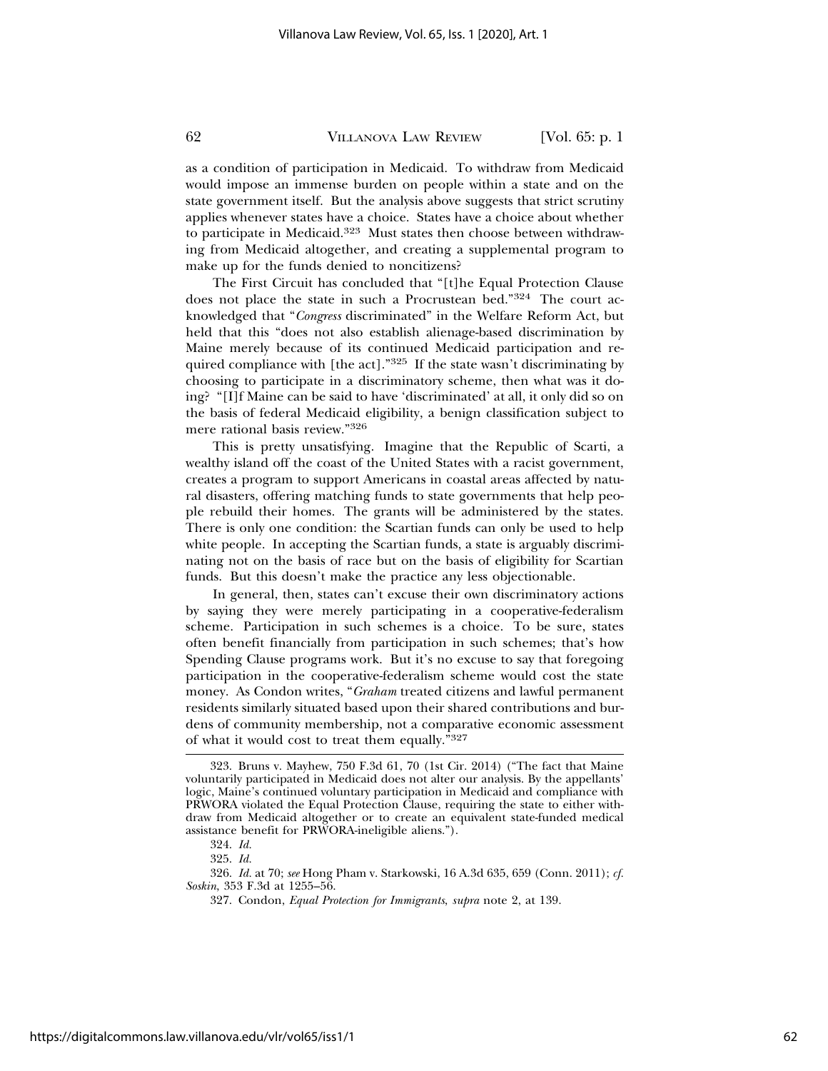as a condition of participation in Medicaid. To withdraw from Medicaid would impose an immense burden on people within a state and on the state government itself. But the analysis above suggests that strict scrutiny applies whenever states have a choice. States have a choice about whether to participate in Medicaid.[323] Must states then choose between withdrawing from Medicaid altogether, and creating a supplemental program to make up for the funds denied to noncitizens?

The First Circuit has concluded that "[t]he Equal Protection Clause does not place the state in such a Procrustean bed."[324] The court acknowledged that "*Congress* discriminated" in the Welfare Reform Act, but held that this "does not also establish alienage-based discrimination by Maine merely because of its continued Medicaid participation and required compliance with [the act]."[325] If the state wasn't discriminating by choosing to participate in a discriminatory scheme, then what was it doing? "[I]f Maine can be said to have 'discriminated' at all, it only did so on the basis of federal Medicaid eligibility, a benign classification subject to mere rational basis review."[326]

This is pretty unsatisfying. Imagine that the Republic of Scarti, a wealthy island off the coast of the United States with a racist government, creates a program to support Americans in coastal areas affected by natural disasters, offering matching funds to state governments that help people rebuild their homes. The grants will be administered by the states. There is only one condition: the Scartian funds can only be used to help white people. In accepting the Scartian funds, a state is arguably discriminating not on the basis of race but on the basis of eligibility for Scartian funds. But this doesn't make the practice any less objectionable.

In general, then, states can't excuse their own discriminatory actions by saying they were merely participating in a cooperative-federalism scheme. Participation in such schemes is a choice. To be sure, states often benefit financially from participation in such schemes; that's how Spending Clause programs work. But it's no excuse to say that foregoing participation in the cooperative-federalism scheme would cost the state money. As Condon writes, "*Graham* treated citizens and lawful permanent residents similarly situated based upon their shared contributions and burdens of community membership, not a comparative economic assessment of what it would cost to treat them equally."[327]

---

323. Bruns v. Mayhew, 750 F.3d 61, 70 (1st Cir. 2014) ("The fact that Maine voluntarily participated in Medicaid does not alter our analysis. By the appellants' logic, Maine's continued voluntary participation in Medicaid and compliance with PRWORA violated the Equal Protection Clause, requiring the state to either withdraw from Medicaid altogether or to create an equivalent state-funded medical assistance benefit for PRWORA-ineligible aliens.").

324. *Id.*

325. *Id.*

326. *Id.* at 70; *see* Hong Pham v. Starkowski, 16 A.3d 635, 659 (Conn. 2011); *cf. Soskin*, 353 F.3d at 1255–56.

327. Condon, *Equal Protection for Immigrants*, *supra* note 2, at 139.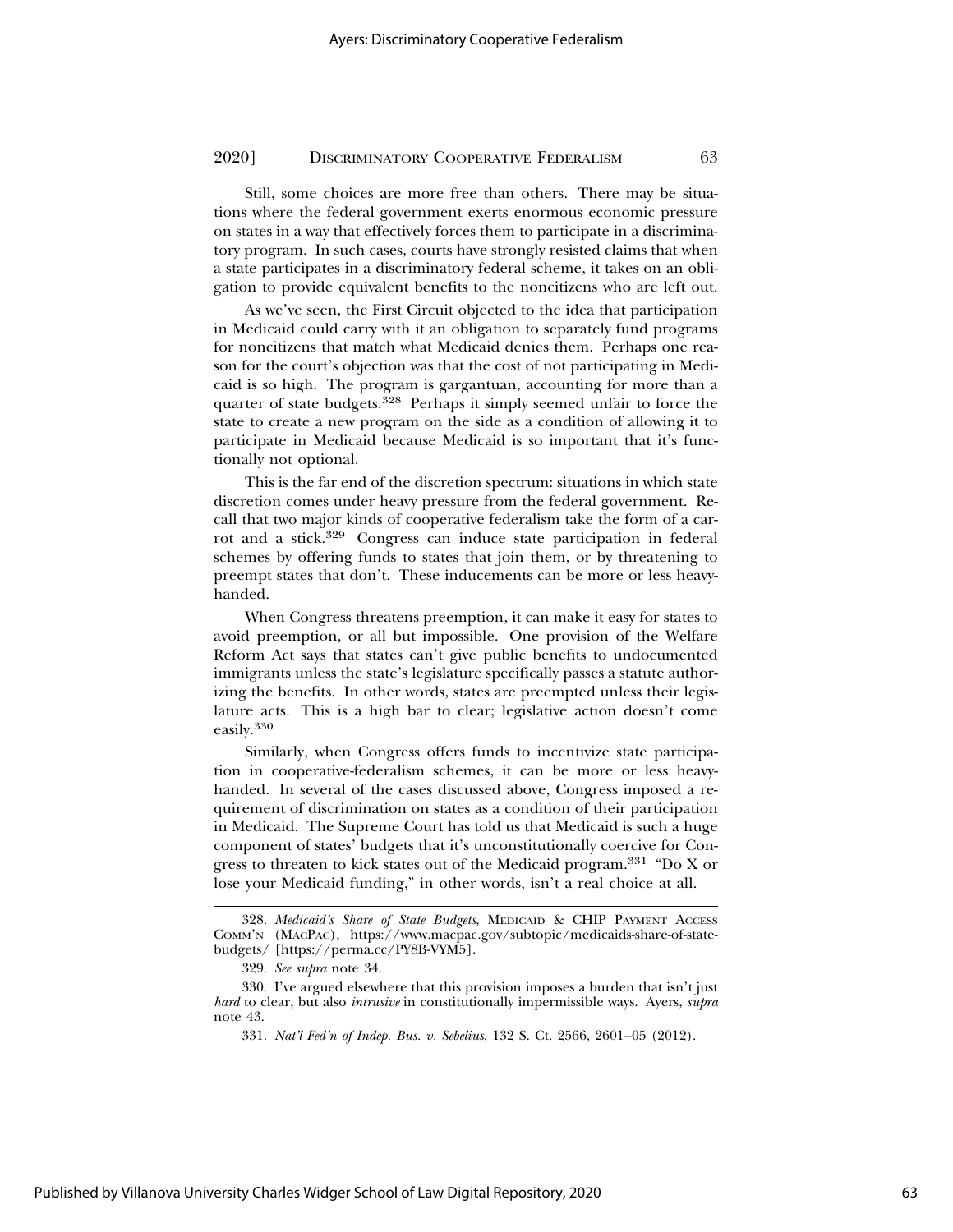Still, some choices are more free than others. There may be situations where the federal government exerts enormous economic pressure on states in a way that effectively forces them to participate in a discriminatory program. In such cases, courts have strongly resisted claims that when a state participates in a discriminatory federal scheme, it takes on an obligation to provide equivalent benefits to the noncitizens who are left out.

As we've seen, the First Circuit objected to the idea that participation in Medicaid could carry with it an obligation to separately fund programs for noncitizens that match what Medicaid denies them. Perhaps one reason for the court's objection was that the cost of not participating in Medicaid is so high. The program is gargantuan, accounting for more than a quarter of state budgets.[328] Perhaps it simply seemed unfair to force the state to create a new program on the side as a condition of allowing it to participate in Medicaid because Medicaid is so important that it's functionally not optional.

This is the far end of the discretion spectrum: situations in which state discretion comes under heavy pressure from the federal government. Recall that two major kinds of cooperative federalism take the form of a carrot and a stick.[329] Congress can induce state participation in federal schemes by offering funds to states that join them, or by threatening to preempt states that don't. These inducements can be more or less heavy-handed.

When Congress threatens preemption, it can make it easy for states to avoid preemption, or all but impossible. One provision of the Welfare Reform Act says that states can't give public benefits to undocumented immigrants unless the state's legislature specifically passes a statute authorizing the benefits. In other words, states are preempted unless their legislature acts. This is a high bar to clear; legislative action doesn't come easily.[330]

Similarly, when Congress offers funds to incentivize state participation in cooperative-federalism schemes, it can be more or less heavy-handed. In several of the cases discussed above, Congress imposed a requirement of discrimination on states as a condition of their participation in Medicaid. The Supreme Court has told us that Medicaid is such a huge component of states' budgets that it's unconstitutionally coercive for Congress to threaten to kick states out of the Medicaid program.[331] "Do X or lose your Medicaid funding," in other words, isn't a real choice at all.

---

328. *Medicaid's Share of State Budgets*, MEDICAID & CHIP PAYMENT ACCESS COMM'N (MACPAC), https://www.macpac.gov/subtopic/medicaids-share-of-state-budgets/ [https://perma.cc/PY8B-VYM5].

329. *See supra* note 34.

330. I've argued elsewhere that this provision imposes a burden that isn't just *hard* to clear, but also *intrusive* in constitutionally impermissible ways. Ayers, *supra* note 43.

331. *Nat'l Fed'n of Indep. Bus. v. Sebelius*, 132 S. Ct. 2566, 2601–05 (2012).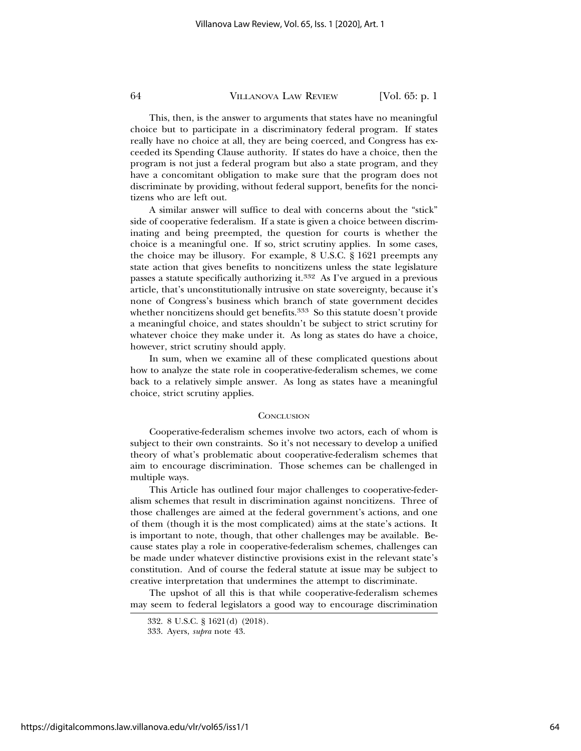This, then, is the answer to arguments that states have no meaningful choice but to participate in a discriminatory federal program. If states really have no choice at all, they are being coerced, and Congress has exceeded its Spending Clause authority. If states do have a choice, then the program is not just a federal program but also a state program, and they have a concomitant obligation to make sure that the program does not discriminate by providing, without federal support, benefits for the noncitizens who are left out.

A similar answer will suffice to deal with concerns about the "stick" side of cooperative federalism. If a state is given a choice between discriminating and being preempted, the question for courts is whether the choice is a meaningful one. If so, strict scrutiny applies. In some cases, the choice may be illusory. For example, 8 U.S.C. § 1621 preempts any state action that gives benefits to noncitizens unless the state legislature passes a statute specifically authorizing it.[332] As I've argued in a previous article, that's unconstitutionally intrusive on state sovereignty, because it's none of Congress's business which branch of state government decides whether noncitizens should get benefits.[333] So this statute doesn't provide a meaningful choice, and states shouldn't be subject to strict scrutiny for whatever choice they make under it. As long as states do have a choice, however, strict scrutiny should apply.

In sum, when we examine all of these complicated questions about how to analyze the state role in cooperative-federalism schemes, we come back to a relatively simple answer. As long as states have a meaningful choice, strict scrutiny applies.

## Conclusion

Cooperative-federalism schemes involve two actors, each of whom is subject to their own constraints. So it's not necessary to develop a unified theory of what's problematic about cooperative-federalism schemes that aim to encourage discrimination. Those schemes can be challenged in multiple ways.

This Article has outlined four major challenges to cooperative-federalism schemes that result in discrimination against noncitizens. Three of those challenges are aimed at the federal government's actions, and one of them (though it is the most complicated) aims at the state's actions. It is important to note, though, that other challenges may be available. Because states play a role in cooperative-federalism schemes, challenges can be made under whatever distinctive provisions exist in the relevant state's constitution. And of course the federal statute at issue may be subject to creative interpretation that undermines the attempt to discriminate.

The upshot of all this is that while cooperative-federalism schemes may seem to federal legislators a good way to encourage discrimination

332. 8 U.S.C. § 1621(d) (2018).

333. Ayers, *supra* note 43.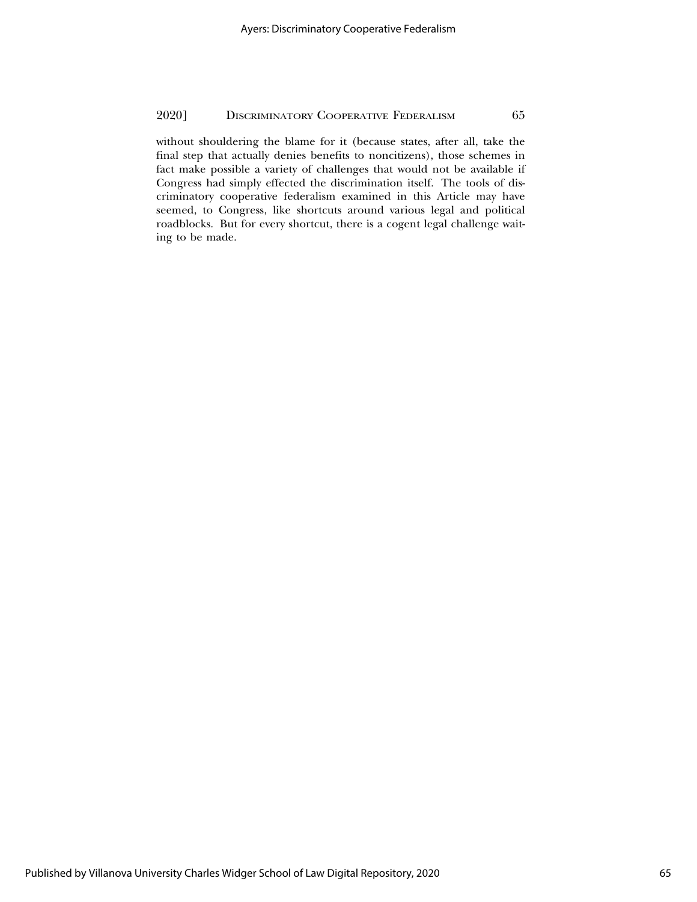without shouldering the blame for it (because states, after all, take the final step that actually denies benefits to noncitizens), those schemes in fact make possible a variety of challenges that would not be available if Congress had simply effected the discrimination itself. The tools of discriminatory cooperative federalism examined in this Article may have seemed, to Congress, like shortcuts around various legal and political roadblocks. But for every shortcut, there is a cogent legal challenge waiting to be made.